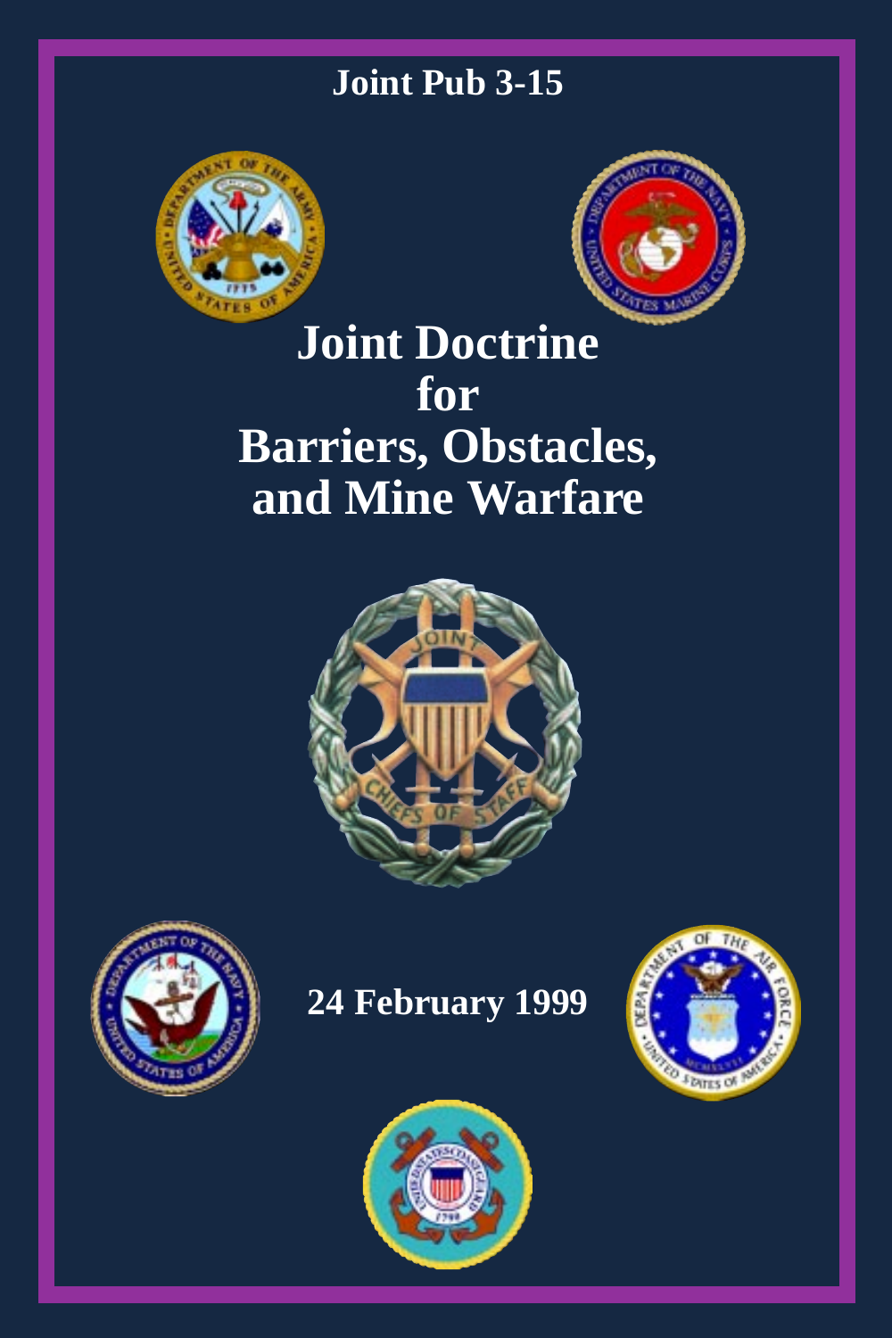Joint Pub 3-15

# Joint Doctrine for Barriers, Obstacles, and Mine Warfare

24 February 1999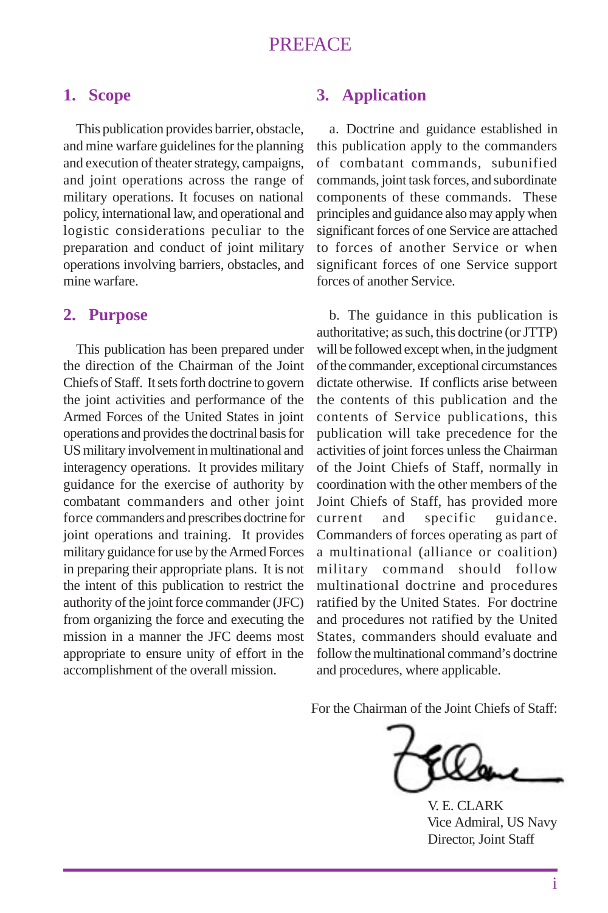# PREFACE

## 1. Scope

This publication provides barrier, obstacle, and mine warfare guidelines for the planning and execution of theater strategy, campaigns, and joint operations across the range of military operations. It focuses on national policy, international law, and operational and logistic considerations peculiar to the preparation and conduct of joint military operations involving barriers, obstacles, and mine warfare.

## 2. Purpose

This publication has been prepared under the direction of the Chairman of the Joint Chiefs of Staff. It sets forth doctrine to govern the joint activities and performance of the Armed Forces of the United States in joint operations and provides the doctrinal basis for US military involvement in multinational and interagency operations. It provides military guidance for the exercise of authority by combatant commanders and other joint force commanders and prescribes doctrine for joint operations and training. It provides military guidance for use by the Armed Forces in preparing their appropriate plans. It is not the intent of this publication to restrict the authority of the joint force commander (JFC) from organizing the force and executing the mission in a manner the JFC deems most appropriate to ensure unity of effort in the accomplishment of the overall mission.

## 3. Application

a. Doctrine and guidance established in this publication apply to the commanders of combatant commands, subunified commands, joint task forces, and subordinate components of these commands. These principles and guidance also may apply when significant forces of one Service are attached to forces of another Service or when significant forces of one Service support forces of another Service.

b. The guidance in this publication is authoritative; as such, this doctrine (or JTTP) will be followed except when, in the judgment of the commander, exceptional circumstances dictate otherwise. If conflicts arise between the contents of this publication and the contents of Service publications, this publication will take precedence for the activities of joint forces unless the Chairman of the Joint Chiefs of Staff, normally in coordination with the other members of the Joint Chiefs of Staff, has provided more current and specific guidance. Commanders of forces operating as part of a multinational (alliance or coalition) military command should follow multinational doctrine and procedures ratified by the United States. For doctrine and procedures not ratified by the United States, commanders should evaluate and follow the multinational command's doctrine and procedures, where applicable.

For the Chairman of the Joint Chiefs of Staff:

V. E. CLARK
Vice Admiral, US Navy
Director, Joint Staff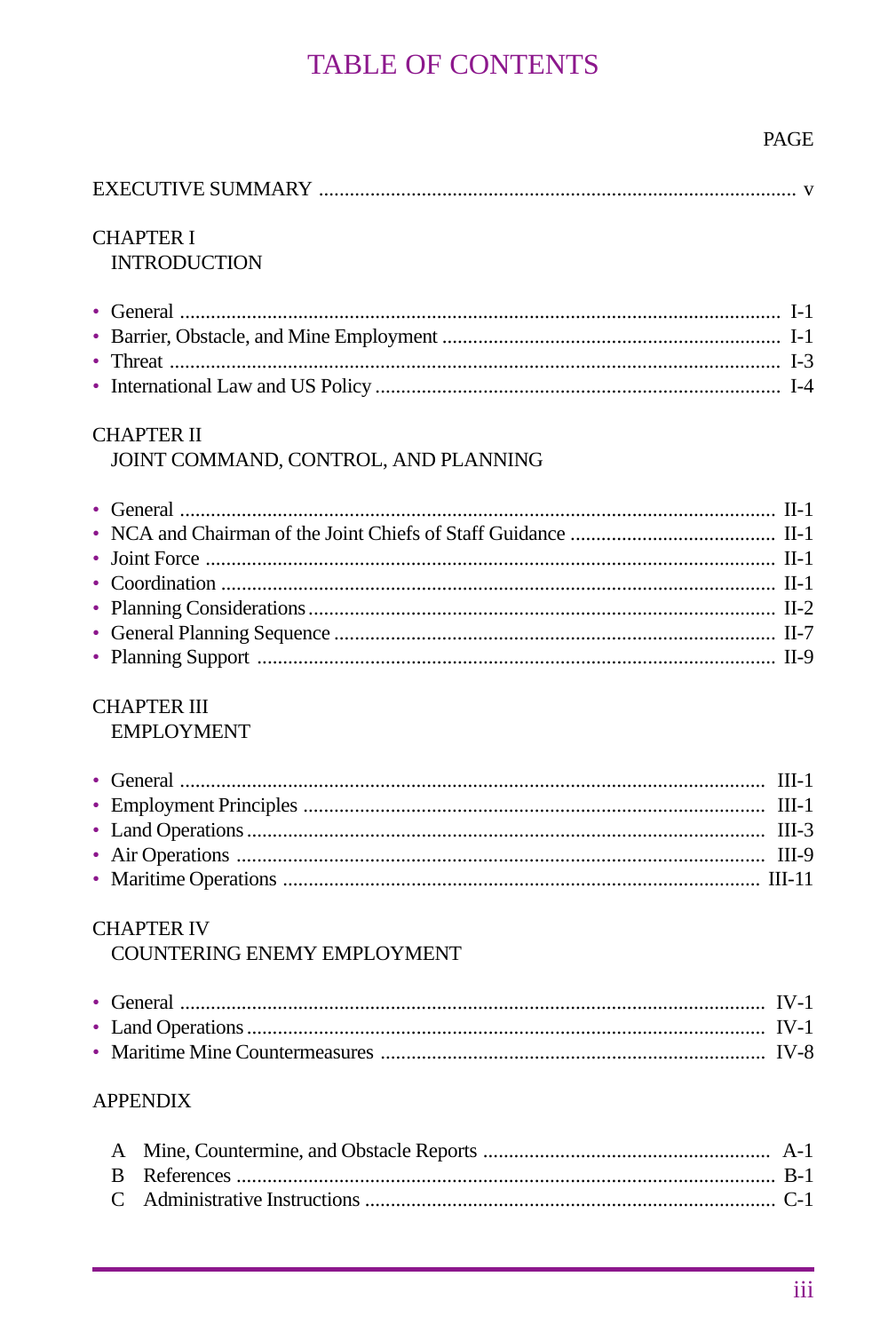# TABLE OF CONTENTS

PAGE

EXECUTIVE SUMMARY ........................................................................................... v

CHAPTER I
INTRODUCTION

- General .................................................................................................... I-1
- Barrier, Obstacle, and Mine Employment ................................................ I-1
- Threat ...................................................................................................... I-3
- International Law and US Policy ............................................................. I-4

CHAPTER II
JOINT COMMAND, CONTROL, AND PLANNING

- General .................................................................................................... II-1
- NCA and Chairman of the Joint Chiefs of Staff Guidance ........................ II-1
- Joint Force ............................................................................................... II-1
- Coordination ............................................................................................ II-1
- Planning Considerations .......................................................................... II-2
- General Planning Sequence ..................................................................... II-7
- Planning Support ..................................................................................... II-9

CHAPTER III
EMPLOYMENT

- General .................................................................................................... III-1
- Employment Principles ............................................................................ III-1
- Land Operations ....................................................................................... III-3
- Air Operations .......................................................................................... III-9
- Maritime Operations ................................................................................ III-11

CHAPTER IV
COUNTERING ENEMY EMPLOYMENT

- General .................................................................................................... IV-1
- Land Operations ....................................................................................... IV-1
- Maritime Mine Countermeasures ............................................................ IV-8

APPENDIX

A Mine, Countermine, and Obstacle Reports ................................................ A-1
B References ................................................................................................ B-1
C Administrative Instructions ....................................................................... C-1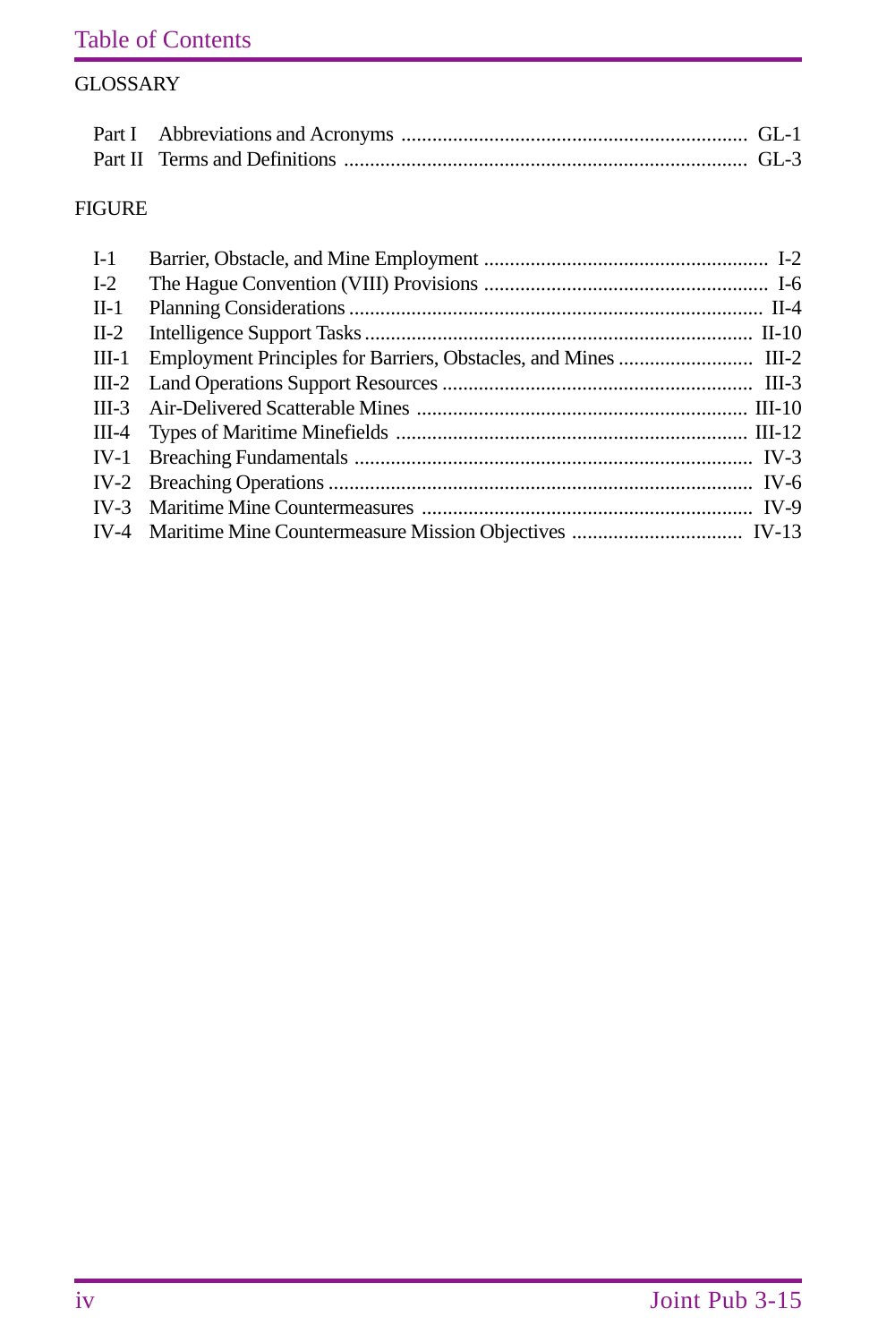## GLOSSARY

Part I Abbreviations and Acronyms ............................................................. GL-1
Part II Terms and Definitions ........................................................................ GL-3

## FIGURE

I-1 Barrier, Obstacle, and Mine Employment ................................................. I-2
I-2 The Hague Convention (VIII) Provisions ................................................. I-6
II-1 Planning Considerations ........................................................................... II-4
II-2 Intelligence Support Tasks ...................................................................... II-10
III-1 Employment Principles for Barriers, Obstacles, and Mines ..................... III-2
III-2 Land Operations Support Resources ....................................................... III-3
III-3 Air-Delivered Scatterable Mines ............................................................ III-10
III-4 Types of Maritime Minefields ................................................................ III-12
IV-1 Breaching Fundamentals ......................................................................... IV-3
IV-2 Breaching Operations .............................................................................. IV-6
IV-3 Maritime Mine Countermeasures ............................................................ IV-9
IV-4 Maritime Mine Countermeasure Mission Objectives ............................. IV-13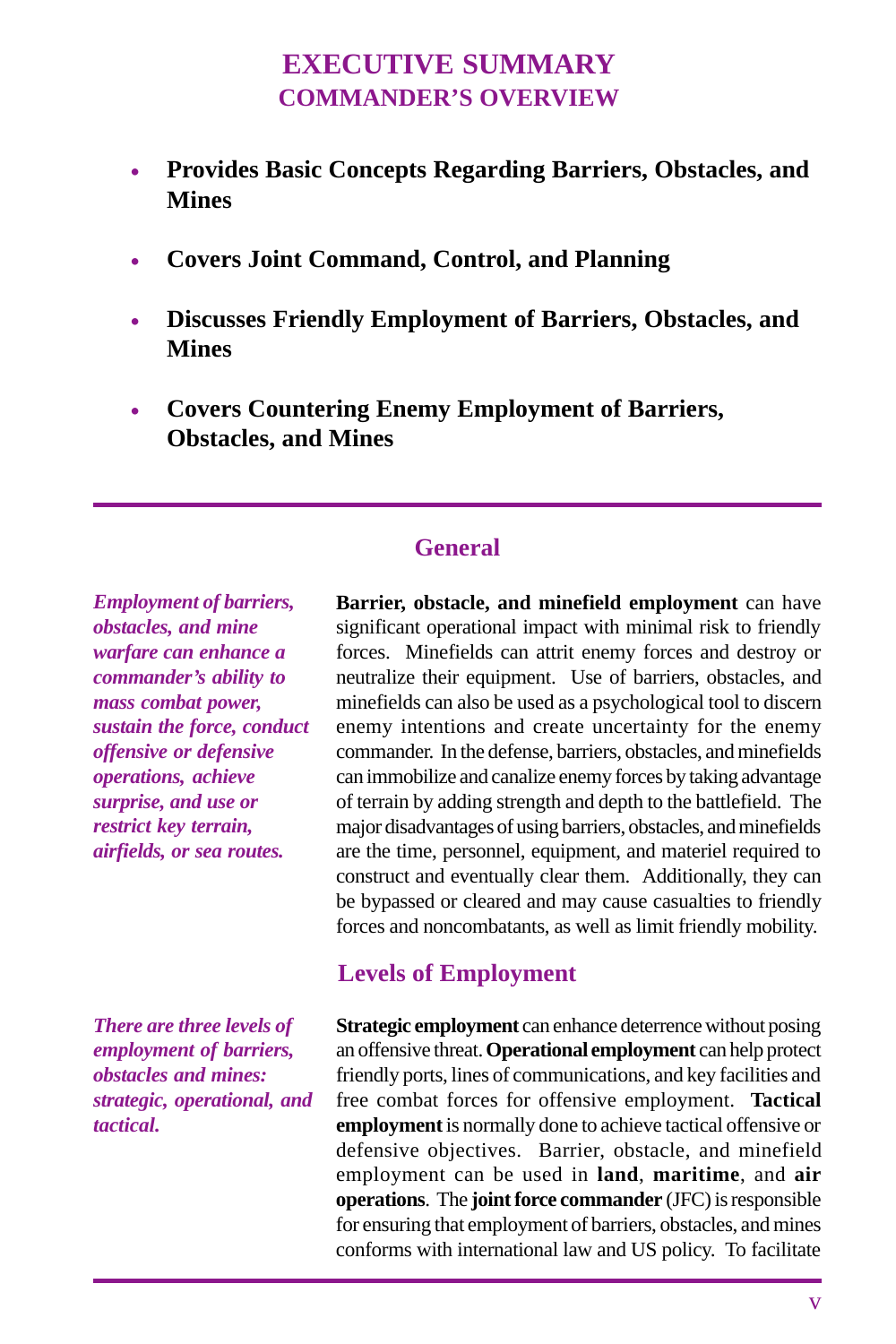# EXECUTIVE SUMMARY
## COMMANDER'S OVERVIEW

- **Provides Basic Concepts Regarding Barriers, Obstacles, and Mines**
- **Covers Joint Command, Control, and Planning**
- **Discusses Friendly Employment of Barriers, Obstacles, and Mines**
- **Covers Countering Enemy Employment of Barriers, Obstacles, and Mines**

---

### General

***Employment of barriers, obstacles, and mine warfare can enhance a commander's ability to mass combat power, sustain the force, conduct offensive or defensive operations, achieve surprise, and use or restrict key terrain, airfields, or sea routes.***

**Barrier, obstacle, and minefield employment** can have significant operational impact with minimal risk to friendly forces. Minefields can attrit enemy forces and destroy or neutralize their equipment. Use of barriers, obstacles, and minefields can also be used as a psychological tool to discern enemy intentions and create uncertainty for the enemy commander. In the defense, barriers, obstacles, and minefields can immobilize and canalize enemy forces by taking advantage of terrain by adding strength and depth to the battlefield. The major disadvantages of using barriers, obstacles, and minefields are the time, personnel, equipment, and materiel required to construct and eventually clear them. Additionally, they can be bypassed or cleared and may cause casualties to friendly forces and noncombatants, as well as limit friendly mobility.

### Levels of Employment

***There are three levels of employment of barriers, obstacles and mines: strategic, operational, and tactical.***

**Strategic employment** can enhance deterrence without posing an offensive threat. **Operational employment** can help protect friendly ports, lines of communications, and key facilities and free combat forces for offensive employment. **Tactical employment** is normally done to achieve tactical offensive or defensive objectives. Barrier, obstacle, and minefield employment can be used in **land**, **maritime**, and **air operations**. The **joint force commander** (JFC) is responsible for ensuring that employment of barriers, obstacles, and mines conforms with international law and US policy. To facilitate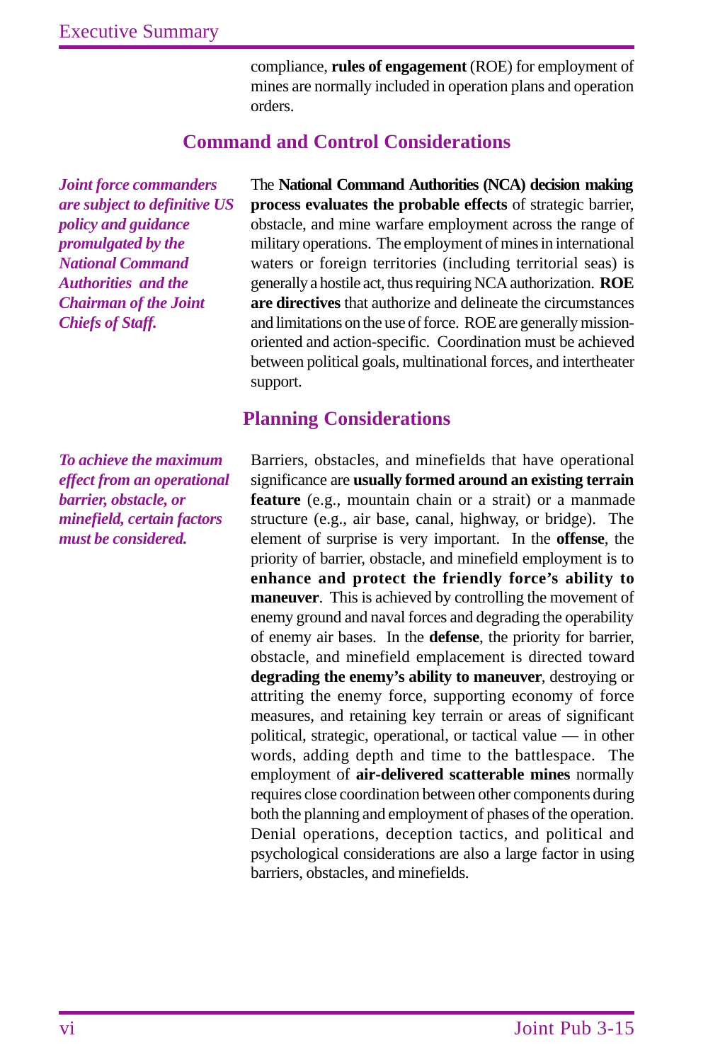compliance, **rules of engagement** (ROE) for employment of mines are normally included in operation plans and operation orders.

## Command and Control Considerations

***Joint force commanders are subject to definitive US policy and guidance promulgated by the National Command Authorities and the Chairman of the Joint Chiefs of Staff.***

The **National Command Authorities (NCA) decision making process evaluates the probable effects** of strategic barrier, obstacle, and mine warfare employment across the range of military operations. The employment of mines in international waters or foreign territories (including territorial seas) is generally a hostile act, thus requiring NCA authorization. **ROE are directives** that authorize and delineate the circumstances and limitations on the use of force. ROE are generally mission-oriented and action-specific. Coordination must be achieved between political goals, multinational forces, and intertheater support.

## Planning Considerations

***To achieve the maximum effect from an operational barrier, obstacle, or minefield, certain factors must be considered.***

Barriers, obstacles, and minefields that have operational significance are **usually formed around an existing terrain feature** (e.g., mountain chain or a strait) or a manmade structure (e.g., air base, canal, highway, or bridge). The element of surprise is very important. In the **offense**, the priority of barrier, obstacle, and minefield employment is to **enhance and protect the friendly force's ability to maneuver**. This is achieved by controlling the movement of enemy ground and naval forces and degrading the operability of enemy air bases. In the **defense**, the priority for barrier, obstacle, and minefield emplacement is directed toward **degrading the enemy's ability to maneuver**, destroying or attriting the enemy force, supporting economy of force measures, and retaining key terrain or areas of significant political, strategic, operational, or tactical value — in other words, adding depth and time to the battlespace. The employment of **air-delivered scatterable mines** normally requires close coordination between other components during both the planning and employment of phases of the operation. Denial operations, deception tactics, and political and psychological considerations are also a large factor in using barriers, obstacles, and minefields.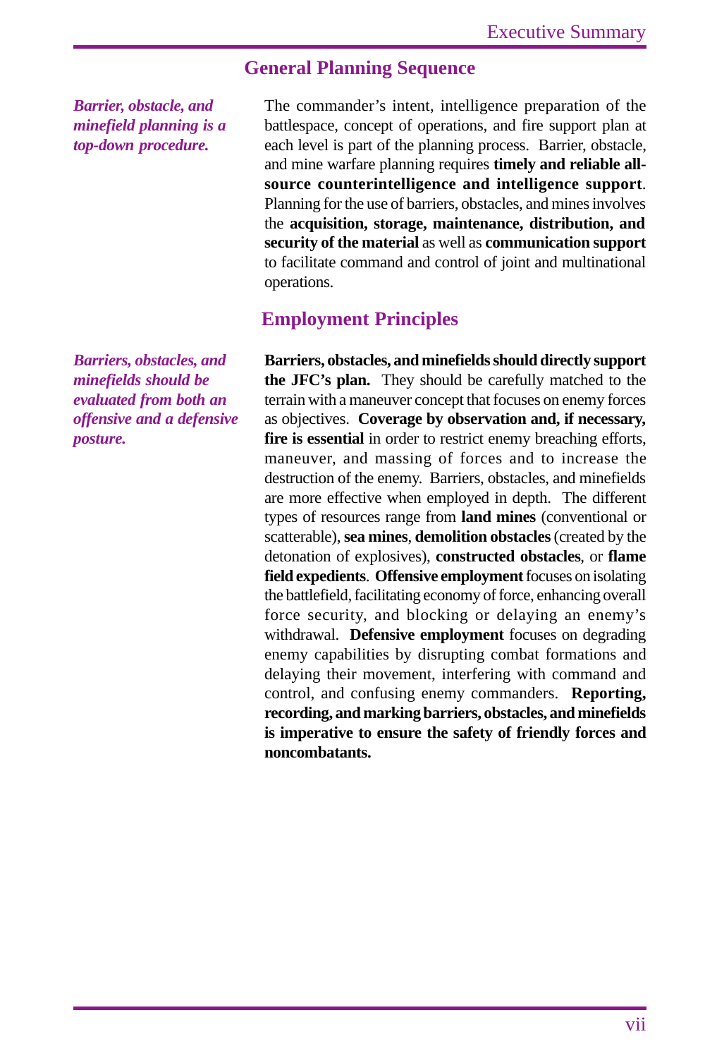## General Planning Sequence

*Barrier, obstacle, and minefield planning is a top-down procedure.*

The commander's intent, intelligence preparation of the battlespace, concept of operations, and fire support plan at each level is part of the planning process. Barrier, obstacle, and mine warfare planning requires **timely and reliable all-source counterintelligence and intelligence support**. Planning for the use of barriers, obstacles, and mines involves the **acquisition, storage, maintenance, distribution, and security of the material** as well as **communication support** to facilitate command and control of joint and multinational operations.

## Employment Principles

*Barriers, obstacles, and minefields should be evaluated from both an offensive and a defensive posture.*

**Barriers, obstacles, and minefields should directly support the JFC's plan.** They should be carefully matched to the terrain with a maneuver concept that focuses on enemy forces as objectives. **Coverage by observation and, if necessary, fire is essential** in order to restrict enemy breaching efforts, maneuver, and massing of forces and to increase the destruction of the enemy. Barriers, obstacles, and minefields are more effective when employed in depth. The different types of resources range from **land mines** (conventional or scatterable), **sea mines**, **demolition obstacles** (created by the detonation of explosives), **constructed obstacles**, or **flame field expedients**. **Offensive employment** focuses on isolating the battlefield, facilitating economy of force, enhancing overall force security, and blocking or delaying an enemy's withdrawal. **Defensive employment** focuses on degrading enemy capabilities by disrupting combat formations and delaying their movement, interfering with command and control, and confusing enemy commanders. **Reporting, recording, and marking barriers, obstacles, and minefields is imperative to ensure the safety of friendly forces and noncombatants.**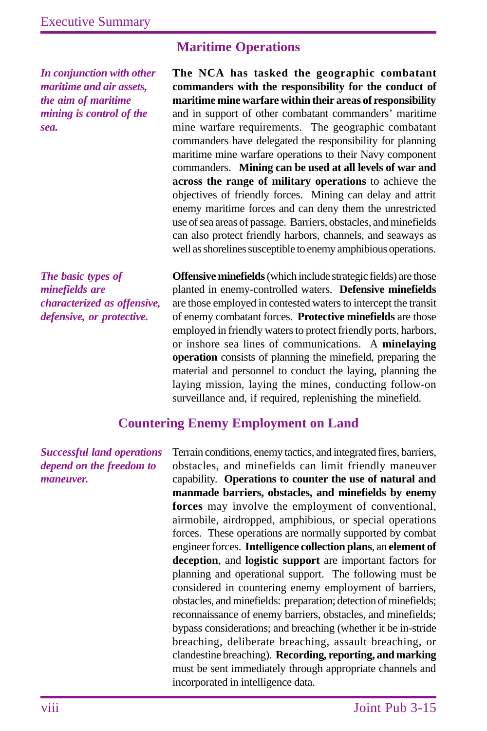## Maritime Operations

*In conjunction with other maritime and air assets, the aim of maritime mining is control of the sea.*

**The NCA has tasked the geographic combatant commanders with the responsibility for the conduct of maritime mine warfare within their areas of responsibility** and in support of other combatant commanders' maritime mine warfare requirements. The geographic combatant commanders have delegated the responsibility for planning maritime mine warfare operations to their Navy component commanders. **Mining can be used at all levels of war and across the range of military operations** to achieve the objectives of friendly forces. Mining can delay and attrit enemy maritime forces and can deny them the unrestricted use of sea areas of passage. Barriers, obstacles, and minefields can also protect friendly harbors, channels, and seaways as well as shorelines susceptible to enemy amphibious operations.

*The basic types of minefields are characterized as offensive, defensive, or protective.*

**Offensive minefields** (which include strategic fields) are those planted in enemy-controlled waters. **Defensive minefields** are those employed in contested waters to intercept the transit of enemy combatant forces. **Protective minefields** are those employed in friendly waters to protect friendly ports, harbors, or inshore sea lines of communications. A **minelaying operation** consists of planning the minefield, preparing the material and personnel to conduct the laying, planning the laying mission, laying the mines, conducting follow-on surveillance and, if required, replenishing the minefield.

## Countering Enemy Employment on Land

*Successful land operations depend on the freedom to maneuver.*

Terrain conditions, enemy tactics, and integrated fires, barriers, obstacles, and minefields can limit friendly maneuver capability. **Operations to counter the use of natural and manmade barriers, obstacles, and minefields by enemy forces** may involve the employment of conventional, airmobile, airdropped, amphibious, or special operations forces. These operations are normally supported by combat engineer forces. **Intelligence collection plans**, an **element of deception**, and **logistic support** are important factors for planning and operational support. The following must be considered in countering enemy employment of barriers, obstacles, and minefields: preparation; detection of minefields; reconnaissance of enemy barriers, obstacles, and minefields; bypass considerations; and breaching (whether it be in-stride breaching, deliberate breaching, assault breaching, or clandestine breaching). **Recording, reporting, and marking** must be sent immediately through appropriate channels and incorporated in intelligence data.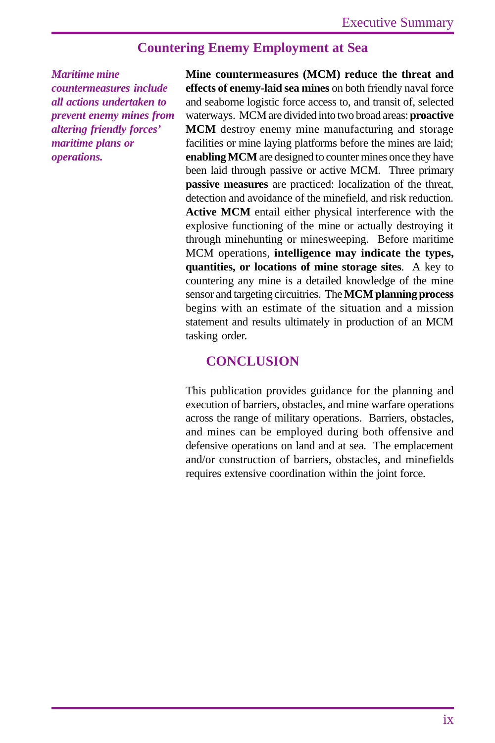## Countering Enemy Employment at Sea

***Maritime mine countermeasures include all actions undertaken to prevent enemy mines from altering friendly forces' maritime plans or operations.***

**Mine countermeasures (MCM) reduce the threat and effects of enemy-laid sea mines** on both friendly naval force and seaborne logistic force access to, and transit of, selected waterways. MCM are divided into two broad areas: **proactive MCM** destroy enemy mine manufacturing and storage facilities or mine laying platforms before the mines are laid; **enabling MCM** are designed to counter mines once they have been laid through passive or active MCM. Three primary **passive measures** are practiced: localization of the threat, detection and avoidance of the minefield, and risk reduction. **Active MCM** entail either physical interference with the explosive functioning of the mine or actually destroying it through minehunting or minesweeping. Before maritime MCM operations, **intelligence may indicate the types, quantities, or locations of mine storage sites**. A key to countering any mine is a detailed knowledge of the mine sensor and targeting circuitries. The **MCM planning process** begins with an estimate of the situation and a mission statement and results ultimately in production of an MCM tasking order.

## CONCLUSION

This publication provides guidance for the planning and execution of barriers, obstacles, and mine warfare operations across the range of military operations. Barriers, obstacles, and mines can be employed during both offensive and defensive operations on land and at sea. The emplacement and/or construction of barriers, obstacles, and minefields requires extensive coordination within the joint force.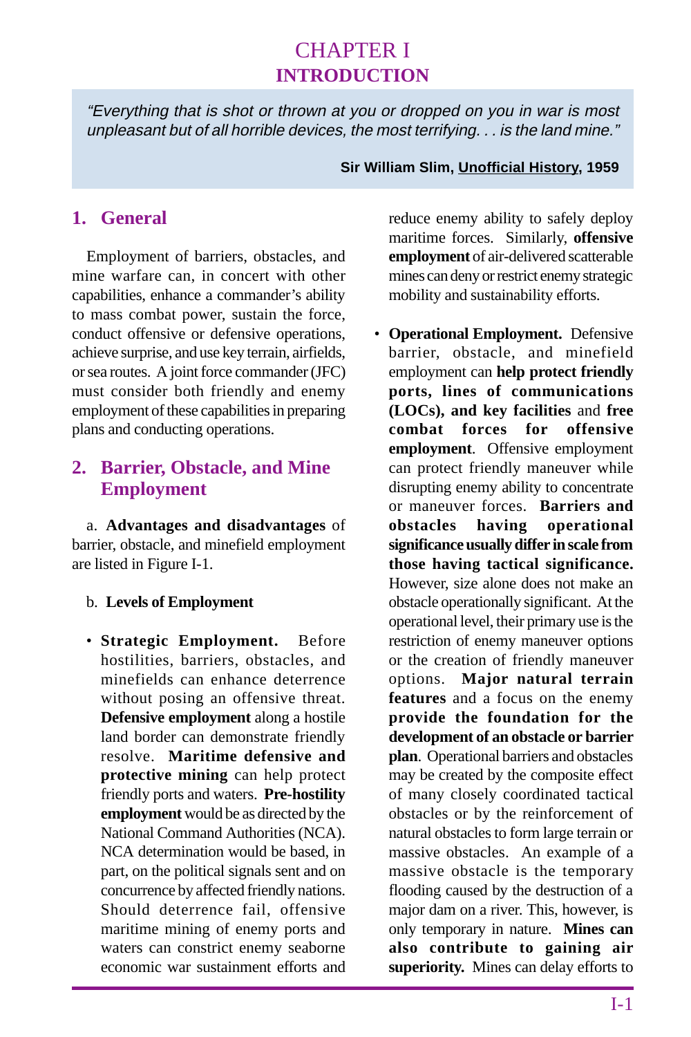# CHAPTER I
# INTRODUCTION

> *"Everything that is shot or thrown at you or dropped on you in war is most unpleasant but of all horrible devices, the most terrifying. . . is the land mine."*
>
> **Sir William Slim, Unofficial History, 1959**

## 1. General

Employment of barriers, obstacles, and mine warfare can, in concert with other capabilities, enhance a commander's ability to mass combat power, sustain the force, conduct offensive or defensive operations, achieve surprise, and use key terrain, airfields, or sea routes. A joint force commander (JFC) must consider both friendly and enemy employment of these capabilities in preparing plans and conducting operations.

## 2. Barrier, Obstacle, and Mine Employment

a. **Advantages and disadvantages** of barrier, obstacle, and minefield employment are listed in Figure I-1.

b. **Levels of Employment**

- **Strategic Employment.** Before hostilities, barriers, obstacles, and minefields can enhance deterrence without posing an offensive threat. **Defensive employment** along a hostile land border can demonstrate friendly resolve. **Maritime defensive and protective mining** can help protect friendly ports and waters. **Pre-hostility employment** would be as directed by the National Command Authorities (NCA). NCA determination would be based, in part, on the political signals sent and on concurrence by affected friendly nations. Should deterrence fail, offensive maritime mining of enemy ports and waters can constrict enemy seaborne economic war sustainment efforts and reduce enemy ability to safely deploy maritime forces. Similarly, **offensive employment** of air-delivered scatterable mines can deny or restrict enemy strategic mobility and sustainability efforts.

- **Operational Employment.** Defensive barrier, obstacle, and minefield employment can **help protect friendly ports, lines of communications (LOCs), and key facilities** and **free combat forces for offensive employment**. Offensive employment can protect friendly maneuver while disrupting enemy ability to concentrate or maneuver forces. **Barriers and obstacles having operational significance usually differ in scale from those having tactical significance.** However, size alone does not make an obstacle operationally significant. At the operational level, their primary use is the restriction of enemy maneuver options or the creation of friendly maneuver options. **Major natural terrain features** and a focus on the enemy **provide the foundation for the development of an obstacle or barrier plan**. Operational barriers and obstacles may be created by the composite effect of many closely coordinated tactical obstacles or by the reinforcement of natural obstacles to form large terrain or massive obstacles. An example of a massive obstacle is the temporary flooding caused by the destruction of a major dam on a river. This, however, is only temporary in nature. **Mines can also contribute to gaining air superiority.** Mines can delay efforts to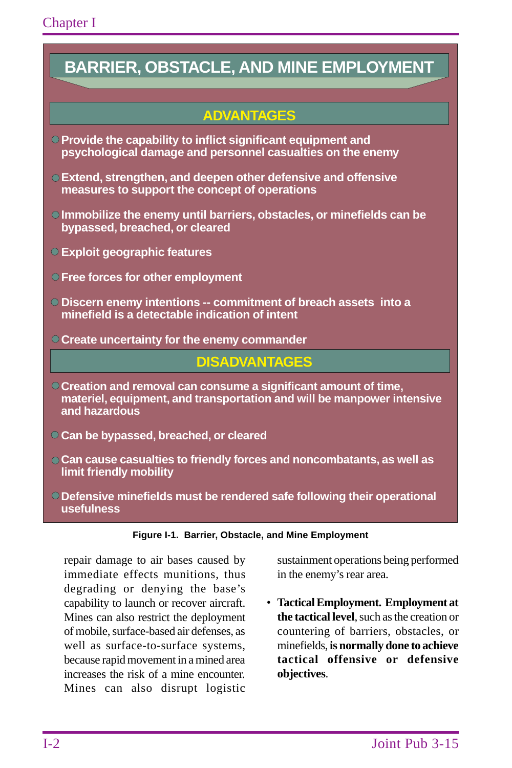## BARRIER, OBSTACLE, AND MINE EMPLOYMENT

### ADVANTAGES

- Provide the capability to inflict significant equipment and psychological damage and personnel casualties on the enemy
- Extend, strengthen, and deepen other defensive and offensive measures to support the concept of operations
- Immobilize the enemy until barriers, obstacles, or minefields can be bypassed, breached, or cleared
- Exploit geographic features
- Free forces for other employment
- Discern enemy intentions -- commitment of breach assets into a minefield is a detectable indication of intent
- Create uncertainty for the enemy commander

### DISADVANTAGES

- Creation and removal can consume a significant amount of time, materiel, equipment, and transportation and will be manpower intensive and hazardous
- Can be bypassed, breached, or cleared
- Can cause casualties to friendly forces and noncombatants, as well as limit friendly mobility
- Defensive minefields must be rendered safe following their operational usefulness

**Figure I-1. Barrier, Obstacle, and Mine Employment**

repair damage to air bases caused by immediate effects munitions, thus degrading or denying the base's capability to launch or recover aircraft. Mines can also restrict the deployment of mobile, surface-based air defenses, as well as surface-to-surface systems, because rapid movement in a mined area increases the risk of a mine encounter. Mines can also disrupt logistic sustainment operations being performed in the enemy's rear area.

- **Tactical Employment. Employment at the tactical level**, such as the creation or countering of barriers, obstacles, or minefields, **is normally done to achieve tactical offensive or defensive objectives**.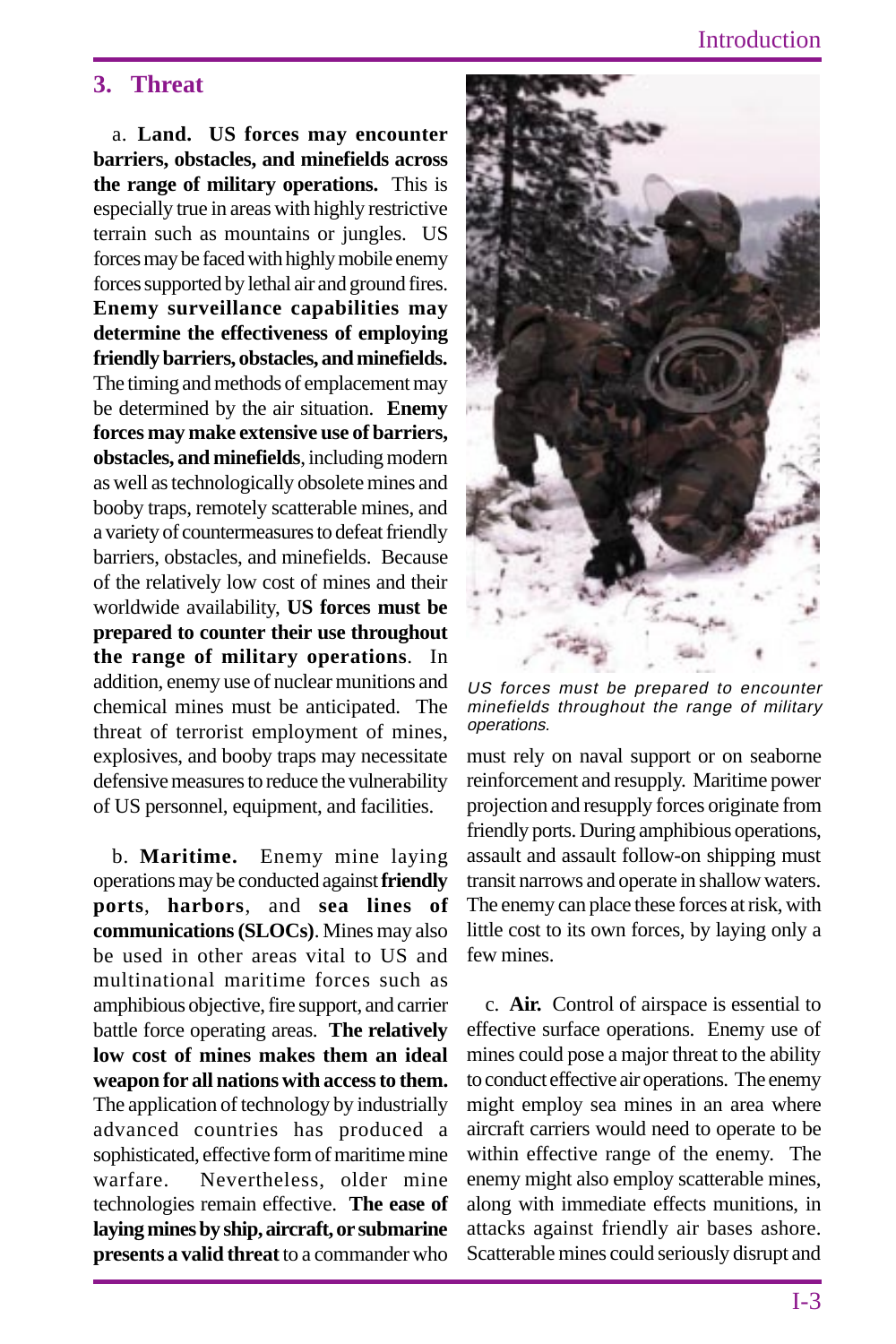## 3. Threat

a. **Land. US forces may encounter barriers, obstacles, and minefields across the range of military operations.** This is especially true in areas with highly restrictive terrain such as mountains or jungles. US forces may be faced with highly mobile enemy forces supported by lethal air and ground fires. **Enemy surveillance capabilities may determine the effectiveness of employing friendly barriers, obstacles, and minefields.** The timing and methods of emplacement may be determined by the air situation. **Enemy forces may make extensive use of barriers, obstacles, and minefields**, including modern as well as technologically obsolete mines and booby traps, remotely scatterable mines, and a variety of countermeasures to defeat friendly barriers, obstacles, and minefields. Because of the relatively low cost of mines and their worldwide availability, **US forces must be prepared to counter their use throughout the range of military operations**. In addition, enemy use of nuclear munitions and chemical mines must be anticipated. The threat of terrorist employment of mines, explosives, and booby traps may necessitate defensive measures to reduce the vulnerability of US personnel, equipment, and facilities.

*US forces must be prepared to encounter minefields throughout the range of military operations.*

b. **Maritime.** Enemy mine laying operations may be conducted against **friendly ports**, **harbors**, and **sea lines of communications (SLOCs)**. Mines may also be used in other areas vital to US and multinational maritime forces such as amphibious objective, fire support, and carrier battle force operating areas. **The relatively low cost of mines makes them an ideal weapon for all nations with access to them.** The application of technology by industrially advanced countries has produced a sophisticated, effective form of maritime mine warfare. Nevertheless, older mine technologies remain effective. **The ease of laying mines by ship, aircraft, or submarine presents a valid threat** to a commander who must rely on naval support or on seaborne reinforcement and resupply. Maritime power projection and resupply forces originate from friendly ports. During amphibious operations, assault and assault follow-on shipping must transit narrows and operate in shallow waters. The enemy can place these forces at risk, with little cost to its own forces, by laying only a few mines.

c. **Air.** Control of airspace is essential to effective surface operations. Enemy use of mines could pose a major threat to the ability to conduct effective air operations. The enemy might employ sea mines in an area where aircraft carriers would need to operate to be within effective range of the enemy. The enemy might also employ scatterable mines, along with immediate effects munitions, in attacks against friendly air bases ashore. Scatterable mines could seriously disrupt and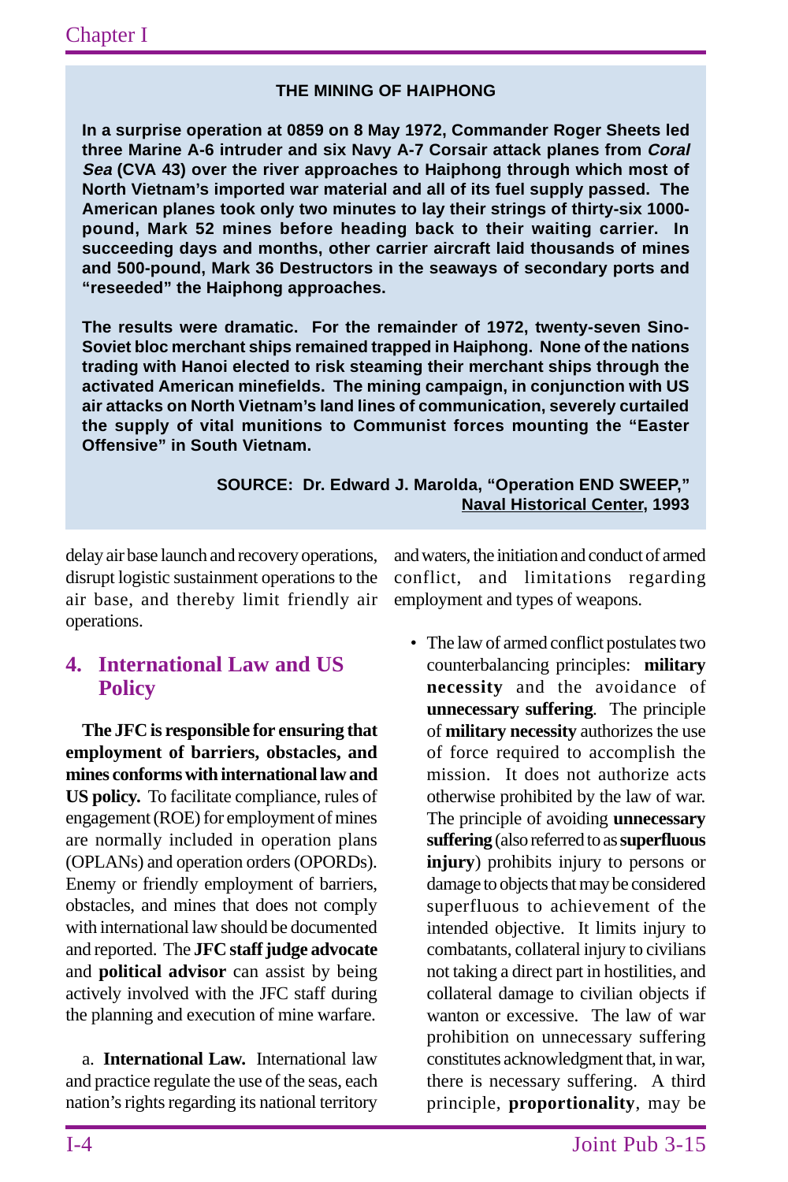**THE MINING OF HAIPHONG**

**In a surprise operation at 0859 on 8 May 1972, Commander Roger Sheets led three Marine A-6 intruder and six Navy A-7 Corsair attack planes from *Coral Sea* (CVA 43) over the river approaches to Haiphong through which most of North Vietnam's imported war material and all of its fuel supply passed. The American planes took only two minutes to lay their strings of thirty-six 1000-pound, Mark 52 mines before heading back to their waiting carrier. In succeeding days and months, other carrier aircraft laid thousands of mines and 500-pound, Mark 36 Destructors in the seaways of secondary ports and "reseeded" the Haiphong approaches.**

**The results were dramatic. For the remainder of 1972, twenty-seven Sino-Soviet bloc merchant ships remained trapped in Haiphong. None of the nations trading with Hanoi elected to risk steaming their merchant ships through the activated American minefields. The mining campaign, in conjunction with US air attacks on North Vietnam's land lines of communication, severely curtailed the supply of vital munitions to Communist forces mounting the "Easter Offensive" in South Vietnam.**

**SOURCE: Dr. Edward J. Marolda, "Operation END SWEEP," Naval Historical Center, 1993**

delay air base launch and recovery operations, disrupt logistic sustainment operations to the air base, and thereby limit friendly air operations.

## 4. International Law and US Policy

**The JFC is responsible for ensuring that employment of barriers, obstacles, and mines conforms with international law and US policy.** To facilitate compliance, rules of engagement (ROE) for employment of mines are normally included in operation plans (OPLANs) and operation orders (OPORDs). Enemy or friendly employment of barriers, obstacles, and mines that does not comply with international law should be documented and reported. The **JFC staff judge advocate** and **political advisor** can assist by being actively involved with the JFC staff during the planning and execution of mine warfare.

a. **International Law.** International law and practice regulate the use of the seas, each nation's rights regarding its national territory and waters, the initiation and conduct of armed conflict, and limitations regarding employment and types of weapons.

- The law of armed conflict postulates two counterbalancing principles: **military necessity** and the avoidance of **unnecessary suffering**. The principle of **military necessity** authorizes the use of force required to accomplish the mission. It does not authorize acts otherwise prohibited by the law of war. The principle of avoiding **unnecessary suffering** (also referred to as **superfluous injury**) prohibits injury to persons or damage to objects that may be considered superfluous to achievement of the intended objective. It limits injury to combatants, collateral injury to civilians not taking a direct part in hostilities, and collateral damage to civilian objects if wanton or excessive. The law of war prohibition on unnecessary suffering constitutes acknowledgment that, in war, there is necessary suffering. A third principle, **proportionality**, may be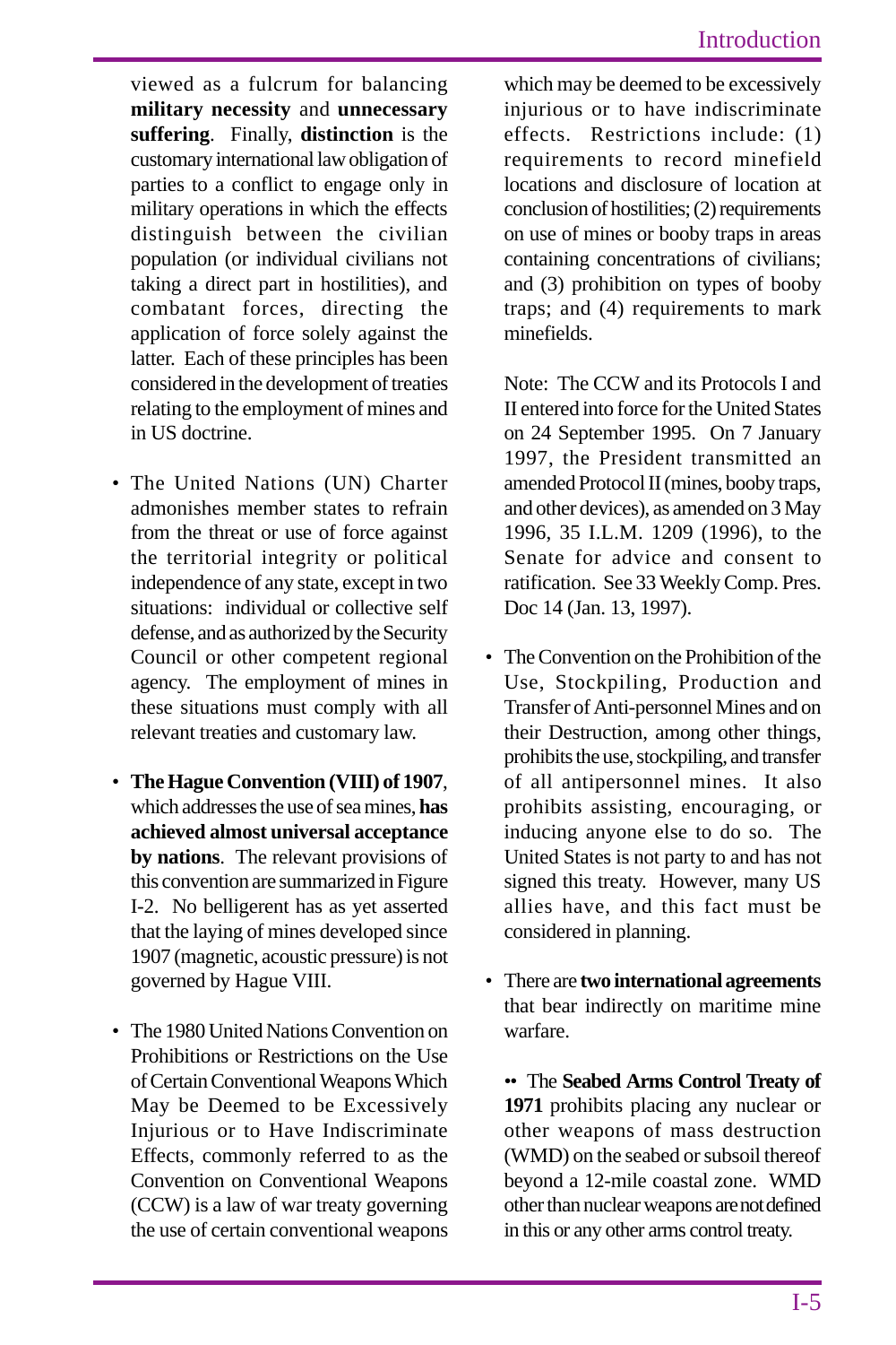viewed as a fulcrum for balancing **military necessity** and **unnecessary suffering**. Finally, **distinction** is the customary international law obligation of parties to a conflict to engage only in military operations in which the effects distinguish between the civilian population (or individual civilians not taking a direct part in hostilities), and combatant forces, directing the application of force solely against the latter. Each of these principles has been considered in the development of treaties relating to the employment of mines and in US doctrine.

- The United Nations (UN) Charter admonishes member states to refrain from the threat or use of force against the territorial integrity or political independence of any state, except in two situations: individual or collective self defense, and as authorized by the Security Council or other competent regional agency. The employment of mines in these situations must comply with all relevant treaties and customary law.

- **The Hague Convention (VIII) of 1907**, which addresses the use of sea mines, **has achieved almost universal acceptance by nations**. The relevant provisions of this convention are summarized in Figure I-2. No belligerent has as yet asserted that the laying of mines developed since 1907 (magnetic, acoustic pressure) is not governed by Hague VIII.

- The 1980 United Nations Convention on Prohibitions or Restrictions on the Use of Certain Conventional Weapons Which May be Deemed to be Excessively Injurious or to Have Indiscriminate Effects, commonly referred to as the Convention on Conventional Weapons (CCW) is a law of war treaty governing the use of certain conventional weapons which may be deemed to be excessively injurious or to have indiscriminate effects. Restrictions include: (1) requirements to record minefield locations and disclosure of location at conclusion of hostilities; (2) requirements on use of mines or booby traps in areas containing concentrations of civilians; and (3) prohibition on types of booby traps; and (4) requirements to mark minefields.

  Note: The CCW and its Protocols I and II entered into force for the United States on 24 September 1995. On 7 January 1997, the President transmitted an amended Protocol II (mines, booby traps, and other devices), as amended on 3 May 1996, 35 I.L.M. 1209 (1996), to the Senate for advice and consent to ratification. See 33 Weekly Comp. Pres. Doc 14 (Jan. 13, 1997).

- The Convention on the Prohibition of the Use, Stockpiling, Production and Transfer of Anti-personnel Mines and on their Destruction, among other things, prohibits the use, stockpiling, and transfer of all antipersonnel mines. It also prohibits assisting, encouraging, or inducing anyone else to do so. The United States is not party to and has not signed this treaty. However, many US allies have, and this fact must be considered in planning.

- There are **two international agreements** that bear indirectly on maritime mine warfare.

  •• The **Seabed Arms Control Treaty of 1971** prohibits placing any nuclear or other weapons of mass destruction (WMD) on the seabed or subsoil thereof beyond a 12-mile coastal zone. WMD other than nuclear weapons are not defined in this or any other arms control treaty.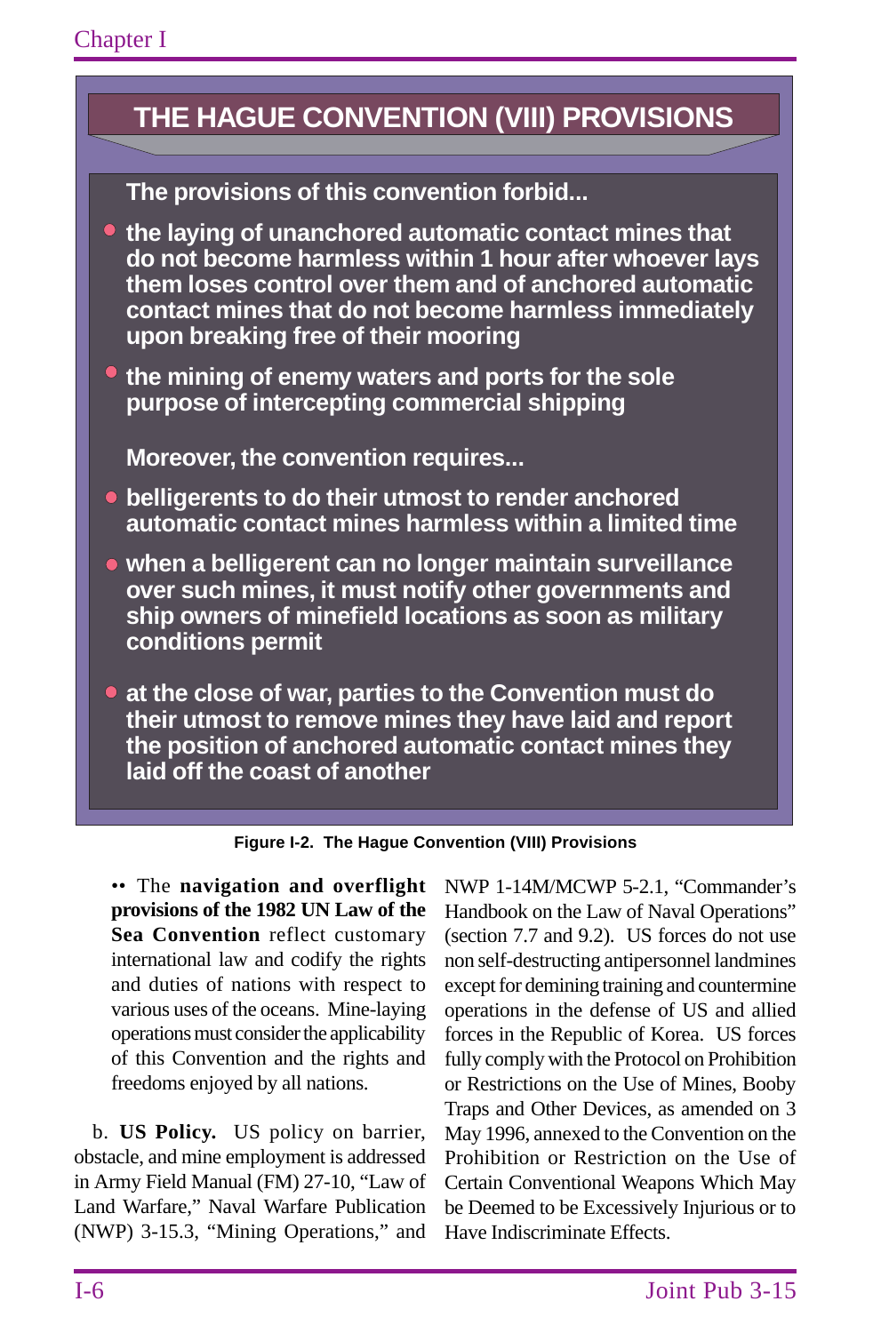## THE HAGUE CONVENTION (VIII) PROVISIONS

**The provisions of this convention forbid...**

- **the laying of unanchored automatic contact mines that do not become harmless within 1 hour after whoever lays them loses control over them and of anchored automatic contact mines that do not become harmless immediately upon breaking free of their mooring**
- **the mining of enemy waters and ports for the sole purpose of intercepting commercial shipping**

**Moreover, the convention requires...**

- **belligerents to do their utmost to render anchored automatic contact mines harmless within a limited time**
- **when a belligerent can no longer maintain surveillance over such mines, it must notify other governments and ship owners of minefield locations as soon as military conditions permit**
- **at the close of war, parties to the Convention must do their utmost to remove mines they have laid and report the position of anchored automatic contact mines they laid off the coast of another**

**Figure I-2. The Hague Convention (VIII) Provisions**

•• The **navigation and overflight provisions of the 1982 UN Law of the Sea Convention** reflect customary international law and codify the rights and duties of nations with respect to various uses of the oceans. Mine-laying operations must consider the applicability of this Convention and the rights and freedoms enjoyed by all nations.

b. **US Policy.** US policy on barrier, obstacle, and mine employment is addressed in Army Field Manual (FM) 27-10, "Law of Land Warfare," Naval Warfare Publication (NWP) 3-15.3, "Mining Operations," and NWP 1-14M/MCWP 5-2.1, "Commander's Handbook on the Law of Naval Operations" (section 7.7 and 9.2). US forces do not use non self-destructing antipersonnel landmines except for demining training and countermine operations in the defense of US and allied forces in the Republic of Korea. US forces fully comply with the Protocol on Prohibition or Restrictions on the Use of Mines, Booby Traps and Other Devices, as amended on 3 May 1996, annexed to the Convention on the Prohibition or Restriction on the Use of Certain Conventional Weapons Which May be Deemed to be Excessively Injurious or to Have Indiscriminate Effects.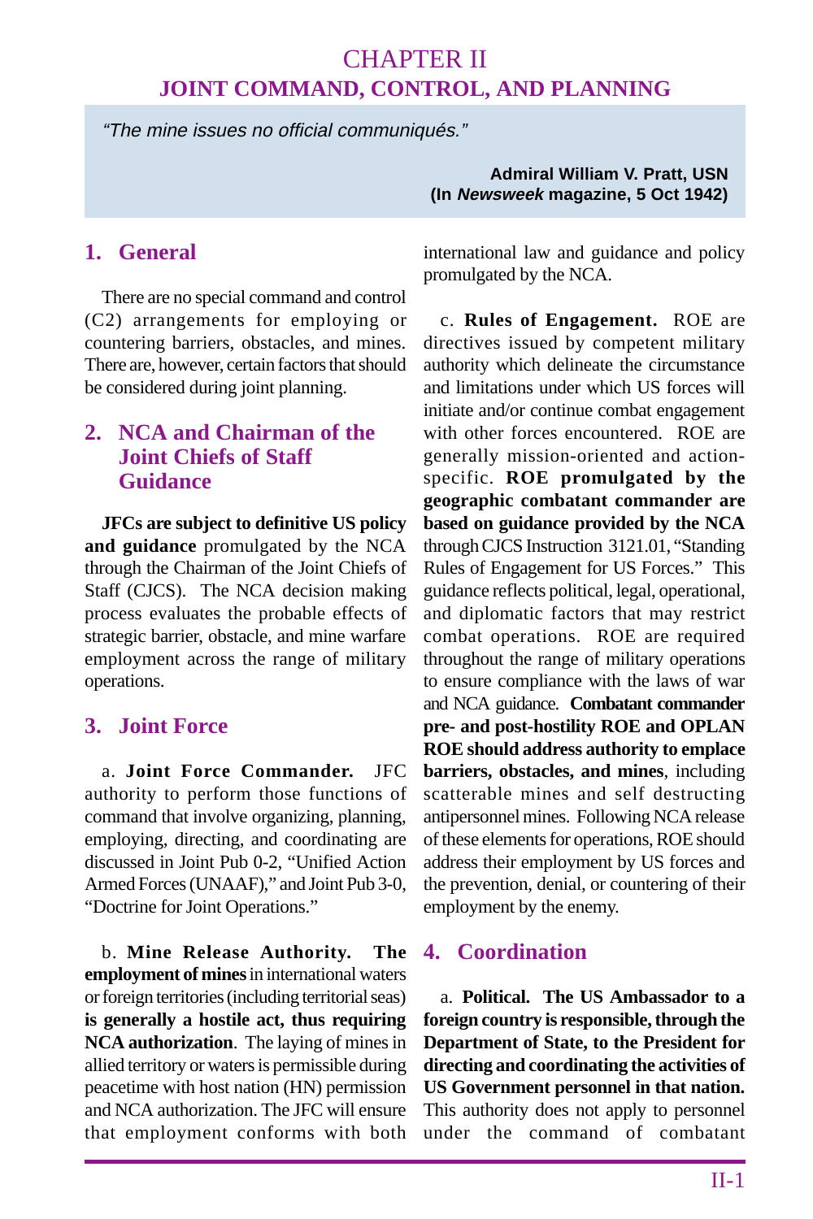# CHAPTER II
## JOINT COMMAND, CONTROL, AND PLANNING

> *"The mine issues no official communiqués."*
>
> **Admiral William V. Pratt, USN**
> **(In *Newsweek* magazine, 5 Oct 1942)**

### 1. General

There are no special command and control (C2) arrangements for employing or countering barriers, obstacles, and mines. There are, however, certain factors that should be considered during joint planning.

### 2. NCA and Chairman of the Joint Chiefs of Staff Guidance

**JFCs are subject to definitive US policy and guidance** promulgated by the NCA through the Chairman of the Joint Chiefs of Staff (CJCS). The NCA decision making process evaluates the probable effects of strategic barrier, obstacle, and mine warfare employment across the range of military operations.

### 3. Joint Force

a. **Joint Force Commander.** JFC authority to perform those functions of command that involve organizing, planning, employing, directing, and coordinating are discussed in Joint Pub 0-2, "Unified Action Armed Forces (UNAAF)," and Joint Pub 3-0, "Doctrine for Joint Operations."

b. **Mine Release Authority. The employment of mines** in international waters or foreign territories (including territorial seas) **is generally a hostile act, thus requiring NCA authorization**. The laying of mines in allied territory or waters is permissible during peacetime with host nation (HN) permission and NCA authorization. The JFC will ensure that employment conforms with both international law and guidance and policy promulgated by the NCA.

c. **Rules of Engagement.** ROE are directives issued by competent military authority which delineate the circumstance and limitations under which US forces will initiate and/or continue combat engagement with other forces encountered. ROE are generally mission-oriented and action-specific. **ROE promulgated by the geographic combatant commander are based on guidance provided by the NCA** through CJCS Instruction 3121.01, "Standing Rules of Engagement for US Forces." This guidance reflects political, legal, operational, and diplomatic factors that may restrict combat operations. ROE are required throughout the range of military operations to ensure compliance with the laws of war and NCA guidance. **Combatant commander pre- and post-hostility ROE and OPLAN ROE should address authority to emplace barriers, obstacles, and mines**, including scatterable mines and self destructing antipersonnel mines. Following NCA release of these elements for operations, ROE should address their employment by US forces and the prevention, denial, or countering of their employment by the enemy.

### 4. Coordination

a. **Political. The US Ambassador to a foreign country is responsible, through the Department of State, to the President for directing and coordinating the activities of US Government personnel in that nation.** This authority does not apply to personnel under the command of combatant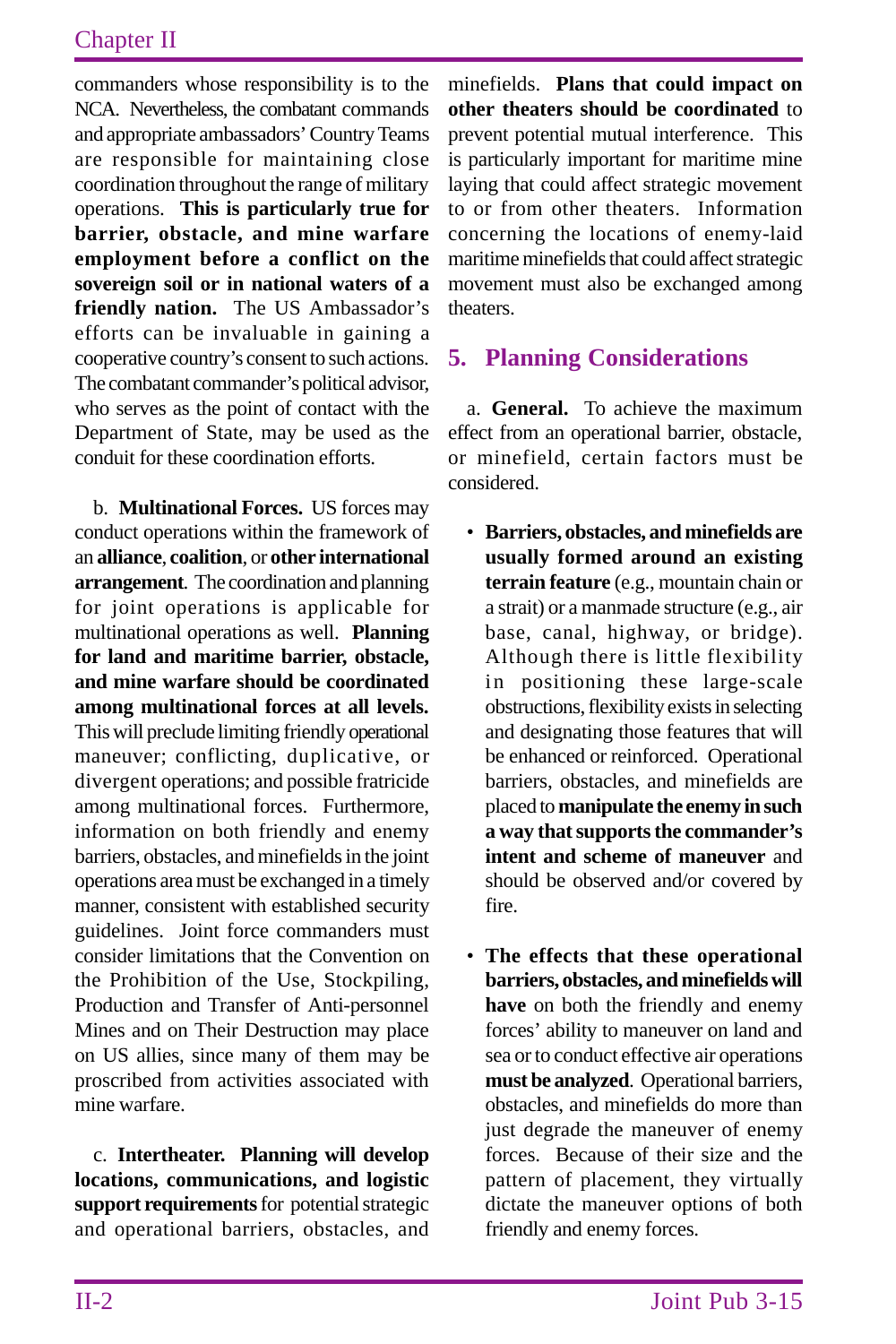commanders whose responsibility is to the NCA. Nevertheless, the combatant commands and appropriate ambassadors' Country Teams are responsible for maintaining close coordination throughout the range of military operations. **This is particularly true for barrier, obstacle, and mine warfare employment before a conflict on the sovereign soil or in national waters of a friendly nation.** The US Ambassador's efforts can be invaluable in gaining a cooperative country's consent to such actions. The combatant commander's political advisor, who serves as the point of contact with the Department of State, may be used as the conduit for these coordination efforts.

b. **Multinational Forces.** US forces may conduct operations within the framework of an **alliance**, **coalition**, or **other international arrangement**. The coordination and planning for joint operations is applicable for multinational operations as well. **Planning for land and maritime barrier, obstacle, and mine warfare should be coordinated among multinational forces at all levels.** This will preclude limiting friendly operational maneuver; conflicting, duplicative, or divergent operations; and possible fratricide among multinational forces. Furthermore, information on both friendly and enemy barriers, obstacles, and minefields in the joint operations area must be exchanged in a timely manner, consistent with established security guidelines. Joint force commanders must consider limitations that the Convention on the Prohibition of the Use, Stockpiling, Production and Transfer of Anti-personnel Mines and on Their Destruction may place on US allies, since many of them may be proscribed from activities associated with mine warfare.

c. **Intertheater. Planning will develop locations, communications, and logistic support requirements** for potential strategic and operational barriers, obstacles, and minefields. **Plans that could impact on other theaters should be coordinated** to prevent potential mutual interference. This is particularly important for maritime mine laying that could affect strategic movement to or from other theaters. Information concerning the locations of enemy-laid maritime minefields that could affect strategic movement must also be exchanged among theaters.

## 5. Planning Considerations

a. **General.** To achieve the maximum effect from an operational barrier, obstacle, or minefield, certain factors must be considered.

- **Barriers, obstacles, and minefields are usually formed around an existing terrain feature** (e.g., mountain chain or a strait) or a manmade structure (e.g., air base, canal, highway, or bridge). Although there is little flexibility in positioning these large-scale obstructions, flexibility exists in selecting and designating those features that will be enhanced or reinforced. Operational barriers, obstacles, and minefields are placed to **manipulate the enemy in such a way that supports the commander's intent and scheme of maneuver** and should be observed and/or covered by fire.

- **The effects that these operational barriers, obstacles, and minefields will have** on both the friendly and enemy forces' ability to maneuver on land and sea or to conduct effective air operations **must be analyzed**. Operational barriers, obstacles, and minefields do more than just degrade the maneuver of enemy forces. Because of their size and the pattern of placement, they virtually dictate the maneuver options of both friendly and enemy forces.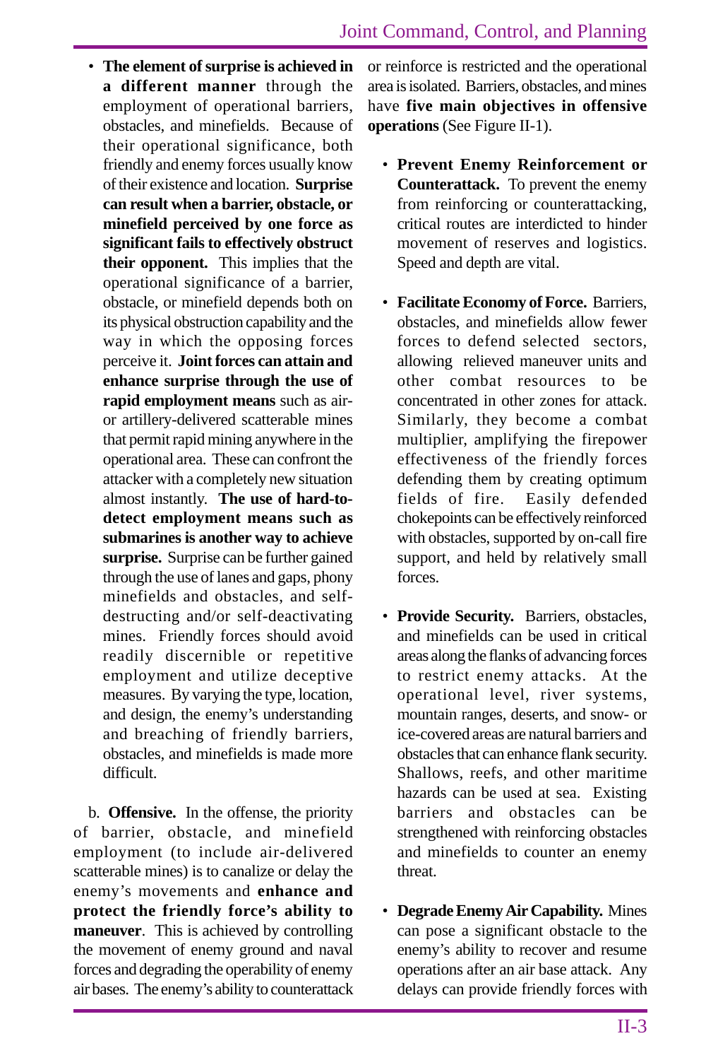- **The element of surprise is achieved in a different manner** through the employment of operational barriers, obstacles, and minefields. Because of their operational significance, both friendly and enemy forces usually know of their existence and location. **Surprise can result when a barrier, obstacle, or minefield perceived by one force as significant fails to effectively obstruct their opponent.** This implies that the operational significance of a barrier, obstacle, or minefield depends both on its physical obstruction capability and the way in which the opposing forces perceive it. **Joint forces can attain and enhance surprise through the use of rapid employment means** such as air- or artillery-delivered scatterable mines that permit rapid mining anywhere in the operational area. These can confront the attacker with a completely new situation almost instantly. **The use of hard-to-detect employment means such as submarines is another way to achieve surprise.** Surprise can be further gained through the use of lanes and gaps, phony minefields and obstacles, and self-destructing and/or self-deactivating mines. Friendly forces should avoid readily discernible or repetitive employment and utilize deceptive measures. By varying the type, location, and design, the enemy's understanding and breaching of friendly barriers, obstacles, and minefields is made more difficult.

b. **Offensive.** In the offense, the priority of barrier, obstacle, and minefield employment (to include air-delivered scatterable mines) is to canalize or delay the enemy's movements and **enhance and protect the friendly force's ability to maneuver**. This is achieved by controlling the movement of enemy ground and naval forces and degrading the operability of enemy air bases. The enemy's ability to counterattack or reinforce is restricted and the operational area is isolated. Barriers, obstacles, and mines have **five main objectives in offensive operations** (See Figure II-1).

- **Prevent Enemy Reinforcement or Counterattack.** To prevent the enemy from reinforcing or counterattacking, critical routes are interdicted to hinder movement of reserves and logistics. Speed and depth are vital.

- **Facilitate Economy of Force.** Barriers, obstacles, and minefields allow fewer forces to defend selected sectors, allowing relieved maneuver units and other combat resources to be concentrated in other zones for attack. Similarly, they become a combat multiplier, amplifying the firepower effectiveness of the friendly forces defending them by creating optimum fields of fire. Easily defended chokepoints can be effectively reinforced with obstacles, supported by on-call fire support, and held by relatively small forces.

- **Provide Security.** Barriers, obstacles, and minefields can be used in critical areas along the flanks of advancing forces to restrict enemy attacks. At the operational level, river systems, mountain ranges, deserts, and snow- or ice-covered areas are natural barriers and obstacles that can enhance flank security. Shallows, reefs, and other maritime hazards can be used at sea. Existing barriers and obstacles can be strengthened with reinforcing obstacles and minefields to counter an enemy threat.

- **Degrade Enemy Air Capability.** Mines can pose a significant obstacle to the enemy's ability to recover and resume operations after an air base attack. Any delays can provide friendly forces with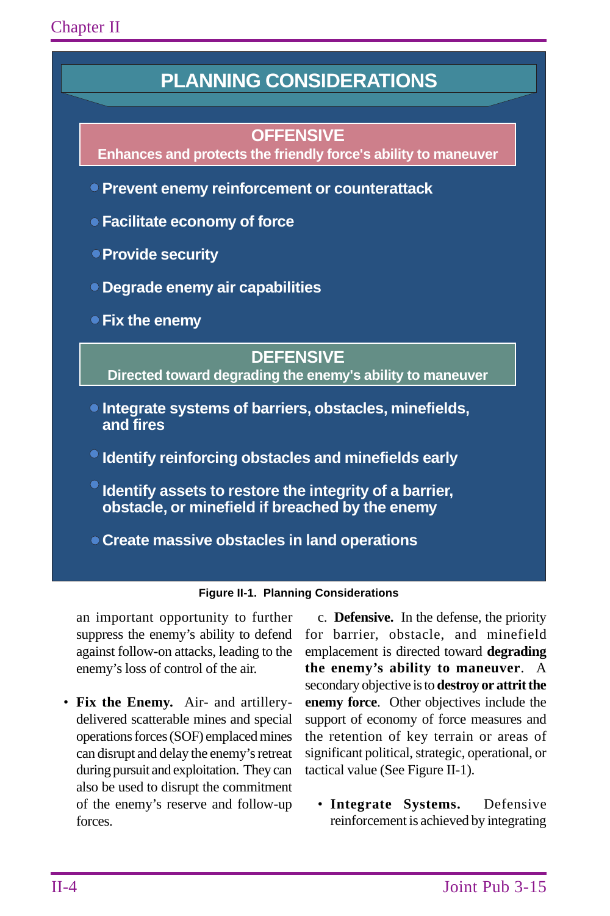## PLANNING CONSIDERATIONS

**OFFENSIVE**

**Enhances and protects the friendly force's ability to maneuver**

- Prevent enemy reinforcement or counterattack
- Facilitate economy of force
- Provide security
- Degrade enemy air capabilities
- Fix the enemy

**DEFENSIVE**

**Directed toward degrading the enemy's ability to maneuver**

- Integrate systems of barriers, obstacles, minefields, and fires
- Identify reinforcing obstacles and minefields early
- Identify assets to restore the integrity of a barrier, obstacle, or minefield if breached by the enemy
- Create massive obstacles in land operations

**Figure II-1. Planning Considerations**

an important opportunity to further suppress the enemy's ability to defend against follow-on attacks, leading to the enemy's loss of control of the air.

- **Fix the Enemy.** Air- and artillery-delivered scatterable mines and special operations forces (SOF) emplaced mines can disrupt and delay the enemy's retreat during pursuit and exploitation. They can also be used to disrupt the commitment of the enemy's reserve and follow-up forces.

c. **Defensive.** In the defense, the priority for barrier, obstacle, and minefield emplacement is directed toward **degrading the enemy's ability to maneuver**. A secondary objective is to **destroy or attrit the enemy force**. Other objectives include the support of economy of force measures and the retention of key terrain or areas of significant political, strategic, operational, or tactical value (See Figure II-1).

- **Integrate Systems.** Defensive reinforcement is achieved by integrating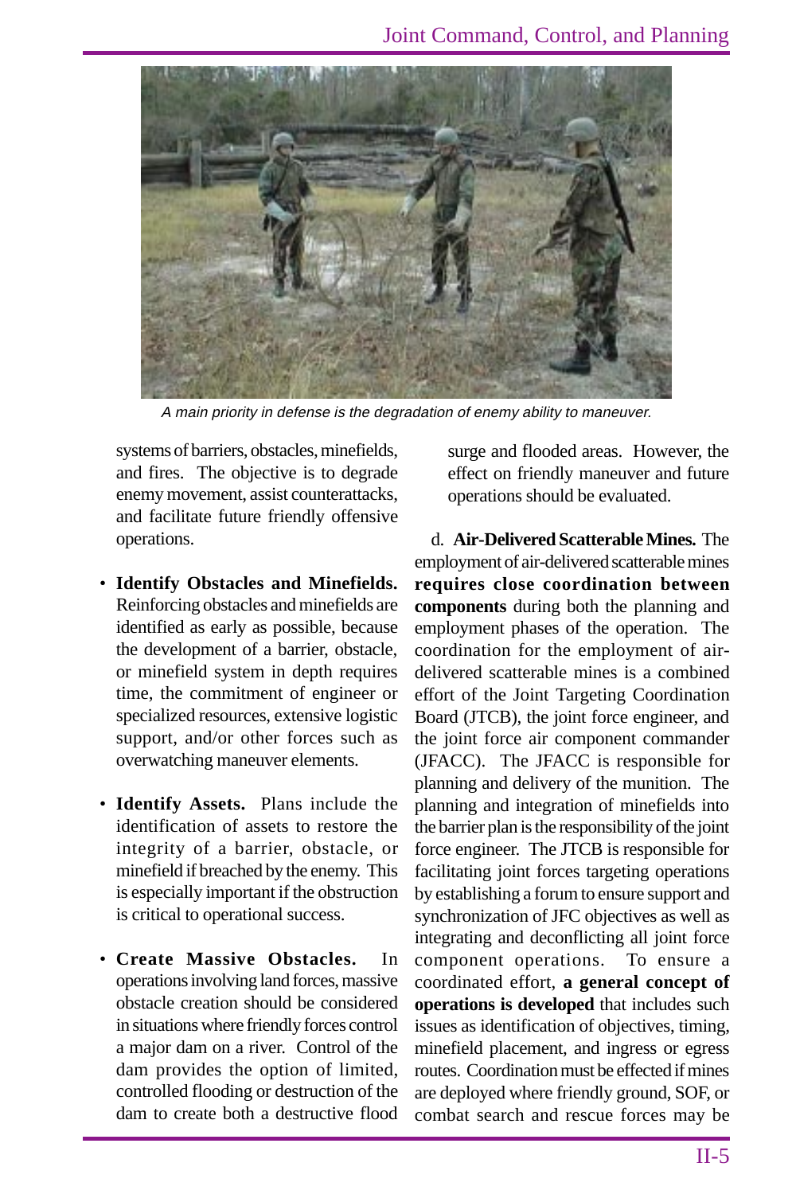*A main priority in defense is the degradation of enemy ability to maneuver.*

systems of barriers, obstacles, minefields, and fires. The objective is to degrade enemy movement, assist counterattacks, and facilitate future friendly offensive operations.

- **Identify Obstacles and Minefields.** Reinforcing obstacles and minefields are identified as early as possible, because the development of a barrier, obstacle, or minefield system in depth requires time, the commitment of engineer or specialized resources, extensive logistic support, and/or other forces such as overwatching maneuver elements.

- **Identify Assets.** Plans include the identification of assets to restore the integrity of a barrier, obstacle, or minefield if breached by the enemy. This is especially important if the obstruction is critical to operational success.

- **Create Massive Obstacles.** In operations involving land forces, massive obstacle creation should be considered in situations where friendly forces control a major dam on a river. Control of the dam provides the option of limited, controlled flooding or destruction of the dam to create both a destructive flood surge and flooded areas. However, the effect on friendly maneuver and future operations should be evaluated.

d. **Air-Delivered Scatterable Mines.** The employment of air-delivered scatterable mines **requires close coordination between components** during both the planning and employment phases of the operation. The coordination for the employment of air-delivered scatterable mines is a combined effort of the Joint Targeting Coordination Board (JTCB), the joint force engineer, and the joint force air component commander (JFACC). The JFACC is responsible for planning and delivery of the munition. The planning and integration of minefields into the barrier plan is the responsibility of the joint force engineer. The JTCB is responsible for facilitating joint forces targeting operations by establishing a forum to ensure support and synchronization of JFC objectives as well as integrating and deconflicting all joint force component operations. To ensure a coordinated effort, **a general concept of operations is developed** that includes such issues as identification of objectives, timing, minefield placement, and ingress or egress routes. Coordination must be effected if mines are deployed where friendly ground, SOF, or combat search and rescue forces may be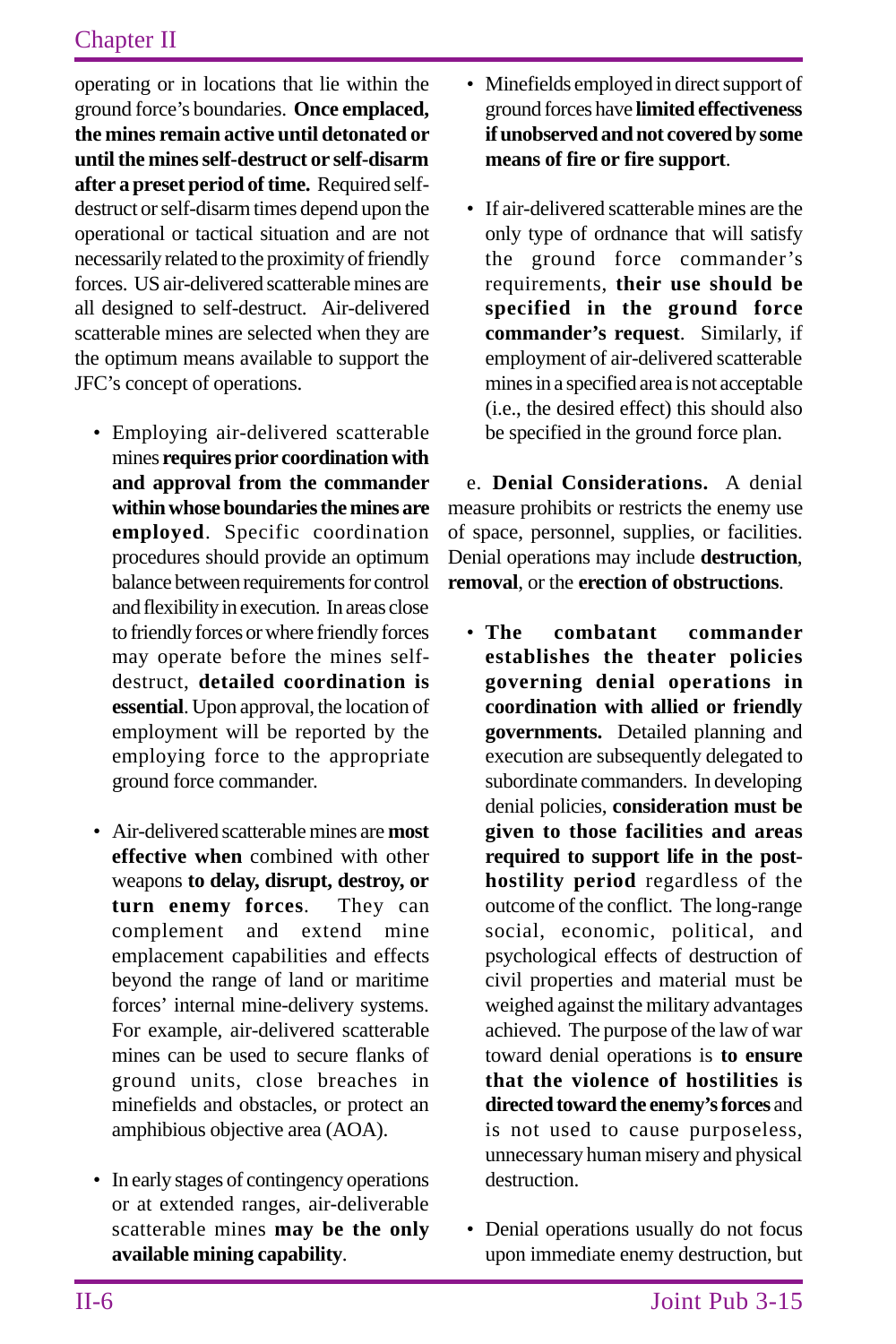operating or in locations that lie within the ground force's boundaries. **Once emplaced, the mines remain active until detonated or until the mines self-destruct or self-disarm after a preset period of time.** Required self-destruct or self-disarm times depend upon the operational or tactical situation and are not necessarily related to the proximity of friendly forces. US air-delivered scatterable mines are all designed to self-destruct. Air-delivered scatterable mines are selected when they are the optimum means available to support the JFC's concept of operations.

- Employing air-delivered scatterable mines **requires prior coordination with and approval from the commander within whose boundaries the mines are employed**. Specific coordination procedures should provide an optimum balance between requirements for control and flexibility in execution. In areas close to friendly forces or where friendly forces may operate before the mines self-destruct, **detailed coordination is essential**. Upon approval, the location of employment will be reported by the employing force to the appropriate ground force commander.

- Air-delivered scatterable mines are **most effective when** combined with other weapons **to delay, disrupt, destroy, or turn enemy forces**. They can complement and extend mine emplacement capabilities and effects beyond the range of land or maritime forces' internal mine-delivery systems. For example, air-delivered scatterable mines can be used to secure flanks of ground units, close breaches in minefields and obstacles, or protect an amphibious objective area (AOA).

- In early stages of contingency operations or at extended ranges, air-deliverable scatterable mines **may be the only available mining capability**.

- Minefields employed in direct support of ground forces have **limited effectiveness if unobserved and not covered by some means of fire or fire support**.

- If air-delivered scatterable mines are the only type of ordnance that will satisfy the ground force commander's requirements, **their use should be specified in the ground force commander's request**. Similarly, if employment of air-delivered scatterable mines in a specified area is not acceptable (i.e., the desired effect) this should also be specified in the ground force plan.

e. **Denial Considerations.** A denial measure prohibits or restricts the enemy use of space, personnel, supplies, or facilities. Denial operations may include **destruction**, **removal**, or the **erection of obstructions**.

- **The combatant commander establishes the theater policies governing denial operations in coordination with allied or friendly governments.** Detailed planning and execution are subsequently delegated to subordinate commanders. In developing denial policies, **consideration must be given to those facilities and areas required to support life in the post-hostility period** regardless of the outcome of the conflict. The long-range social, economic, political, and psychological effects of destruction of civil properties and material must be weighed against the military advantages achieved. The purpose of the law of war toward denial operations is **to ensure that the violence of hostilities is directed toward the enemy's forces** and is not used to cause purposeless, unnecessary human misery and physical destruction.

- Denial operations usually do not focus upon immediate enemy destruction, but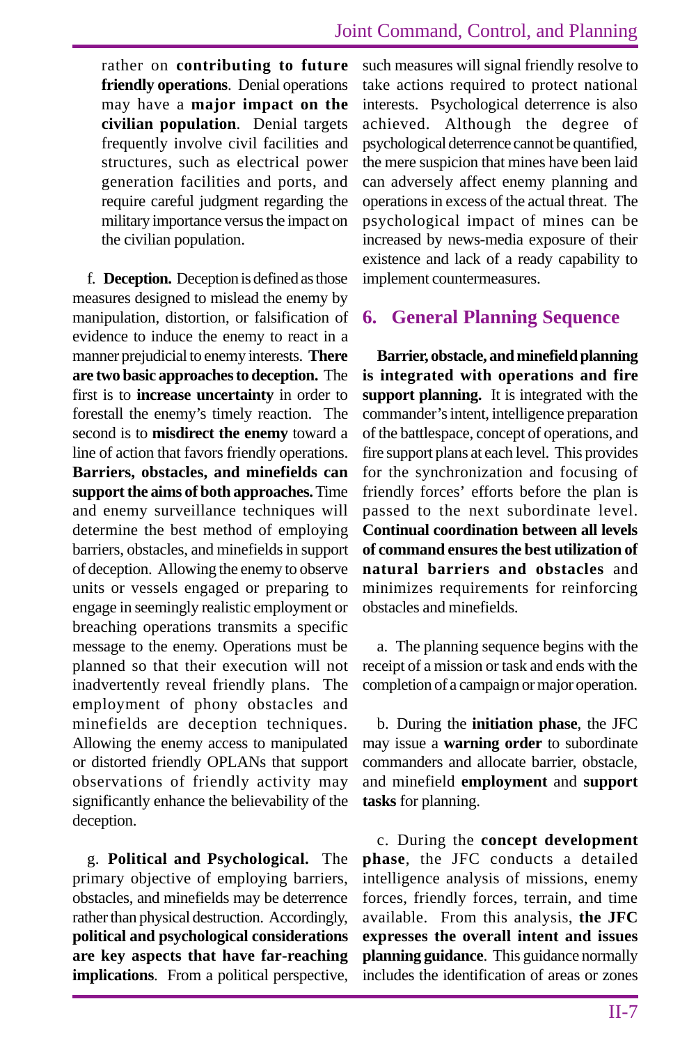rather on **contributing to future friendly operations**. Denial operations may have a **major impact on the civilian population**. Denial targets frequently involve civil facilities and structures, such as electrical power generation facilities and ports, and require careful judgment regarding the military importance versus the impact on the civilian population.

f. **Deception.** Deception is defined as those measures designed to mislead the enemy by manipulation, distortion, or falsification of evidence to induce the enemy to react in a manner prejudicial to enemy interests. **There are two basic approaches to deception.** The first is to **increase uncertainty** in order to forestall the enemy's timely reaction. The second is to **misdirect the enemy** toward a line of action that favors friendly operations. **Barriers, obstacles, and minefields can support the aims of both approaches.** Time and enemy surveillance techniques will determine the best method of employing barriers, obstacles, and minefields in support of deception. Allowing the enemy to observe units or vessels engaged or preparing to engage in seemingly realistic employment or breaching operations transmits a specific message to the enemy. Operations must be planned so that their execution will not inadvertently reveal friendly plans. The employment of phony obstacles and minefields are deception techniques. Allowing the enemy access to manipulated or distorted friendly OPLANs that support observations of friendly activity may significantly enhance the believability of the deception.

g. **Political and Psychological.** The primary objective of employing barriers, obstacles, and minefields may be deterrence rather than physical destruction. Accordingly, **political and psychological considerations are key aspects that have far-reaching implications**. From a political perspective, such measures will signal friendly resolve to take actions required to protect national interests. Psychological deterrence is also achieved. Although the degree of psychological deterrence cannot be quantified, the mere suspicion that mines have been laid can adversely affect enemy planning and operations in excess of the actual threat. The psychological impact of mines can be increased by news-media exposure of their existence and lack of a ready capability to implement countermeasures.

## 6. General Planning Sequence

**Barrier, obstacle, and minefield planning is integrated with operations and fire support planning.** It is integrated with the commander's intent, intelligence preparation of the battlespace, concept of operations, and fire support plans at each level. This provides for the synchronization and focusing of friendly forces' efforts before the plan is passed to the next subordinate level. **Continual coordination between all levels of command ensures the best utilization of natural barriers and obstacles** and minimizes requirements for reinforcing obstacles and minefields.

a. The planning sequence begins with the receipt of a mission or task and ends with the completion of a campaign or major operation.

b. During the **initiation phase**, the JFC may issue a **warning order** to subordinate commanders and allocate barrier, obstacle, and minefield **employment** and **support tasks** for planning.

c. During the **concept development phase**, the JFC conducts a detailed intelligence analysis of missions, enemy forces, friendly forces, terrain, and time available. From this analysis, **the JFC expresses the overall intent and issues planning guidance**. This guidance normally includes the identification of areas or zones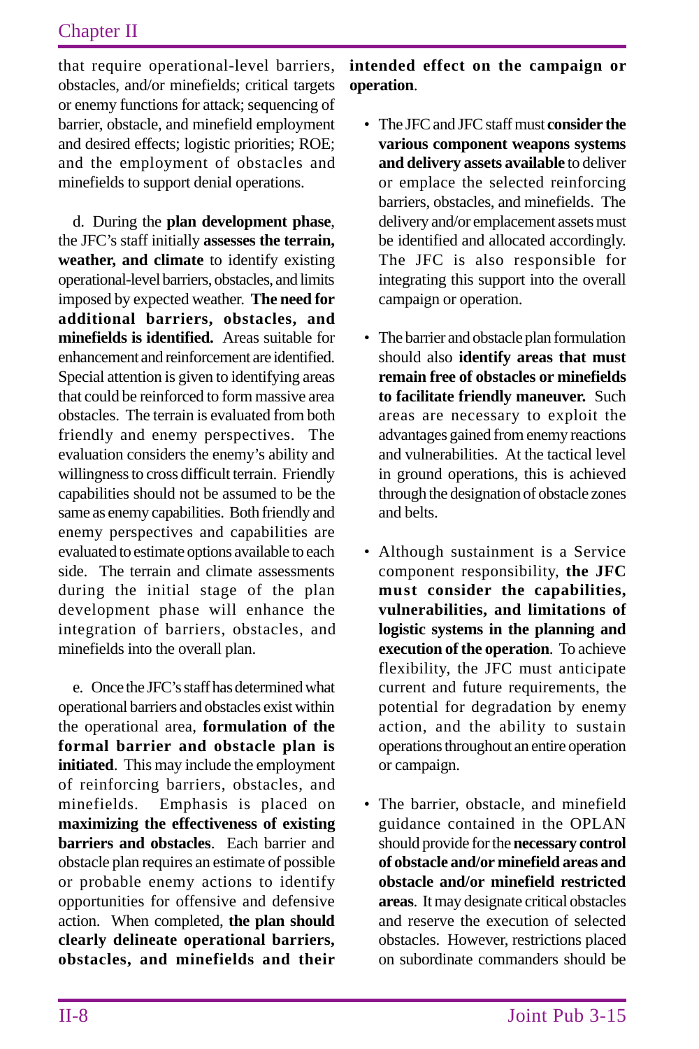that require operational-level barriers, obstacles, and/or minefields; critical targets or enemy functions for attack; sequencing of barrier, obstacle, and minefield employment and desired effects; logistic priorities; ROE; and the employment of obstacles and minefields to support denial operations.

d. During the **plan development phase**, the JFC's staff initially **assesses the terrain, weather, and climate** to identify existing operational-level barriers, obstacles, and limits imposed by expected weather. **The need for additional barriers, obstacles, and minefields is identified.** Areas suitable for enhancement and reinforcement are identified. Special attention is given to identifying areas that could be reinforced to form massive area obstacles. The terrain is evaluated from both friendly and enemy perspectives. The evaluation considers the enemy's ability and willingness to cross difficult terrain. Friendly capabilities should not be assumed to be the same as enemy capabilities. Both friendly and enemy perspectives and capabilities are evaluated to estimate options available to each side. The terrain and climate assessments during the initial stage of the plan development phase will enhance the integration of barriers, obstacles, and minefields into the overall plan.

e. Once the JFC's staff has determined what operational barriers and obstacles exist within the operational area, **formulation of the formal barrier and obstacle plan is initiated**. This may include the employment of reinforcing barriers, obstacles, and minefields. Emphasis is placed on **maximizing the effectiveness of existing barriers and obstacles**. Each barrier and obstacle plan requires an estimate of possible or probable enemy actions to identify opportunities for offensive and defensive action. When completed, **the plan should clearly delineate operational barriers, obstacles, and minefields and their intended effect on the campaign or operation**.

- The JFC and JFC staff must **consider the various component weapons systems and delivery assets available** to deliver or emplace the selected reinforcing barriers, obstacles, and minefields. The delivery and/or emplacement assets must be identified and allocated accordingly. The JFC is also responsible for integrating this support into the overall campaign or operation.

- The barrier and obstacle plan formulation should also **identify areas that must remain free of obstacles or minefields to facilitate friendly maneuver.** Such areas are necessary to exploit the advantages gained from enemy reactions and vulnerabilities. At the tactical level in ground operations, this is achieved through the designation of obstacle zones and belts.

- Although sustainment is a Service component responsibility, **the JFC must consider the capabilities, vulnerabilities, and limitations of logistic systems in the planning and execution of the operation**. To achieve flexibility, the JFC must anticipate current and future requirements, the potential for degradation by enemy action, and the ability to sustain operations throughout an entire operation or campaign.

- The barrier, obstacle, and minefield guidance contained in the OPLAN should provide for the **necessary control of obstacle and/or minefield areas and obstacle and/or minefield restricted areas**. It may designate critical obstacles and reserve the execution of selected obstacles. However, restrictions placed on subordinate commanders should be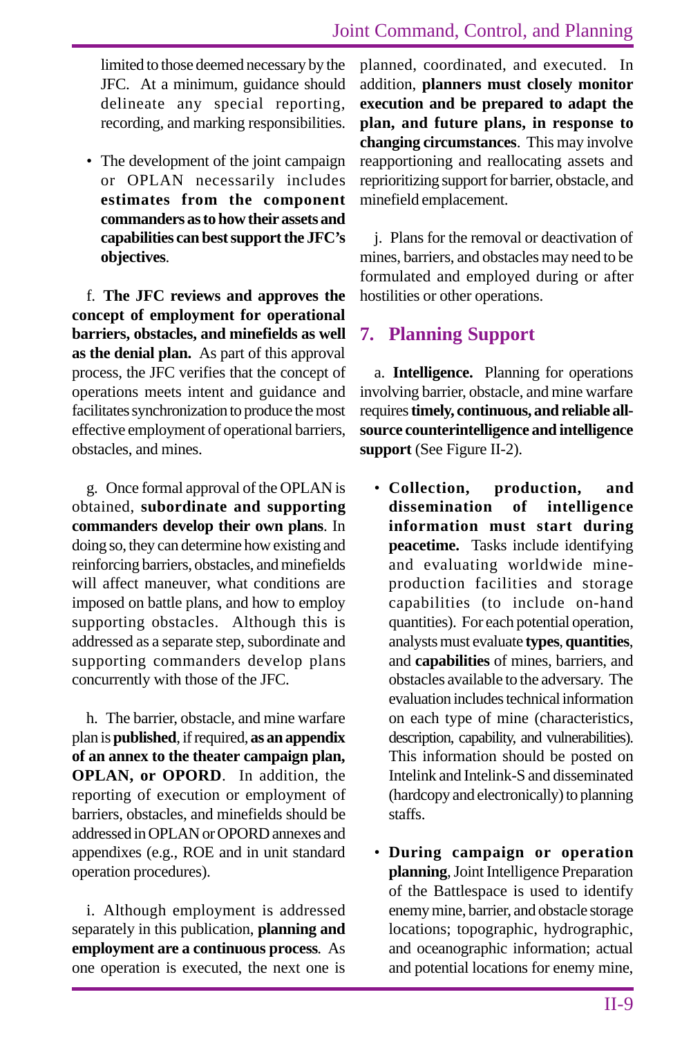limited to those deemed necessary by the JFC. At a minimum, guidance should delineate any special reporting, recording, and marking responsibilities.

- The development of the joint campaign or OPLAN necessarily includes **estimates from the component commanders as to how their assets and capabilities can best support the JFC's objectives**.

f. **The JFC reviews and approves the concept of employment for operational barriers, obstacles, and minefields as well as the denial plan.** As part of this approval process, the JFC verifies that the concept of operations meets intent and guidance and facilitates synchronization to produce the most effective employment of operational barriers, obstacles, and mines.

g. Once formal approval of the OPLAN is obtained, **subordinate and supporting commanders develop their own plans**. In doing so, they can determine how existing and reinforcing barriers, obstacles, and minefields will affect maneuver, what conditions are imposed on battle plans, and how to employ supporting obstacles. Although this is addressed as a separate step, subordinate and supporting commanders develop plans concurrently with those of the JFC.

h. The barrier, obstacle, and mine warfare plan is **published**, if required, **as an appendix of an annex to the theater campaign plan, OPLAN, or OPORD**. In addition, the reporting of execution or employment of barriers, obstacles, and minefields should be addressed in OPLAN or OPORD annexes and appendixes (e.g., ROE and in unit standard operation procedures).

i. Although employment is addressed separately in this publication, **planning and employment are a continuous process**. As one operation is executed, the next one is planned, coordinated, and executed. In addition, **planners must closely monitor execution and be prepared to adapt the plan, and future plans, in response to changing circumstances**. This may involve reapportioning and reallocating assets and reprioritizing support for barrier, obstacle, and minefield emplacement.

j. Plans for the removal or deactivation of mines, barriers, and obstacles may need to be formulated and employed during or after hostilities or other operations.

## 7. Planning Support

a. **Intelligence.** Planning for operations involving barrier, obstacle, and mine warfare requires **timely, continuous, and reliable all-source counterintelligence and intelligence support** (See Figure II-2).

- **Collection, production, and dissemination of intelligence information must start during peacetime.** Tasks include identifying and evaluating worldwide mine-production facilities and storage capabilities (to include on-hand quantities). For each potential operation, analysts must evaluate **types**, **quantities**, and **capabilities** of mines, barriers, and obstacles available to the adversary. The evaluation includes technical information on each type of mine (characteristics, description, capability, and vulnerabilities). This information should be posted on Intelink and Intelink-S and disseminated (hardcopy and electronically) to planning staffs.

- **During campaign or operation planning**, Joint Intelligence Preparation of the Battlespace is used to identify enemy mine, barrier, and obstacle storage locations; topographic, hydrographic, and oceanographic information; actual and potential locations for enemy mine,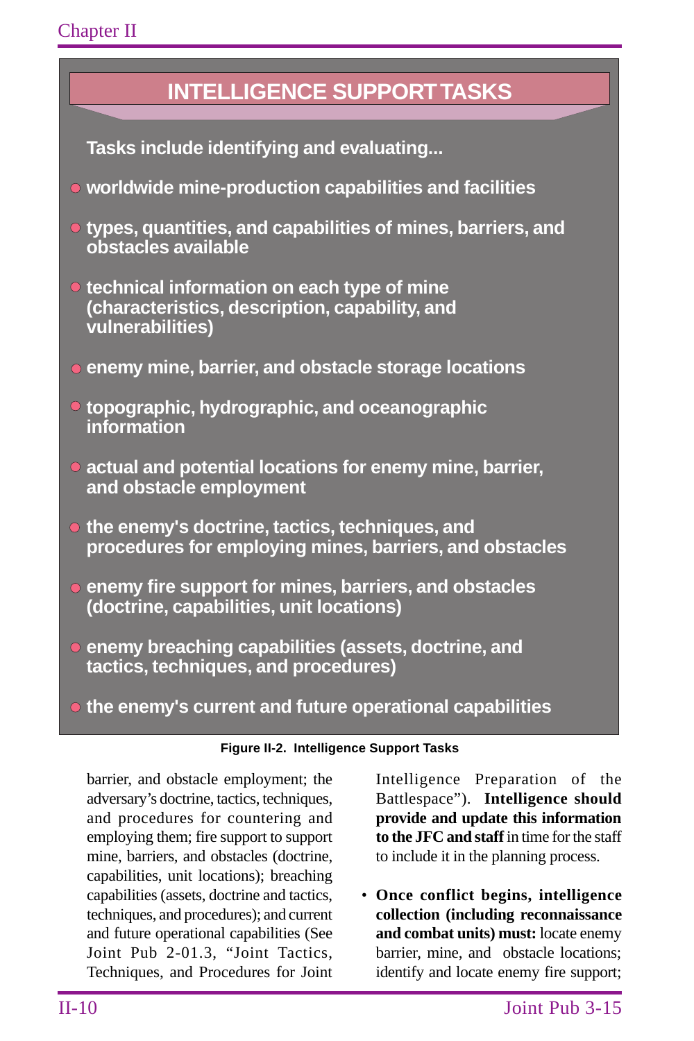## INTELLIGENCE SUPPORT TASKS

**Tasks include identifying and evaluating...**

- **worldwide mine-production capabilities and facilities**
- **types, quantities, and capabilities of mines, barriers, and obstacles available**
- **technical information on each type of mine (characteristics, description, capability, and vulnerabilities)**
- **enemy mine, barrier, and obstacle storage locations**
- **topographic, hydrographic, and oceanographic information**
- **actual and potential locations for enemy mine, barrier, and obstacle employment**
- **the enemy's doctrine, tactics, techniques, and procedures for employing mines, barriers, and obstacles**
- **enemy fire support for mines, barriers, and obstacles (doctrine, capabilities, unit locations)**
- **enemy breaching capabilities (assets, doctrine, and tactics, techniques, and procedures)**
- **the enemy's current and future operational capabilities**

**Figure II-2. Intelligence Support Tasks**

barrier, and obstacle employment; the adversary's doctrine, tactics, techniques, and procedures for countering and employing them; fire support to support mine, barriers, and obstacles (doctrine, capabilities, unit locations); breaching capabilities (assets, doctrine and tactics, techniques, and procedures); and current and future operational capabilities (See Joint Pub 2-01.3, "Joint Tactics, Techniques, and Procedures for Joint Intelligence Preparation of the Battlespace"). **Intelligence should provide and update this information to the JFC and staff** in time for the staff to include it in the planning process.

- **Once conflict begins, intelligence collection (including reconnaissance and combat units) must:** locate enemy barrier, mine, and obstacle locations; identify and locate enemy fire support;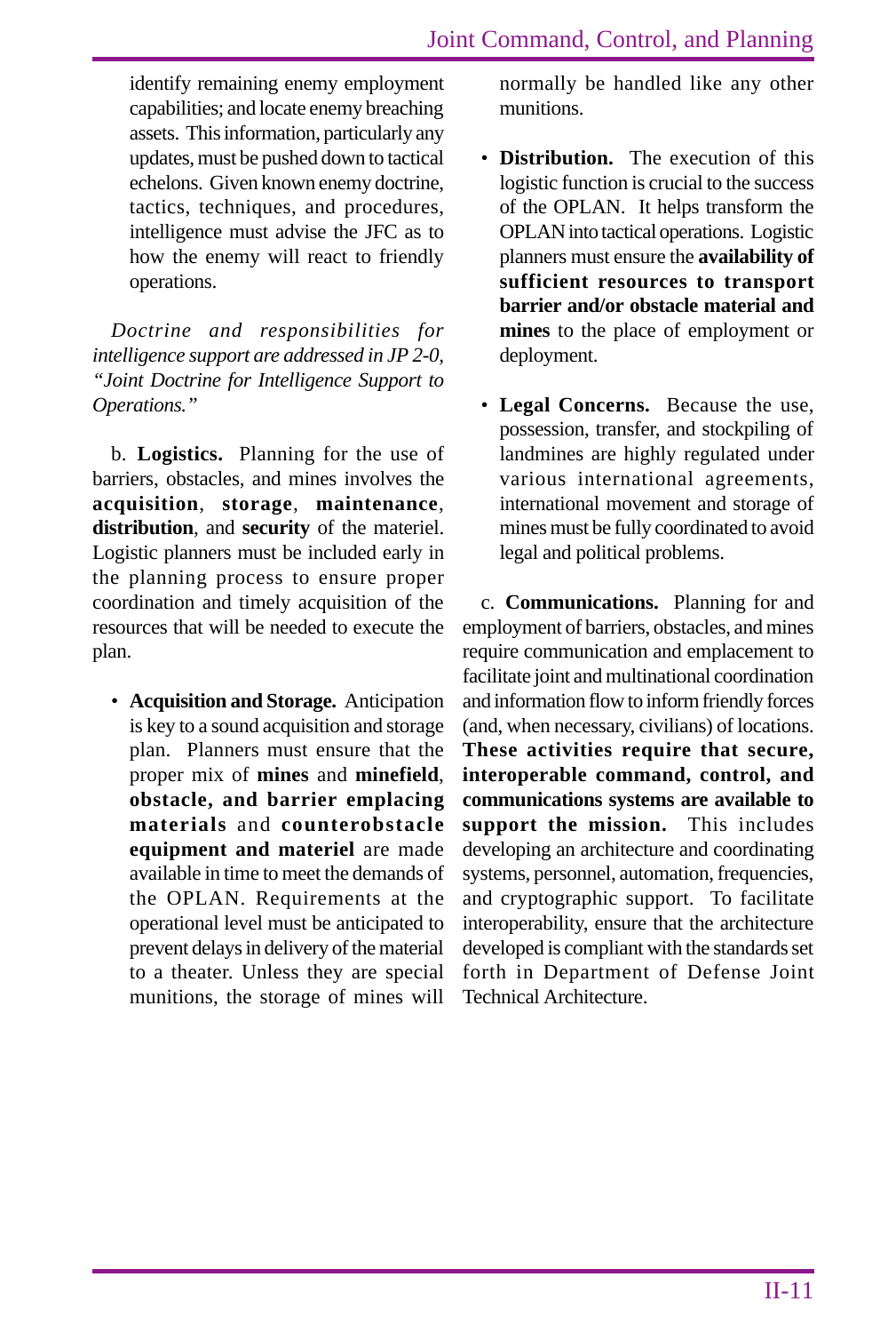identify remaining enemy employment capabilities; and locate enemy breaching assets. This information, particularly any updates, must be pushed down to tactical echelons. Given known enemy doctrine, tactics, techniques, and procedures, intelligence must advise the JFC as to how the enemy will react to friendly operations.

*Doctrine and responsibilities for intelligence support are addressed in JP 2-0, "Joint Doctrine for Intelligence Support to Operations."*

b. **Logistics.** Planning for the use of barriers, obstacles, and mines involves the **acquisition**, **storage**, **maintenance**, **distribution**, and **security** of the materiel. Logistic planners must be included early in the planning process to ensure proper coordination and timely acquisition of the resources that will be needed to execute the plan.

- **Acquisition and Storage.** Anticipation is key to a sound acquisition and storage plan. Planners must ensure that the proper mix of **mines** and **minefield, obstacle, and barrier emplacing materials** and **counterobstacle equipment and materiel** are made available in time to meet the demands of the OPLAN. Requirements at the operational level must be anticipated to prevent delays in delivery of the material to a theater. Unless they are special munitions, the storage of mines will normally be handled like any other munitions.

- **Distribution.** The execution of this logistic function is crucial to the success of the OPLAN. It helps transform the OPLAN into tactical operations. Logistic planners must ensure the **availability of sufficient resources to transport barrier and/or obstacle material and mines** to the place of employment or deployment.

- **Legal Concerns.** Because the use, possession, transfer, and stockpiling of landmines are highly regulated under various international agreements, international movement and storage of mines must be fully coordinated to avoid legal and political problems.

c. **Communications.** Planning for and employment of barriers, obstacles, and mines require communication and emplacement to facilitate joint and multinational coordination and information flow to inform friendly forces (and, when necessary, civilians) of locations. **These activities require that secure, interoperable command, control, and communications systems are available to support the mission.** This includes developing an architecture and coordinating systems, personnel, automation, frequencies, and cryptographic support. To facilitate interoperability, ensure that the architecture developed is compliant with the standards set forth in Department of Defense Joint Technical Architecture.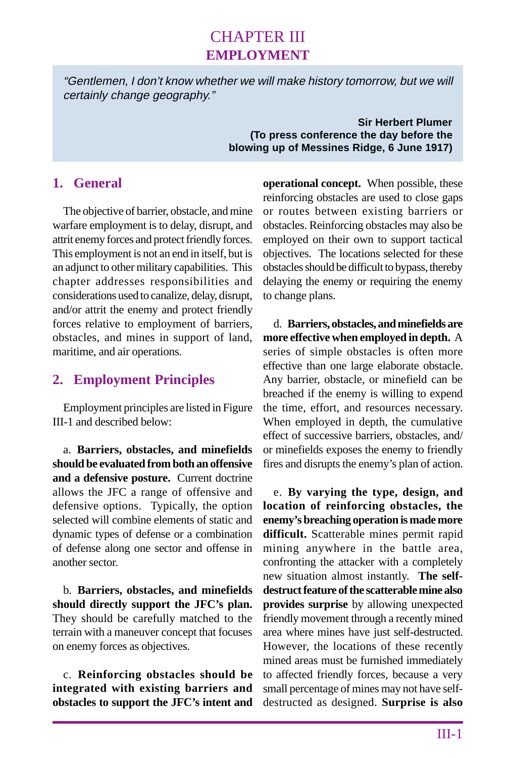# CHAPTER III
# EMPLOYMENT

> *"Gentlemen, I don't know whether we will make history tomorrow, but we will certainly change geography."*
>
> **Sir Herbert Plumer**
> **(To press conference the day before the blowing up of Messines Ridge, 6 June 1917)**

## 1. General

The objective of barrier, obstacle, and mine warfare employment is to delay, disrupt, and attrit enemy forces and protect friendly forces. This employment is not an end in itself, but is an adjunct to other military capabilities. This chapter addresses responsibilities and considerations used to canalize, delay, disrupt, and/or attrit the enemy and protect friendly forces relative to employment of barriers, obstacles, and mines in support of land, maritime, and air operations.

## 2. Employment Principles

Employment principles are listed in Figure III-1 and described below:

a. **Barriers, obstacles, and minefields should be evaluated from both an offensive and a defensive posture.** Current doctrine allows the JFC a range of offensive and defensive options. Typically, the option selected will combine elements of static and dynamic types of defense or a combination of defense along one sector and offense in another sector.

b. **Barriers, obstacles, and minefields should directly support the JFC's plan.** They should be carefully matched to the terrain with a maneuver concept that focuses on enemy forces as objectives.

c. **Reinforcing obstacles should be integrated with existing barriers and obstacles to support the JFC's intent and operational concept.** When possible, these reinforcing obstacles are used to close gaps or routes between existing barriers or obstacles. Reinforcing obstacles may also be employed on their own to support tactical objectives. The locations selected for these obstacles should be difficult to bypass, thereby delaying the enemy or requiring the enemy to change plans.

d. **Barriers, obstacles, and minefields are more effective when employed in depth.** A series of simple obstacles is often more effective than one large elaborate obstacle. Any barrier, obstacle, or minefield can be breached if the enemy is willing to expend the time, effort, and resources necessary. When employed in depth, the cumulative effect of successive barriers, obstacles, and/or minefields exposes the enemy to friendly fires and disrupts the enemy's plan of action.

e. **By varying the type, design, and location of reinforcing obstacles, the enemy's breaching operation is made more difficult.** Scatterable mines permit rapid mining anywhere in the battle area, confronting the attacker with a completely new situation almost instantly. **The self-destruct feature of the scatterable mine also provides surprise** by allowing unexpected friendly movement through a recently mined area where mines have just self-destructed. However, the locations of these recently mined areas must be furnished immediately to affected friendly forces, because a very small percentage of mines may not have self-destructed as designed. **Surprise is also**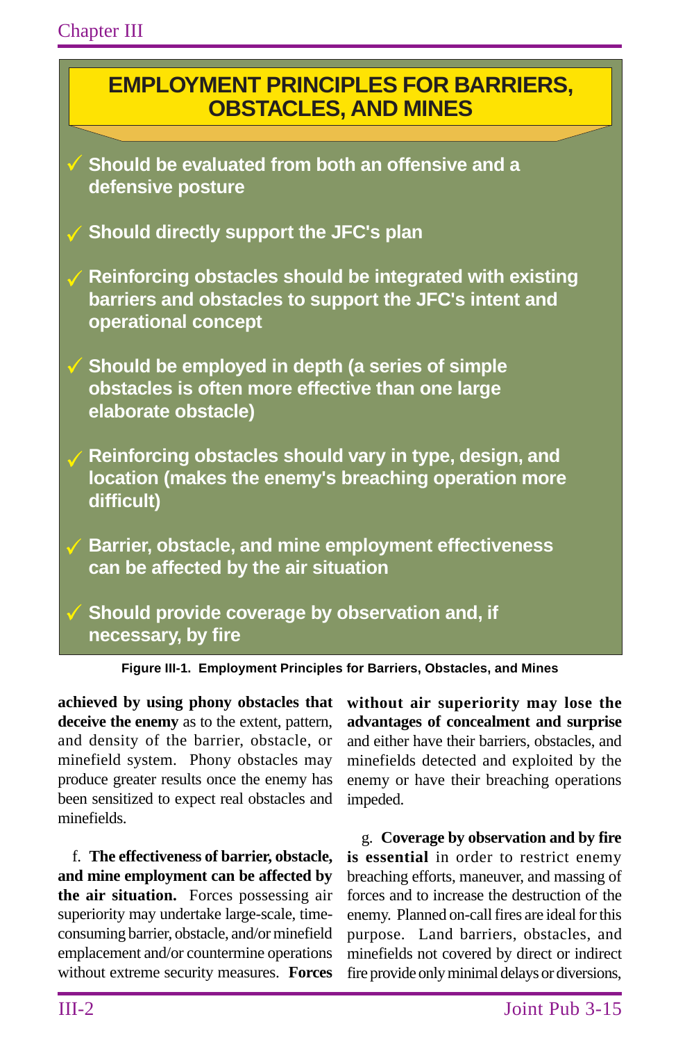## EMPLOYMENT PRINCIPLES FOR BARRIERS, OBSTACLES, AND MINES

- ✓ **Should be evaluated from both an offensive and a defensive posture**
- ✓ **Should directly support the JFC's plan**
- ✓ **Reinforcing obstacles should be integrated with existing barriers and obstacles to support the JFC's intent and operational concept**
- ✓ **Should be employed in depth (a series of simple obstacles is often more effective than one large elaborate obstacle)**
- ✓ **Reinforcing obstacles should vary in type, design, and location (makes the enemy's breaching operation more difficult)**
- ✓ **Barrier, obstacle, and mine employment effectiveness can be affected by the air situation**
- ✓ **Should provide coverage by observation and, if necessary, by fire**

**Figure III-1. Employment Principles for Barriers, Obstacles, and Mines**

**achieved by using phony obstacles that deceive the enemy** as to the extent, pattern, and density of the barrier, obstacle, or minefield system. Phony obstacles may produce greater results once the enemy has been sensitized to expect real obstacles and minefields.

f. **The effectiveness of barrier, obstacle, and mine employment can be affected by the air situation.** Forces possessing air superiority may undertake large-scale, time-consuming barrier, obstacle, and/or minefield emplacement and/or countermine operations without extreme security measures. **Forces without air superiority may lose the advantages of concealment and surprise** and either have their barriers, obstacles, and minefields detected and exploited by the enemy or have their breaching operations impeded.

g. **Coverage by observation and by fire is essential** in order to restrict enemy breaching efforts, maneuver, and massing of forces and to increase the destruction of the enemy. Planned on-call fires are ideal for this purpose. Land barriers, obstacles, and minefields not covered by direct or indirect fire provide only minimal delays or diversions,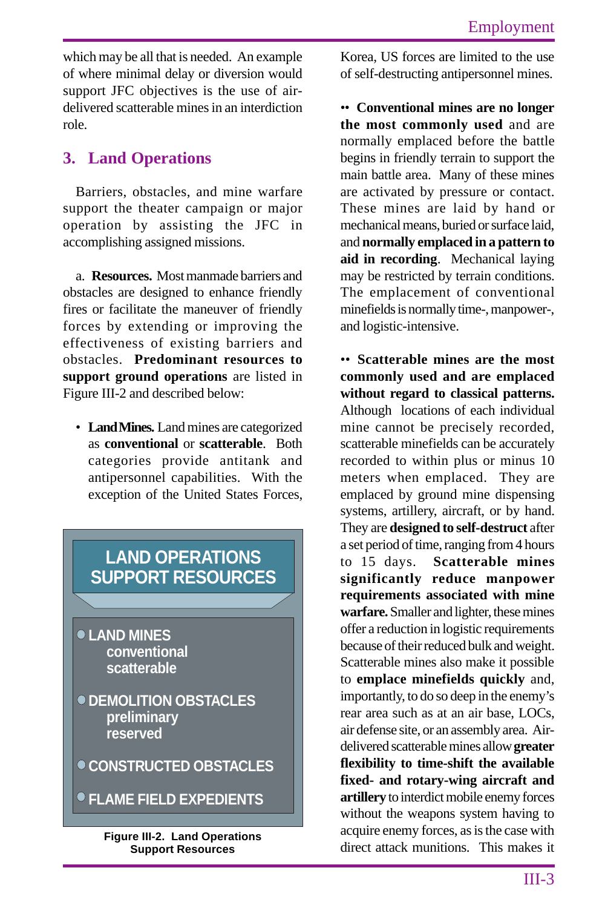which may be all that is needed. An example of where minimal delay or diversion would support JFC objectives is the use of air-delivered scatterable mines in an interdiction role.

## 3. Land Operations

Barriers, obstacles, and mine warfare support the theater campaign or major operation by assisting the JFC in accomplishing assigned missions.

a. **Resources.** Most manmade barriers and obstacles are designed to enhance friendly fires or facilitate the maneuver of friendly forces by extending or improving the effectiveness of existing barriers and obstacles. **Predominant resources to support ground operations** are listed in Figure III-2 and described below:

- **Land Mines.** Land mines are categorized as **conventional** or **scatterable**. Both categories provide antitank and antipersonnel capabilities. With the exception of the United States Forces, Korea, US forces are limited to the use of self-destructing antipersonnel mines.

**LAND OPERATIONS SUPPORT RESOURCES**

- LAND MINES
  - conventional
  - scatterable
- DEMOLITION OBSTACLES
  - preliminary
  - reserved
- CONSTRUCTED OBSTACLES
- FLAME FIELD EXPEDIENTS

**Figure III-2. Land Operations Support Resources**

•• **Conventional mines are no longer the most commonly used** and are normally emplaced before the battle begins in friendly terrain to support the main battle area. Many of these mines are activated by pressure or contact. These mines are laid by hand or mechanical means, buried or surface laid, and **normally emplaced in a pattern to aid in recording**. Mechanical laying may be restricted by terrain conditions. The emplacement of conventional minefields is normally time-, manpower-, and logistic-intensive.

•• **Scatterable mines are the most commonly used and are emplaced without regard to classical patterns.** Although locations of each individual mine cannot be precisely recorded, scatterable minefields can be accurately recorded to within plus or minus 10 meters when emplaced. They are emplaced by ground mine dispensing systems, artillery, aircraft, or by hand. They are **designed to self-destruct** after a set period of time, ranging from 4 hours to 15 days. **Scatterable mines significantly reduce manpower requirements associated with mine warfare.** Smaller and lighter, these mines offer a reduction in logistic requirements because of their reduced bulk and weight. Scatterable mines also make it possible to **emplace minefields quickly** and, importantly, to do so deep in the enemy's rear area such as at an air base, LOCs, air defense site, or an assembly area. Air-delivered scatterable mines allow **greater flexibility to time-shift the available fixed- and rotary-wing aircraft and artillery** to interdict mobile enemy forces without the weapons system having to acquire enemy forces, as is the case with direct attack munitions. This makes it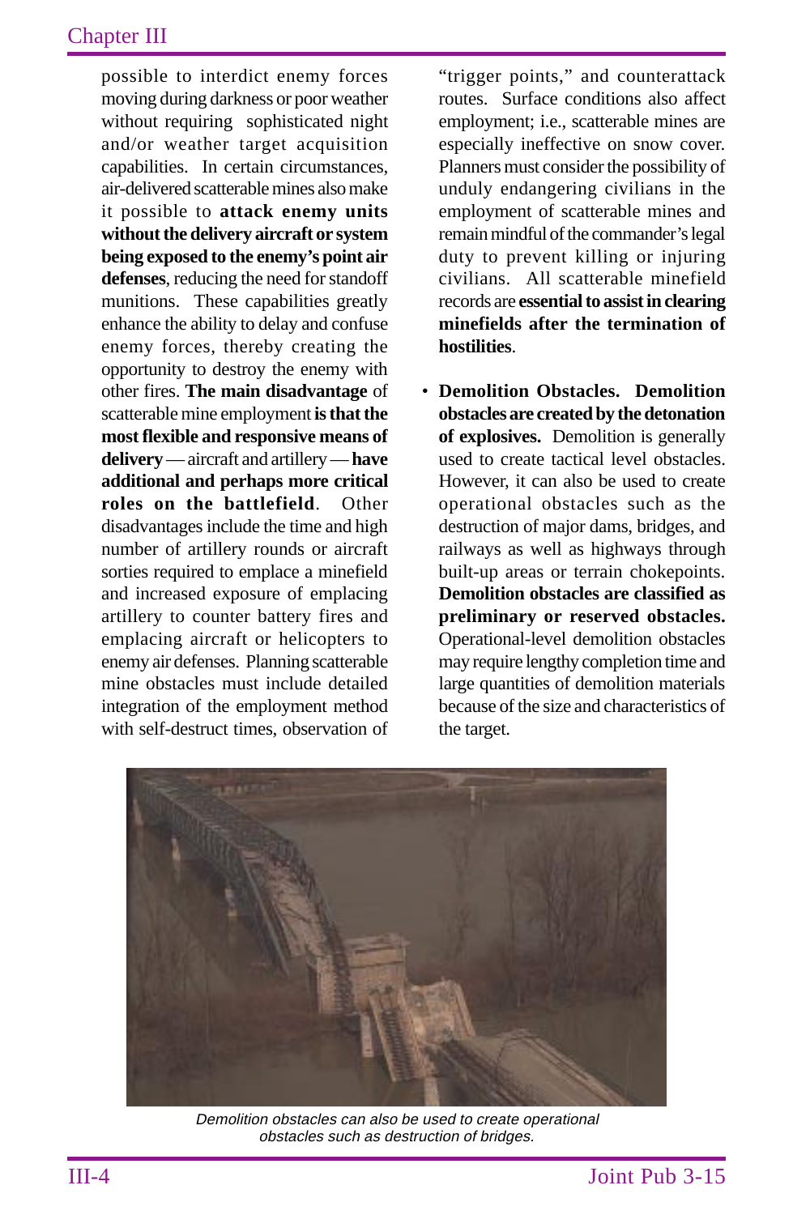possible to interdict enemy forces moving during darkness or poor weather without requiring sophisticated night and/or weather target acquisition capabilities. In certain circumstances, air-delivered scatterable mines also make it possible to **attack enemy units without the delivery aircraft or system being exposed to the enemy's point air defenses**, reducing the need for standoff munitions. These capabilities greatly enhance the ability to delay and confuse enemy forces, thereby creating the opportunity to destroy the enemy with other fires. **The main disadvantage** of scatterable mine employment **is that the most flexible and responsive means of delivery** — aircraft and artillery — **have additional and perhaps more critical roles on the battlefield**. Other disadvantages include the time and high number of artillery rounds or aircraft sorties required to emplace a minefield and increased exposure of emplacing artillery to counter battery fires and emplacing aircraft or helicopters to enemy air defenses. Planning scatterable mine obstacles must include detailed integration of the employment method with self-destruct times, observation of "trigger points," and counterattack routes. Surface conditions also affect employment; i.e., scatterable mines are especially ineffective on snow cover. Planners must consider the possibility of unduly endangering civilians in the employment of scatterable mines and remain mindful of the commander's legal duty to prevent killing or injuring civilians. All scatterable minefield records are **essential to assist in clearing minefields after the termination of hostilities**.

- **Demolition Obstacles. Demolition obstacles are created by the detonation of explosives.** Demolition is generally used to create tactical level obstacles. However, it can also be used to create operational obstacles such as the destruction of major dams, bridges, and railways as well as highways through built-up areas or terrain chokepoints. **Demolition obstacles are classified as preliminary or reserved obstacles.** Operational-level demolition obstacles may require lengthy completion time and large quantities of demolition materials because of the size and characteristics of the target.

*Demolition obstacles can also be used to create operational obstacles such as destruction of bridges.*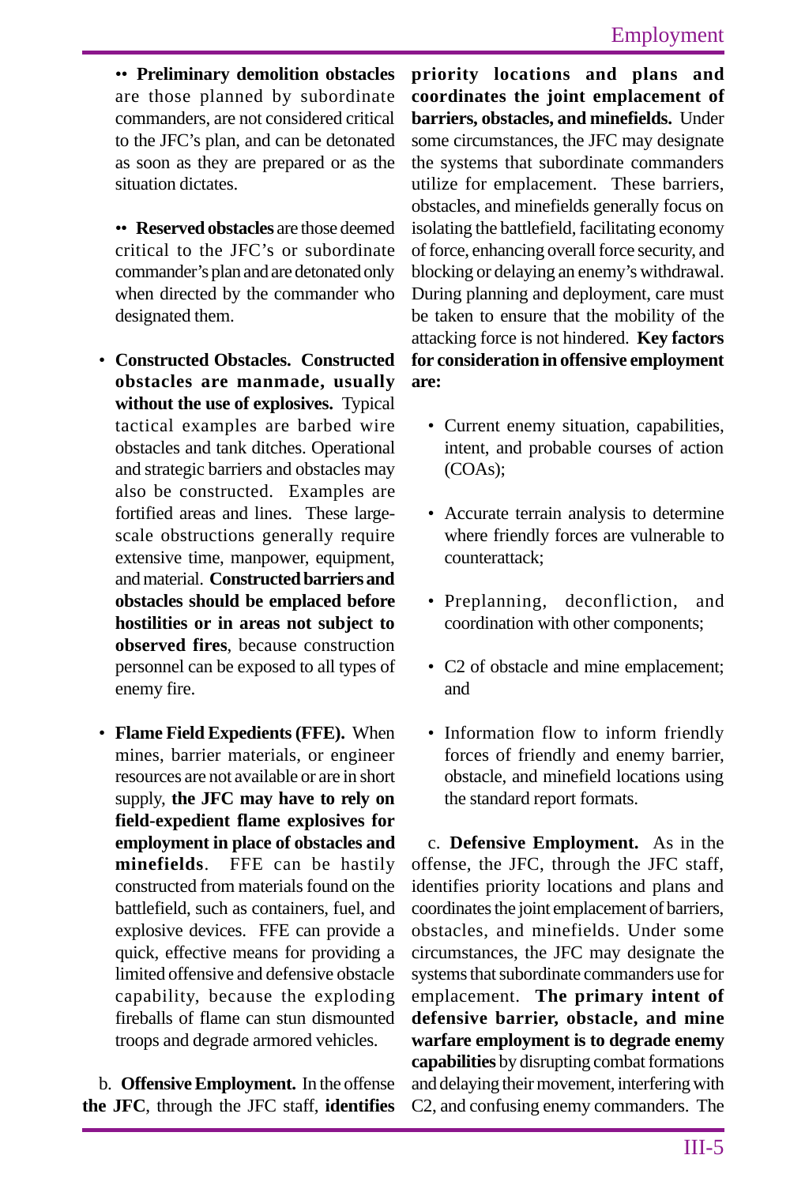•• **Preliminary demolition obstacles** are those planned by subordinate commanders, are not considered critical to the JFC's plan, and can be detonated as soon as they are prepared or as the situation dictates.

•• **Reserved obstacles** are those deemed critical to the JFC's or subordinate commander's plan and are detonated only when directed by the commander who designated them.

- **Constructed Obstacles. Constructed obstacles are manmade, usually without the use of explosives.** Typical tactical examples are barbed wire obstacles and tank ditches. Operational and strategic barriers and obstacles may also be constructed. Examples are fortified areas and lines. These large-scale obstructions generally require extensive time, manpower, equipment, and material. **Constructed barriers and obstacles should be emplaced before hostilities or in areas not subject to observed fires**, because construction personnel can be exposed to all types of enemy fire.

- **Flame Field Expedients (FFE).** When mines, barrier materials, or engineer resources are not available or are in short supply, **the JFC may have to rely on field-expedient flame explosives for employment in place of obstacles and minefields**. FFE can be hastily constructed from materials found on the battlefield, such as containers, fuel, and explosive devices. FFE can provide a quick, effective means for providing a limited offensive and defensive obstacle capability, because the exploding fireballs of flame can stun dismounted troops and degrade armored vehicles.

b. **Offensive Employment.** In the offense **the JFC**, through the JFC staff, **identifies priority locations and plans and coordinates the joint emplacement of barriers, obstacles, and minefields.** Under some circumstances, the JFC may designate the systems that subordinate commanders utilize for emplacement. These barriers, obstacles, and minefields generally focus on isolating the battlefield, facilitating economy of force, enhancing overall force security, and blocking or delaying an enemy's withdrawal. During planning and deployment, care must be taken to ensure that the mobility of the attacking force is not hindered. **Key factors for consideration in offensive employment are:**

- Current enemy situation, capabilities, intent, and probable courses of action (COAs);

- Accurate terrain analysis to determine where friendly forces are vulnerable to counterattack;

- Preplanning, deconfliction, and coordination with other components;

- C2 of obstacle and mine emplacement; and

- Information flow to inform friendly forces of friendly and enemy barrier, obstacle, and minefield locations using the standard report formats.

c. **Defensive Employment.** As in the offense, the JFC, through the JFC staff, identifies priority locations and plans and coordinates the joint emplacement of barriers, obstacles, and minefields. Under some circumstances, the JFC may designate the systems that subordinate commanders use for emplacement. **The primary intent of defensive barrier, obstacle, and mine warfare employment is to degrade enemy capabilities** by disrupting combat formations and delaying their movement, interfering with C2, and confusing enemy commanders. The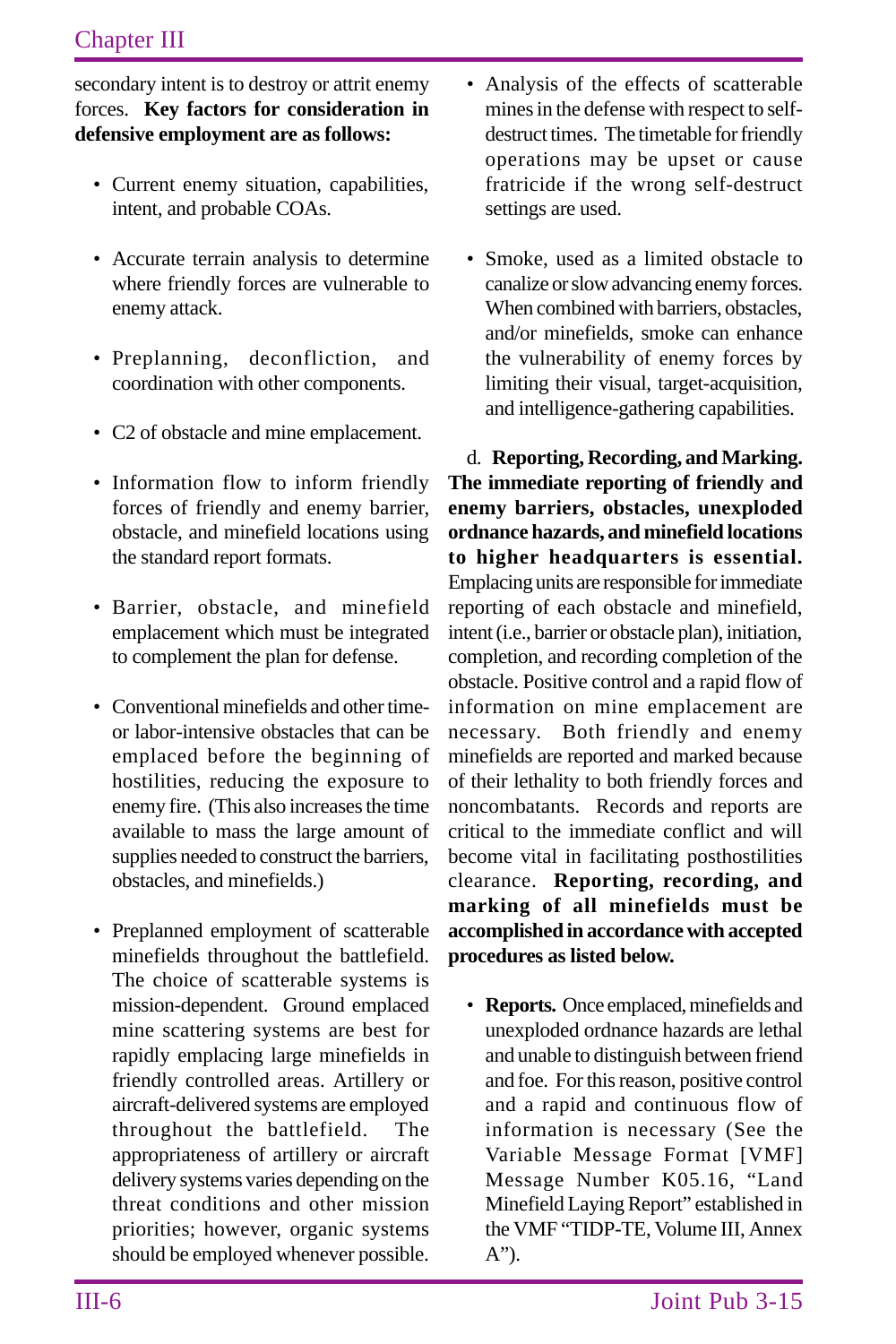secondary intent is to destroy or attrit enemy forces. **Key factors for consideration in defensive employment are as follows:**

- Current enemy situation, capabilities, intent, and probable COAs.

- Accurate terrain analysis to determine where friendly forces are vulnerable to enemy attack.

- Preplanning, deconfliction, and coordination with other components.

- C2 of obstacle and mine emplacement.

- Information flow to inform friendly forces of friendly and enemy barrier, obstacle, and minefield locations using the standard report formats.

- Barrier, obstacle, and minefield emplacement which must be integrated to complement the plan for defense.

- Conventional minefields and other time- or labor-intensive obstacles that can be emplaced before the beginning of hostilities, reducing the exposure to enemy fire. (This also increases the time available to mass the large amount of supplies needed to construct the barriers, obstacles, and minefields.)

- Preplanned employment of scatterable minefields throughout the battlefield. The choice of scatterable systems is mission-dependent. Ground emplaced mine scattering systems are best for rapidly emplacing large minefields in friendly controlled areas. Artillery or aircraft-delivered systems are employed throughout the battlefield. The appropriateness of artillery or aircraft delivery systems varies depending on the threat conditions and other mission priorities; however, organic systems should be employed whenever possible.

- Analysis of the effects of scatterable mines in the defense with respect to self-destruct times. The timetable for friendly operations may be upset or cause fratricide if the wrong self-destruct settings are used.

- Smoke, used as a limited obstacle to canalize or slow advancing enemy forces. When combined with barriers, obstacles, and/or minefields, smoke can enhance the vulnerability of enemy forces by limiting their visual, target-acquisition, and intelligence-gathering capabilities.

d. **Reporting, Recording, and Marking. The immediate reporting of friendly and enemy barriers, obstacles, unexploded ordnance hazards, and minefield locations to higher headquarters is essential.** Emplacing units are responsible for immediate reporting of each obstacle and minefield, intent (i.e., barrier or obstacle plan), initiation, completion, and recording completion of the obstacle. Positive control and a rapid flow of information on mine emplacement are necessary. Both friendly and enemy minefields are reported and marked because of their lethality to both friendly forces and noncombatants. Records and reports are critical to the immediate conflict and will become vital in facilitating posthostilities clearance. **Reporting, recording, and marking of all minefields must be accomplished in accordance with accepted procedures as listed below.**

- **Reports.** Once emplaced, minefields and unexploded ordnance hazards are lethal and unable to distinguish between friend and foe. For this reason, positive control and a rapid and continuous flow of information is necessary (See the Variable Message Format [VMF] Message Number K05.16, "Land Minefield Laying Report" established in the VMF "TIDP-TE, Volume III, Annex A").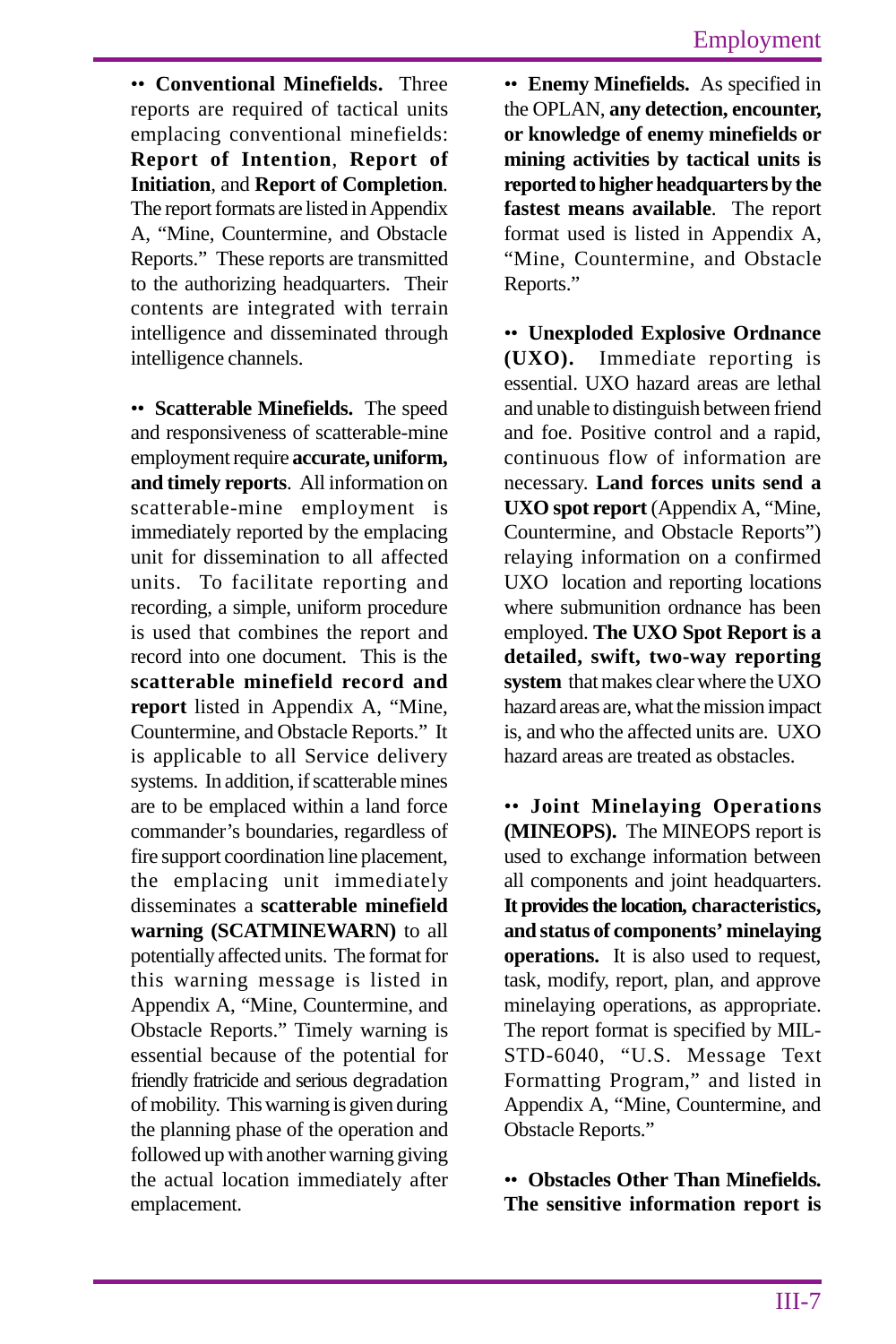•• **Conventional Minefields.** Three reports are required of tactical units emplacing conventional minefields: **Report of Intention**, **Report of Initiation**, and **Report of Completion**. The report formats are listed in Appendix A, "Mine, Countermine, and Obstacle Reports." These reports are transmitted to the authorizing headquarters. Their contents are integrated with terrain intelligence and disseminated through intelligence channels.

•• **Scatterable Minefields.** The speed and responsiveness of scatterable-mine employment require **accurate, uniform, and timely reports**. All information on scatterable-mine employment is immediately reported by the emplacing unit for dissemination to all affected units. To facilitate reporting and recording, a simple, uniform procedure is used that combines the report and record into one document. This is the **scatterable minefield record and report** listed in Appendix A, "Mine, Countermine, and Obstacle Reports." It is applicable to all Service delivery systems. In addition, if scatterable mines are to be emplaced within a land force commander's boundaries, regardless of fire support coordination line placement, the emplacing unit immediately disseminates a **scatterable minefield warning (SCATMINEWARN)** to all potentially affected units. The format for this warning message is listed in Appendix A, "Mine, Countermine, and Obstacle Reports." Timely warning is essential because of the potential for friendly fratricide and serious degradation of mobility. This warning is given during the planning phase of the operation and followed up with another warning giving the actual location immediately after emplacement.

•• **Enemy Minefields.** As specified in the OPLAN, **any detection, encounter, or knowledge of enemy minefields or mining activities by tactical units is reported to higher headquarters by the fastest means available**. The report format used is listed in Appendix A, "Mine, Countermine, and Obstacle Reports."

•• **Unexploded Explosive Ordnance (UXO).** Immediate reporting is essential. UXO hazard areas are lethal and unable to distinguish between friend and foe. Positive control and a rapid, continuous flow of information are necessary. **Land forces units send a UXO spot report** (Appendix A, "Mine, Countermine, and Obstacle Reports") relaying information on a confirmed UXO location and reporting locations where submunition ordnance has been employed. **The UXO Spot Report is a detailed, swift, two-way reporting system** that makes clear where the UXO hazard areas are, what the mission impact is, and who the affected units are. UXO hazard areas are treated as obstacles.

•• **Joint Minelaying Operations (MINEOPS).** The MINEOPS report is used to exchange information between all components and joint headquarters. **It provides the location, characteristics, and status of components' minelaying operations.** It is also used to request, task, modify, report, plan, and approve minelaying operations, as appropriate. The report format is specified by MIL-STD-6040, "U.S. Message Text Formatting Program," and listed in Appendix A, "Mine, Countermine, and Obstacle Reports."

•• **Obstacles Other Than Minefields. The sensitive information report is**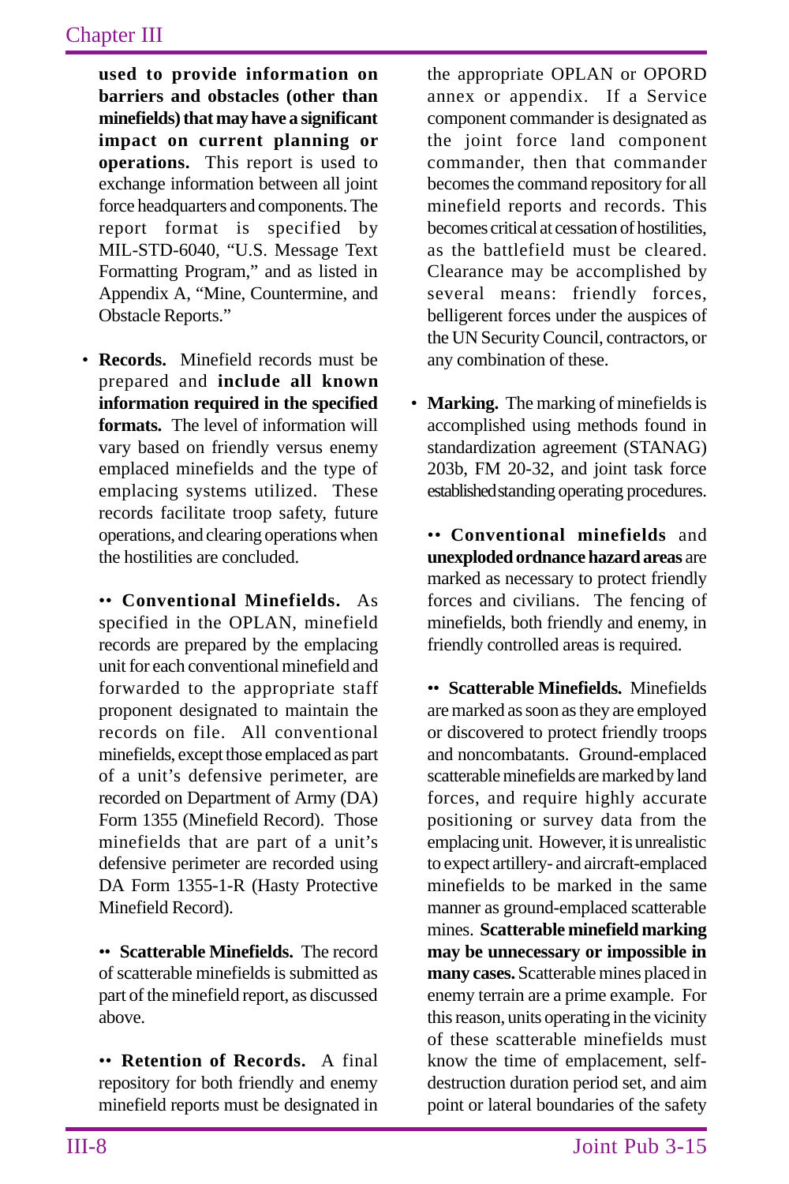used to provide information on barriers and obstacles (other than minefields) that may have a significant impact on current planning or operations.** This report is used to exchange information between all joint force headquarters and components. The report format is specified by MIL-STD-6040, "U.S. Message Text Formatting Program," and as listed in Appendix A, "Mine, Countermine, and Obstacle Reports."

- **Records.** Minefield records must be prepared and **include all known information required in the specified formats.** The level of information will vary based on friendly versus enemy emplaced minefields and the type of emplacing systems utilized. These records facilitate troop safety, future operations, and clearing operations when the hostilities are concluded.

  •• **Conventional Minefields.** As specified in the OPLAN, minefield records are prepared by the emplacing unit for each conventional minefield and forwarded to the appropriate staff proponent designated to maintain the records on file. All conventional minefields, except those emplaced as part of a unit's defensive perimeter, are recorded on Department of Army (DA) Form 1355 (Minefield Record). Those minefields that are part of a unit's defensive perimeter are recorded using DA Form 1355-1-R (Hasty Protective Minefield Record).

  •• **Scatterable Minefields.** The record of scatterable minefields is submitted as part of the minefield report, as discussed above.

  •• **Retention of Records.** A final repository for both friendly and enemy minefield reports must be designated in the appropriate OPLAN or OPORD annex or appendix. If a Service component commander is designated as the joint force land component commander, then that commander becomes the command repository for all minefield reports and records. This becomes critical at cessation of hostilities, as the battlefield must be cleared. Clearance may be accomplished by several means: friendly forces, belligerent forces under the auspices of the UN Security Council, contractors, or any combination of these.

- **Marking.** The marking of minefields is accomplished using methods found in standardization agreement (STANAG) 203b, FM 20-32, and joint task force established standing operating procedures.

  •• **Conventional minefields** and **unexploded ordnance hazard areas** are marked as necessary to protect friendly forces and civilians. The fencing of minefields, both friendly and enemy, in friendly controlled areas is required.

  •• **Scatterable Minefields.** Minefields are marked as soon as they are employed or discovered to protect friendly troops and noncombatants. Ground-emplaced scatterable minefields are marked by land forces, and require highly accurate positioning or survey data from the emplacing unit. However, it is unrealistic to expect artillery- and aircraft-emplaced minefields to be marked in the same manner as ground-emplaced scatterable mines. **Scatterable minefield marking may be unnecessary or impossible in many cases.** Scatterable mines placed in enemy terrain are a prime example. For this reason, units operating in the vicinity of these scatterable minefields must know the time of emplacement, self-destruction duration period set, and aim point or lateral boundaries of the safety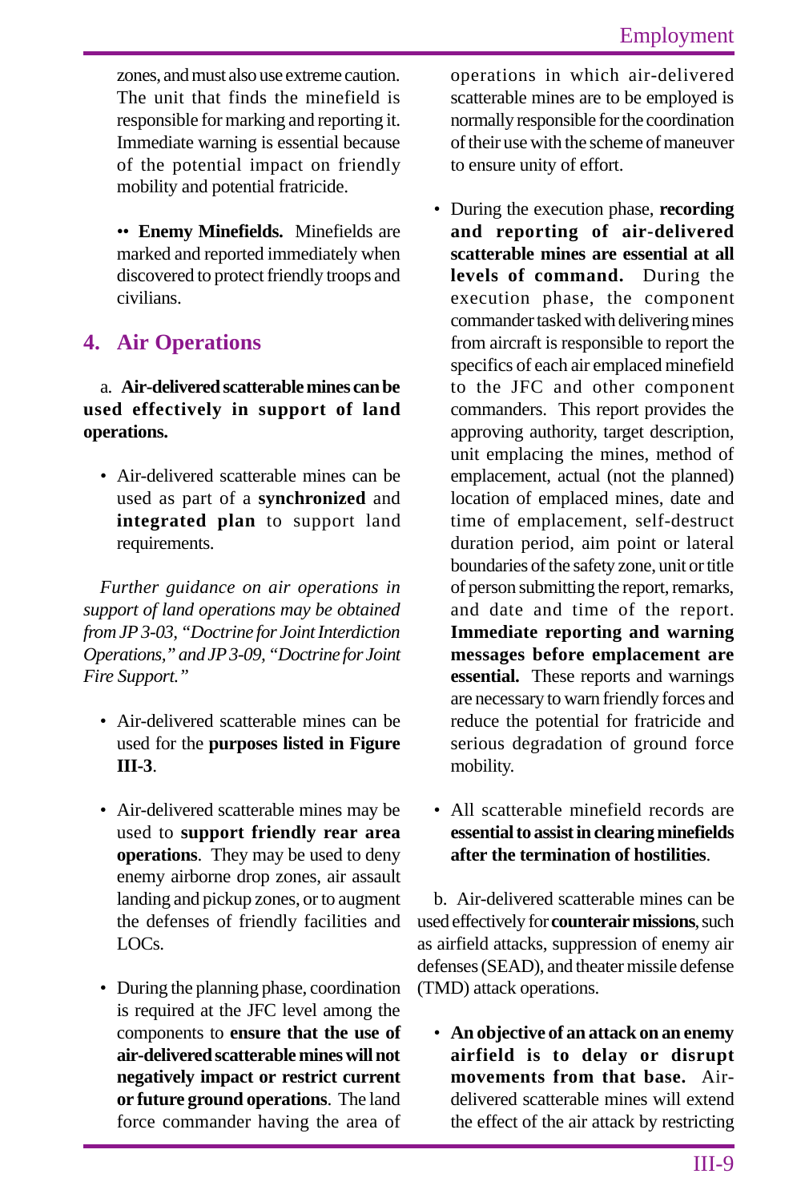zones, and must also use extreme caution. The unit that finds the minefield is responsible for marking and reporting it. Immediate warning is essential because of the potential impact on friendly mobility and potential fratricide.

•• **Enemy Minefields.** Minefields are marked and reported immediately when discovered to protect friendly troops and civilians.

## 4. Air Operations

a. **Air-delivered scatterable mines can be used effectively in support of land operations.**

- Air-delivered scatterable mines can be used as part of a **synchronized** and **integrated plan** to support land requirements.

*Further guidance on air operations in support of land operations may be obtained from JP 3-03, "Doctrine for Joint Interdiction Operations," and JP 3-09, "Doctrine for Joint Fire Support."*

- Air-delivered scatterable mines can be used for the **purposes listed in Figure III-3**.

- Air-delivered scatterable mines may be used to **support friendly rear area operations**. They may be used to deny enemy airborne drop zones, air assault landing and pickup zones, or to augment the defenses of friendly facilities and LOCs.

- During the planning phase, coordination is required at the JFC level among the components to **ensure that the use of air-delivered scatterable mines will not negatively impact or restrict current or future ground operations**. The land force commander having the area of operations in which air-delivered scatterable mines are to be employed is normally responsible for the coordination of their use with the scheme of maneuver to ensure unity of effort.

- During the execution phase, **recording and reporting of air-delivered scatterable mines are essential at all levels of command.** During the execution phase, the component commander tasked with delivering mines from aircraft is responsible to report the specifics of each air emplaced minefield to the JFC and other component commanders. This report provides the approving authority, target description, unit emplacing the mines, method of emplacement, actual (not the planned) location of emplaced mines, date and time of emplacement, self-destruct duration period, aim point or lateral boundaries of the safety zone, unit or title of person submitting the report, remarks, and date and time of the report. **Immediate reporting and warning messages before emplacement are essential.** These reports and warnings are necessary to warn friendly forces and reduce the potential for fratricide and serious degradation of ground force mobility.

- All scatterable minefield records are **essential to assist in clearing minefields after the termination of hostilities**.

b. Air-delivered scatterable mines can be used effectively for **counterair missions**, such as airfield attacks, suppression of enemy air defenses (SEAD), and theater missile defense (TMD) attack operations.

- **An objective of an attack on an enemy airfield is to delay or disrupt movements from that base.** Air-delivered scatterable mines will extend the effect of the air attack by restricting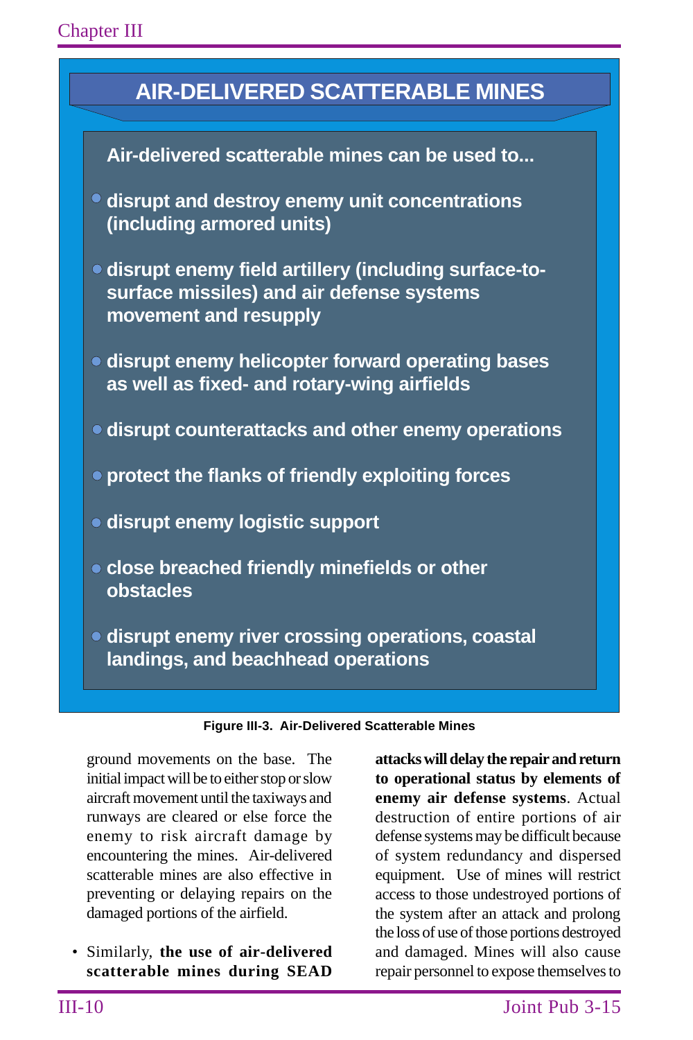## AIR-DELIVERED SCATTERABLE MINES

**Air-delivered scatterable mines can be used to...**

- **disrupt and destroy enemy unit concentrations (including armored units)**
- **disrupt enemy field artillery (including surface-to-surface missiles) and air defense systems movement and resupply**
- **disrupt enemy helicopter forward operating bases as well as fixed- and rotary-wing airfields**
- **disrupt counterattacks and other enemy operations**
- **protect the flanks of friendly exploiting forces**
- **disrupt enemy logistic support**
- **close breached friendly minefields or other obstacles**
- **disrupt enemy river crossing operations, coastal landings, and beachhead operations**

**Figure III-3. Air-Delivered Scatterable Mines**

ground movements on the base. The initial impact will be to either stop or slow aircraft movement until the taxiways and runways are cleared or else force the enemy to risk aircraft damage by encountering the mines. Air-delivered scatterable mines are also effective in preventing or delaying repairs on the damaged portions of the airfield.

- Similarly, **the use of air-delivered scatterable mines during SEAD attacks will delay the repair and return to operational status by elements of enemy air defense systems**. Actual destruction of entire portions of air defense systems may be difficult because of system redundancy and dispersed equipment. Use of mines will restrict access to those undestroyed portions of the system after an attack and prolong the loss of use of those portions destroyed and damaged. Mines will also cause repair personnel to expose themselves to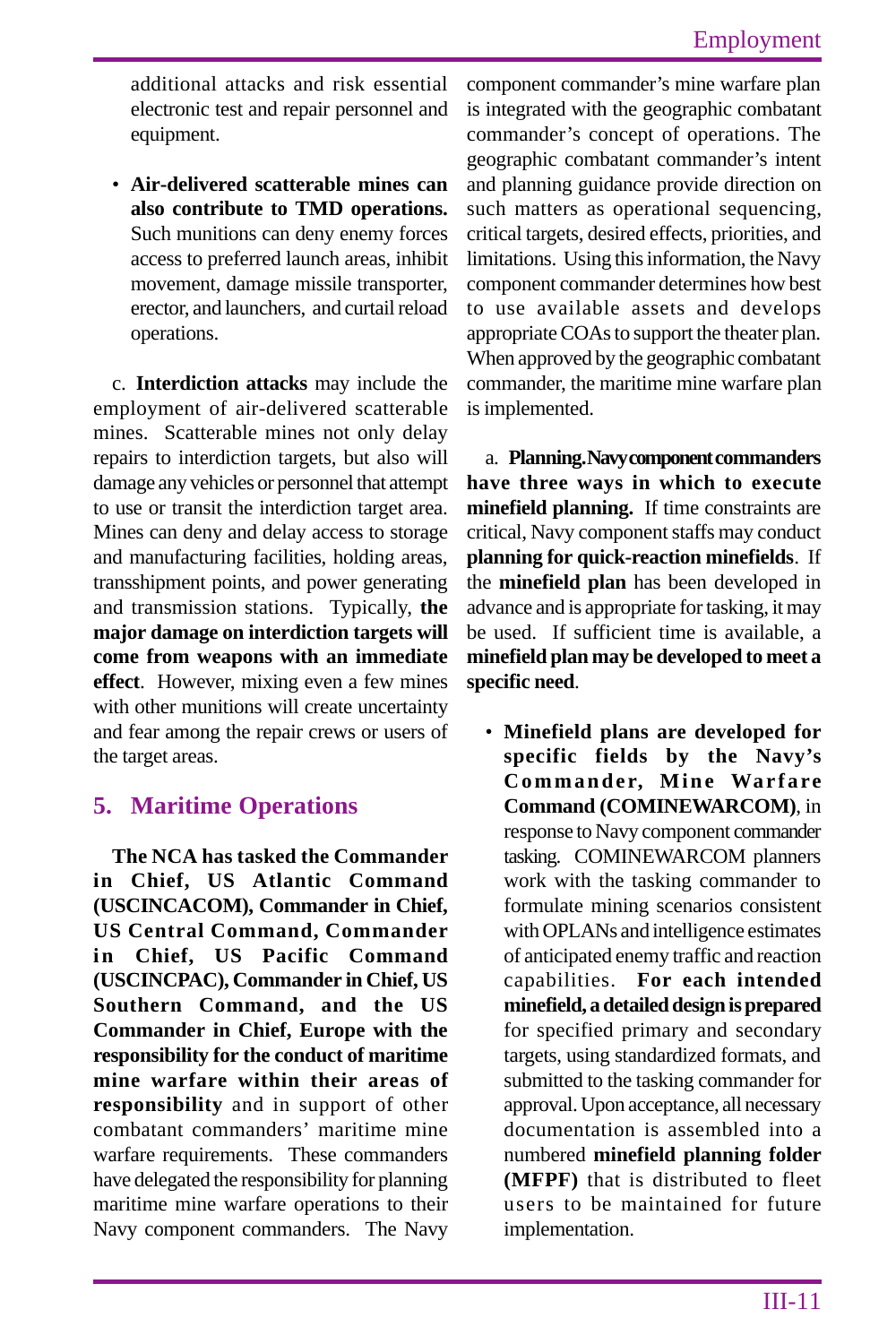additional attacks and risk essential electronic test and repair personnel and equipment.

- **Air-delivered scatterable mines can also contribute to TMD operations.** Such munitions can deny enemy forces access to preferred launch areas, inhibit movement, damage missile transporter, erector, and launchers, and curtail reload operations.

c. **Interdiction attacks** may include the employment of air-delivered scatterable mines. Scatterable mines not only delay repairs to interdiction targets, but also will damage any vehicles or personnel that attempt to use or transit the interdiction target area. Mines can deny and delay access to storage and manufacturing facilities, holding areas, transshipment points, and power generating and transmission stations. Typically, **the major damage on interdiction targets will come from weapons with an immediate effect**. However, mixing even a few mines with other munitions will create uncertainty and fear among the repair crews or users of the target areas.

## 5. Maritime Operations

**The NCA has tasked the Commander in Chief, US Atlantic Command (USCINCACOM), Commander in Chief, US Central Command, Commander in Chief, US Pacific Command (USCINCPAC), Commander in Chief, US Southern Command, and the US Commander in Chief, Europe with the responsibility for the conduct of maritime mine warfare within their areas of responsibility** and in support of other combatant commanders' maritime mine warfare requirements. These commanders have delegated the responsibility for planning maritime mine warfare operations to their Navy component commanders. The Navy component commander's mine warfare plan is integrated with the geographic combatant commander's concept of operations. The geographic combatant commander's intent and planning guidance provide direction on such matters as operational sequencing, critical targets, desired effects, priorities, and limitations. Using this information, the Navy component commander determines how best to use available assets and develops appropriate COAs to support the theater plan. When approved by the geographic combatant commander, the maritime mine warfare plan is implemented.

a. **Planning. Navy component commanders have three ways in which to execute minefield planning.** If time constraints are critical, Navy component staffs may conduct **planning for quick-reaction minefields**. If the **minefield plan** has been developed in advance and is appropriate for tasking, it may be used. If sufficient time is available, a **minefield plan may be developed to meet a specific need**.

- **Minefield plans are developed for specific fields by the Navy's Commander, Mine Warfare Command (COMINEWARCOM)**, in response to Navy component commander tasking. COMINEWARCOM planners work with the tasking commander to formulate mining scenarios consistent with OPLANs and intelligence estimates of anticipated enemy traffic and reaction capabilities. **For each intended minefield, a detailed design is prepared** for specified primary and secondary targets, using standardized formats, and submitted to the tasking commander for approval. Upon acceptance, all necessary documentation is assembled into a numbered **minefield planning folder (MFPF)** that is distributed to fleet users to be maintained for future implementation.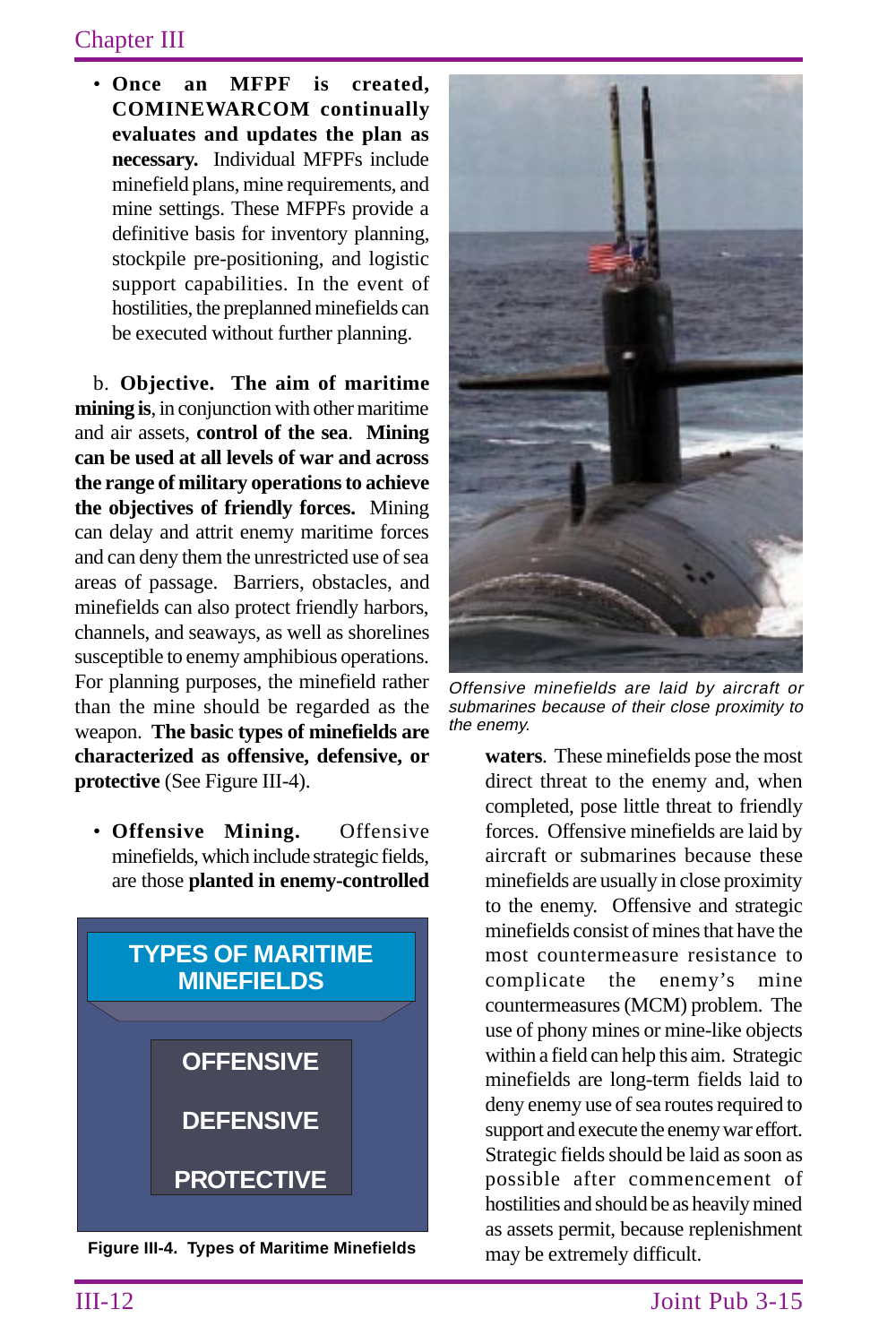- **Once an MFPF is created, COMINEWARCOM continually evaluates and updates the plan as necessary.** Individual MFPFs include minefield plans, mine requirements, and mine settings. These MFPFs provide a definitive basis for inventory planning, stockpile pre-positioning, and logistic support capabilities. In the event of hostilities, the preplanned minefields can be executed without further planning.

b. **Objective. The aim of maritime mining is**, in conjunction with other maritime and air assets, **control of the sea**. **Mining can be used at all levels of war and across the range of military operations to achieve the objectives of friendly forces.** Mining can delay and attrit enemy maritime forces and can deny them the unrestricted use of sea areas of passage. Barriers, obstacles, and minefields can also protect friendly harbors, channels, and seaways, as well as shorelines susceptible to enemy amphibious operations. For planning purposes, the minefield rather than the mine should be regarded as the weapon. **The basic types of minefields are characterized as offensive, defensive, or protective** (See Figure III-4).

- **Offensive Mining.** Offensive minefields, which include strategic fields, are those **planted in enemy-controlled waters**. These minefields pose the most direct threat to the enemy and, when completed, pose little threat to friendly forces. Offensive minefields are laid by aircraft or submarines because these minefields are usually in close proximity to the enemy. Offensive and strategic minefields consist of mines that have the most countermeasure resistance to complicate the enemy's mine countermeasures (MCM) problem. The use of phony mines or mine-like objects within a field can help this aim. Strategic minefields are long-term fields laid to deny enemy use of sea routes required to support and execute the enemy war effort. Strategic fields should be laid as soon as possible after commencement of hostilities and should be as heavily mined as assets permit, because replenishment may be extremely difficult.

*Offensive minefields are laid by aircraft or submarines because of their close proximity to the enemy.*

**TYPES OF MARITIME MINEFIELDS**

- OFFENSIVE
- DEFENSIVE
- PROTECTIVE

**Figure III-4. Types of Maritime Minefields**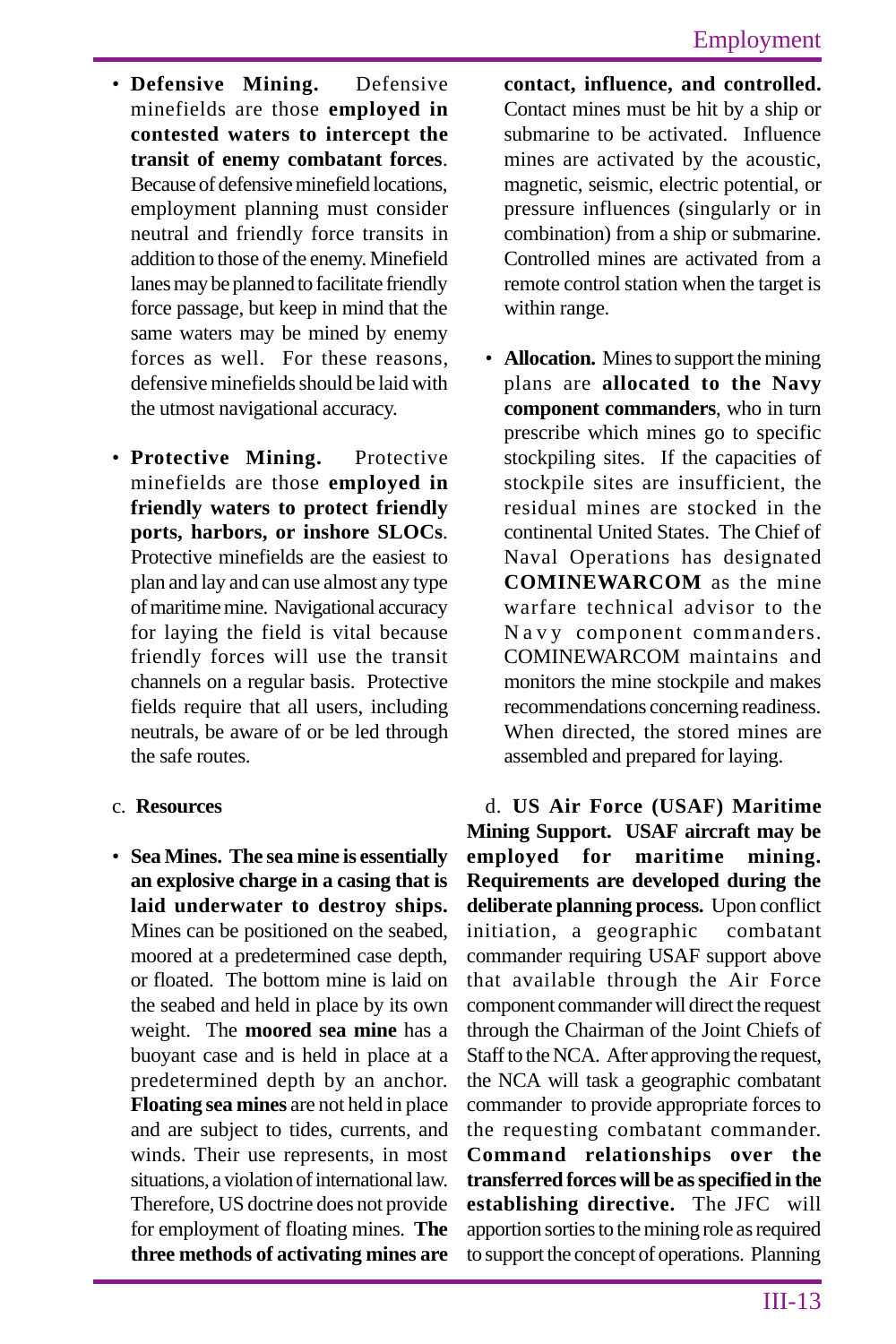- **Defensive Mining.** Defensive minefields are those **employed in contested waters to intercept the transit of enemy combatant forces**. Because of defensive minefield locations, employment planning must consider neutral and friendly force transits in addition to those of the enemy. Minefield lanes may be planned to facilitate friendly force passage, but keep in mind that the same waters may be mined by enemy forces as well. For these reasons, defensive minefields should be laid with the utmost navigational accuracy.

- **Protective Mining.** Protective minefields are those **employed in friendly waters to protect friendly ports, harbors, or inshore SLOCs**. Protective minefields are the easiest to plan and lay and can use almost any type of maritime mine. Navigational accuracy for laying the field is vital because friendly forces will use the transit channels on a regular basis. Protective fields require that all users, including neutrals, be aware of or be led through the safe routes.

c. **Resources**

- **Sea Mines. The sea mine is essentially an explosive charge in a casing that is laid underwater to destroy ships.** Mines can be positioned on the seabed, moored at a predetermined case depth, or floated. The bottom mine is laid on the seabed and held in place by its own weight. The **moored sea mine** has a buoyant case and is held in place at a predetermined depth by an anchor. **Floating sea mines** are not held in place and are subject to tides, currents, and winds. Their use represents, in most situations, a violation of international law. Therefore, US doctrine does not provide for employment of floating mines. **The three methods of activating mines are contact, influence, and controlled.** Contact mines must be hit by a ship or submarine to be activated. Influence mines are activated by the acoustic, magnetic, seismic, electric potential, or pressure influences (singularly or in combination) from a ship or submarine. Controlled mines are activated from a remote control station when the target is within range.

- **Allocation.** Mines to support the mining plans are **allocated to the Navy component commanders**, who in turn prescribe which mines go to specific stockpiling sites. If the capacities of stockpile sites are insufficient, the residual mines are stocked in the continental United States. The Chief of Naval Operations has designated **COMINEWARCOM** as the mine warfare technical advisor to the Navy component commanders. COMINEWARCOM maintains and monitors the mine stockpile and makes recommendations concerning readiness. When directed, the stored mines are assembled and prepared for laying.

d. **US Air Force (USAF) Maritime Mining Support. USAF aircraft may be employed for maritime mining. Requirements are developed during the deliberate planning process.** Upon conflict initiation, a geographic combatant commander requiring USAF support above that available through the Air Force component commander will direct the request through the Chairman of the Joint Chiefs of Staff to the NCA. After approving the request, the NCA will task a geographic combatant commander to provide appropriate forces to the requesting combatant commander. **Command relationships over the transferred forces will be as specified in the establishing directive.** The JFC will apportion sorties to the mining role as required to support the concept of operations. Planning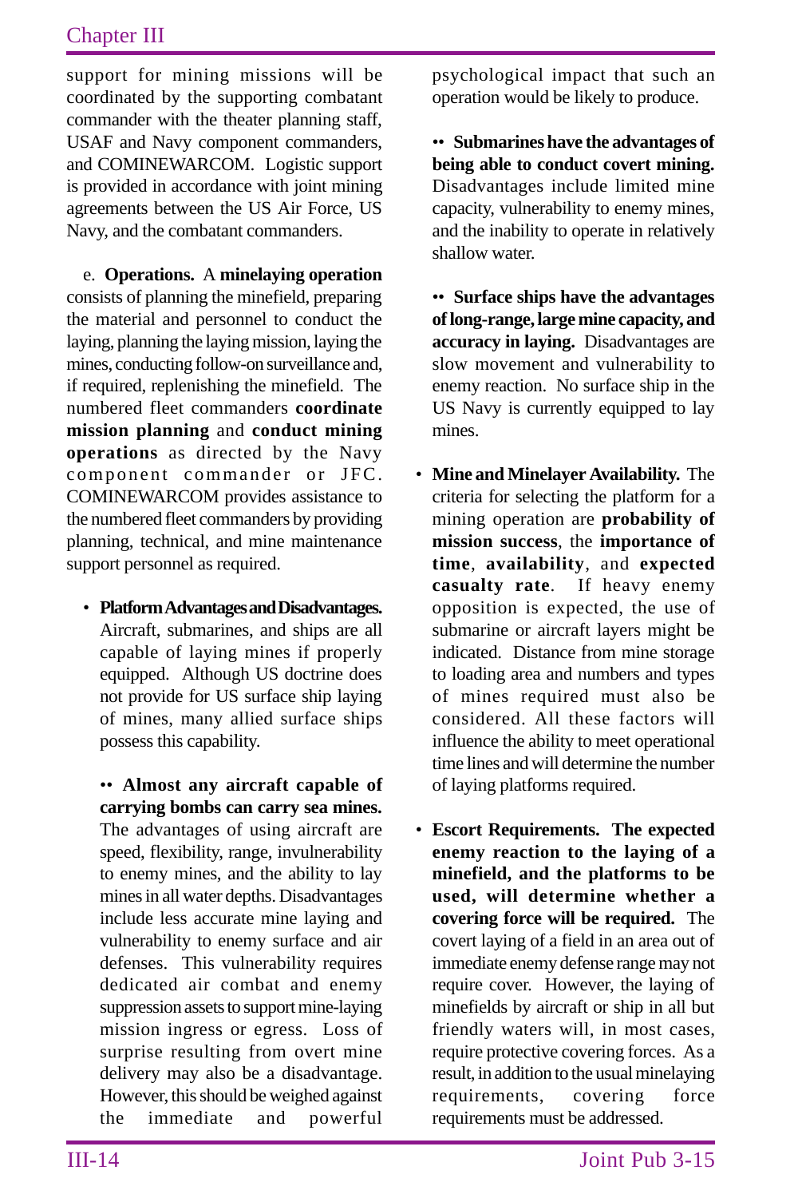support for mining missions will be coordinated by the supporting combatant commander with the theater planning staff, USAF and Navy component commanders, and COMINEWARCOM. Logistic support is provided in accordance with joint mining agreements between the US Air Force, US Navy, and the combatant commanders.

e. **Operations.** A **minelaying operation** consists of planning the minefield, preparing the material and personnel to conduct the laying, planning the laying mission, laying the mines, conducting follow-on surveillance and, if required, replenishing the minefield. The numbered fleet commanders **coordinate mission planning** and **conduct mining operations** as directed by the Navy component commander or JFC. COMINEWARCOM provides assistance to the numbered fleet commanders by providing planning, technical, and mine maintenance support personnel as required.

- **Platform Advantages and Disadvantages.** Aircraft, submarines, and ships are all capable of laying mines if properly equipped. Although US doctrine does not provide for US surface ship laying of mines, many allied surface ships possess this capability.

  •• **Almost any aircraft capable of carrying bombs can carry sea mines.** The advantages of using aircraft are speed, flexibility, range, invulnerability to enemy mines, and the ability to lay mines in all water depths. Disadvantages include less accurate mine laying and vulnerability to enemy surface and air defenses. This vulnerability requires dedicated air combat and enemy suppression assets to support mine-laying mission ingress or egress. Loss of surprise resulting from overt mine delivery may also be a disadvantage. However, this should be weighed against the immediate and powerful psychological impact that such an operation would be likely to produce.

  •• **Submarines have the advantages of being able to conduct covert mining.** Disadvantages include limited mine capacity, vulnerability to enemy mines, and the inability to operate in relatively shallow water.

  •• **Surface ships have the advantages of long-range, large mine capacity, and accuracy in laying.** Disadvantages are slow movement and vulnerability to enemy reaction. No surface ship in the US Navy is currently equipped to lay mines.

- **Mine and Minelayer Availability.** The criteria for selecting the platform for a mining operation are **probability of mission success**, the **importance of time**, **availability**, and **expected casualty rate**. If heavy enemy opposition is expected, the use of submarine or aircraft layers might be indicated. Distance from mine storage to loading area and numbers and types of mines required must also be considered. All these factors will influence the ability to meet operational time lines and will determine the number of laying platforms required.

- **Escort Requirements. The expected enemy reaction to the laying of a minefield, and the platforms to be used, will determine whether a covering force will be required.** The covert laying of a field in an area out of immediate enemy defense range may not require cover. However, the laying of minefields by aircraft or ship in all but friendly waters will, in most cases, require protective covering forces. As a result, in addition to the usual minelaying requirements, covering force requirements must be addressed.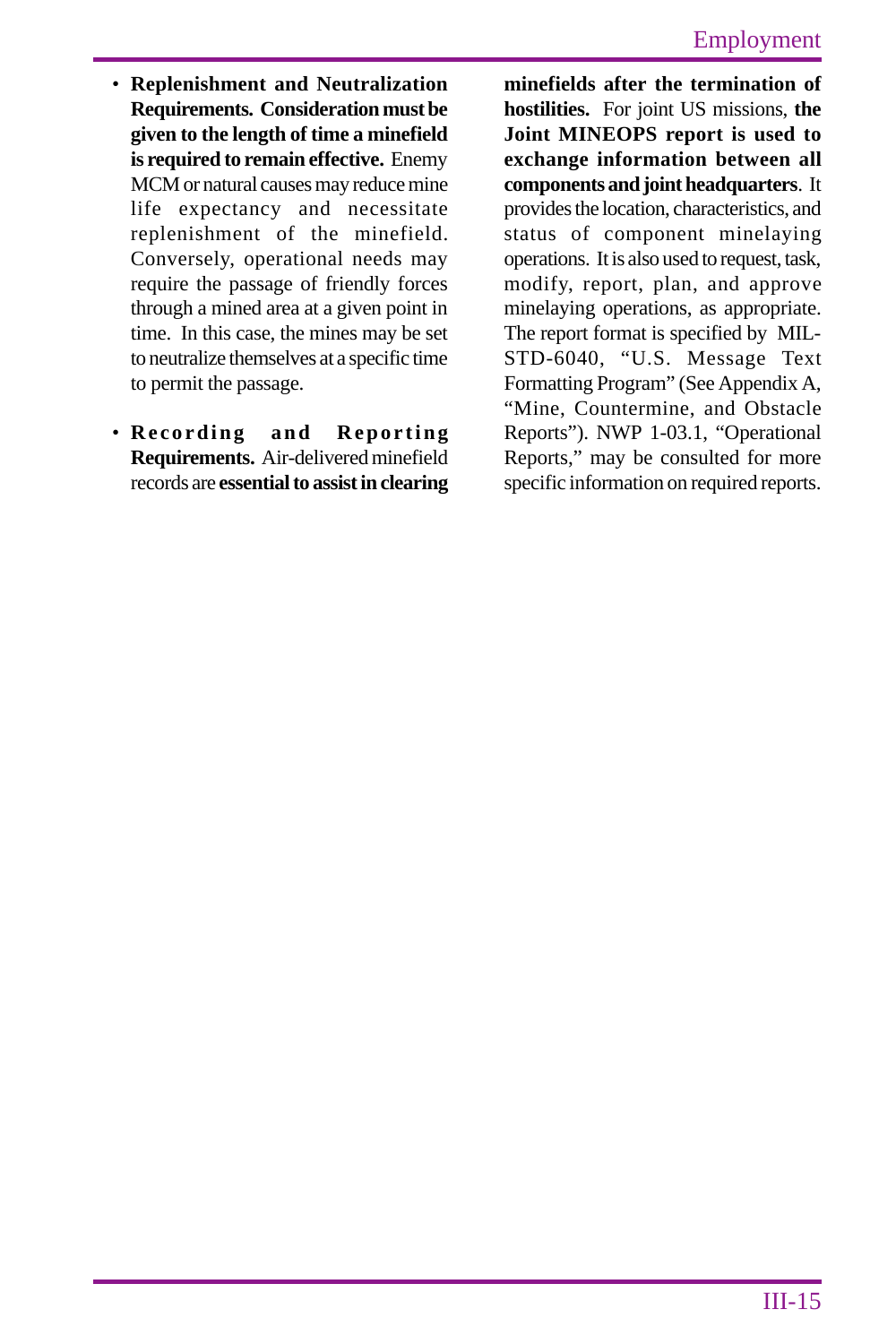- **Replenishment and Neutralization Requirements. Consideration must be given to the length of time a minefield is required to remain effective.** Enemy MCM or natural causes may reduce mine life expectancy and necessitate replenishment of the minefield. Conversely, operational needs may require the passage of friendly forces through a mined area at a given point in time. In this case, the mines may be set to neutralize themselves at a specific time to permit the passage.

- **Recording and Reporting Requirements.** Air-delivered minefield records are **essential to assist in clearing minefields after the termination of hostilities.** For joint US missions, **the Joint MINEOPS report is used to exchange information between all components and joint headquarters**. It provides the location, characteristics, and status of component minelaying operations. It is also used to request, task, modify, report, plan, and approve minelaying operations, as appropriate. The report format is specified by MIL-STD-6040, "U.S. Message Text Formatting Program" (See Appendix A, "Mine, Countermine, and Obstacle Reports"). NWP 1-03.1, "Operational Reports," may be consulted for more specific information on required reports.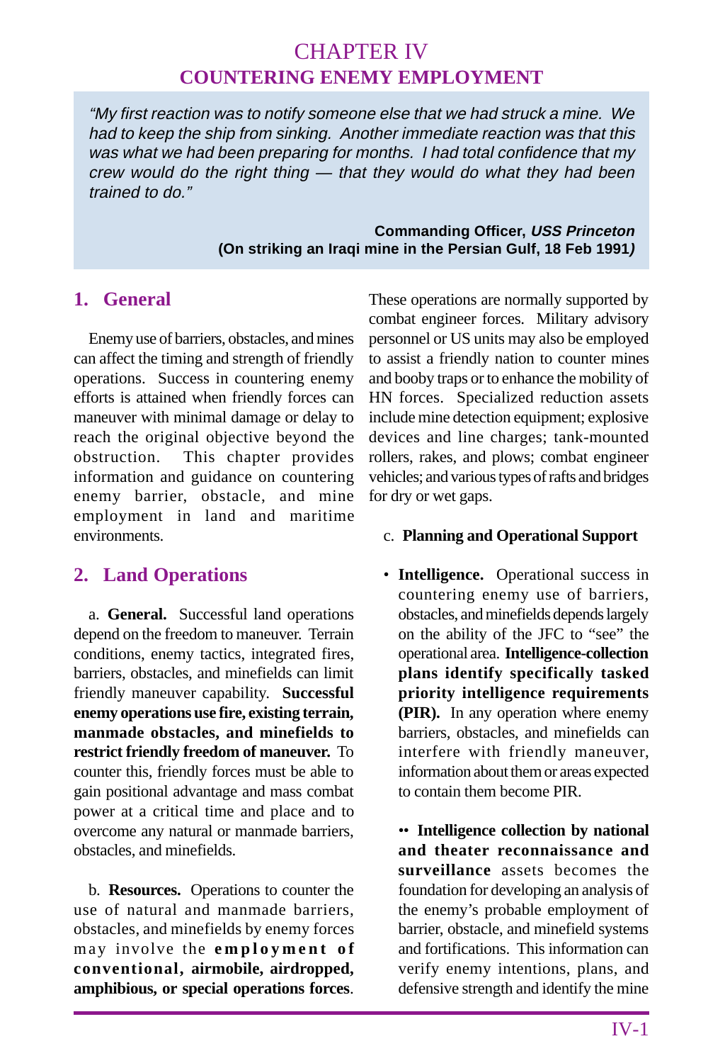# CHAPTER IV
## COUNTERING ENEMY EMPLOYMENT

> *"My first reaction was to notify someone else that we had struck a mine. We had to keep the ship from sinking. Another immediate reaction was that this was what we had been preparing for months. I had total confidence that my crew would do the right thing — that they would do what they had been trained to do."*
>
> **Commanding Officer, *USS Princeton***
> **(On striking an Iraqi mine in the Persian Gulf, 18 Feb 1991*)***

## 1. General

Enemy use of barriers, obstacles, and mines can affect the timing and strength of friendly operations. Success in countering enemy efforts is attained when friendly forces can maneuver with minimal damage or delay to reach the original objective beyond the obstruction. This chapter provides information and guidance on countering enemy barrier, obstacle, and mine employment in land and maritime environments.

## 2. Land Operations

a. **General.** Successful land operations depend on the freedom to maneuver. Terrain conditions, enemy tactics, integrated fires, barriers, obstacles, and minefields can limit friendly maneuver capability. **Successful enemy operations use fire, existing terrain, manmade obstacles, and minefields to restrict friendly freedom of maneuver.** To counter this, friendly forces must be able to gain positional advantage and mass combat power at a critical time and place and to overcome any natural or manmade barriers, obstacles, and minefields.

b. **Resources.** Operations to counter the use of natural and manmade barriers, obstacles, and minefields by enemy forces may involve the **employment of conventional, airmobile, airdropped, amphibious, or special operations forces**. These operations are normally supported by combat engineer forces. Military advisory personnel or US units may also be employed to assist a friendly nation to counter mines and booby traps or to enhance the mobility of HN forces. Specialized reduction assets include mine detection equipment; explosive devices and line charges; tank-mounted rollers, rakes, and plows; combat engineer vehicles; and various types of rafts and bridges for dry or wet gaps.

c. **Planning and Operational Support**

- **Intelligence.** Operational success in countering enemy use of barriers, obstacles, and minefields depends largely on the ability of the JFC to "see" the operational area. **Intelligence-collection plans identify specifically tasked priority intelligence requirements (PIR).** In any operation where enemy barriers, obstacles, and minefields can interfere with friendly maneuver, information about them or areas expected to contain them become PIR.

  •• **Intelligence collection by national and theater reconnaissance and surveillance** assets becomes the foundation for developing an analysis of the enemy's probable employment of barrier, obstacle, and minefield systems and fortifications. This information can verify enemy intentions, plans, and defensive strength and identify the mine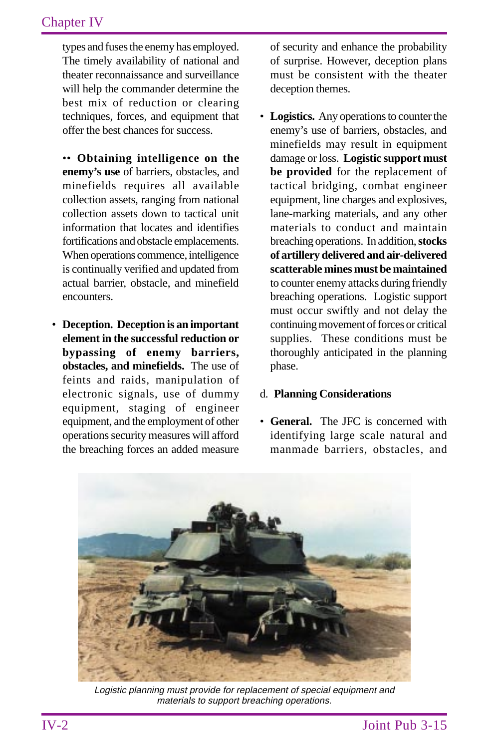types and fuses the enemy has employed. The timely availability of national and theater reconnaissance and surveillance will help the commander determine the best mix of reduction or clearing techniques, forces, and equipment that offer the best chances for success.

•• **Obtaining intelligence on the enemy's use** of barriers, obstacles, and minefields requires all available collection assets, ranging from national collection assets down to tactical unit information that locates and identifies fortifications and obstacle emplacements. When operations commence, intelligence is continually verified and updated from actual barrier, obstacle, and minefield encounters.

• **Deception. Deception is an important element in the successful reduction or bypassing of enemy barriers, obstacles, and minefields.** The use of feints and raids, manipulation of electronic signals, use of dummy equipment, staging of engineer equipment, and the employment of other operations security measures will afford the breaching forces an added measure of security and enhance the probability of surprise. However, deception plans must be consistent with the theater deception themes.

• **Logistics.** Any operations to counter the enemy's use of barriers, obstacles, and minefields may result in equipment damage or loss. **Logistic support must be provided** for the replacement of tactical bridging, combat engineer equipment, line charges and explosives, lane-marking materials, and any other materials to conduct and maintain breaching operations. In addition, **stocks of artillery delivered and air-delivered scatterable mines must be maintained** to counter enemy attacks during friendly breaching operations. Logistic support must occur swiftly and not delay the continuing movement of forces or critical supplies. These conditions must be thoroughly anticipated in the planning phase.

d. **Planning Considerations**

• **General.** The JFC is concerned with identifying large scale natural and manmade barriers, obstacles, and

*Logistic planning must provide for replacement of special equipment and materials to support breaching operations.*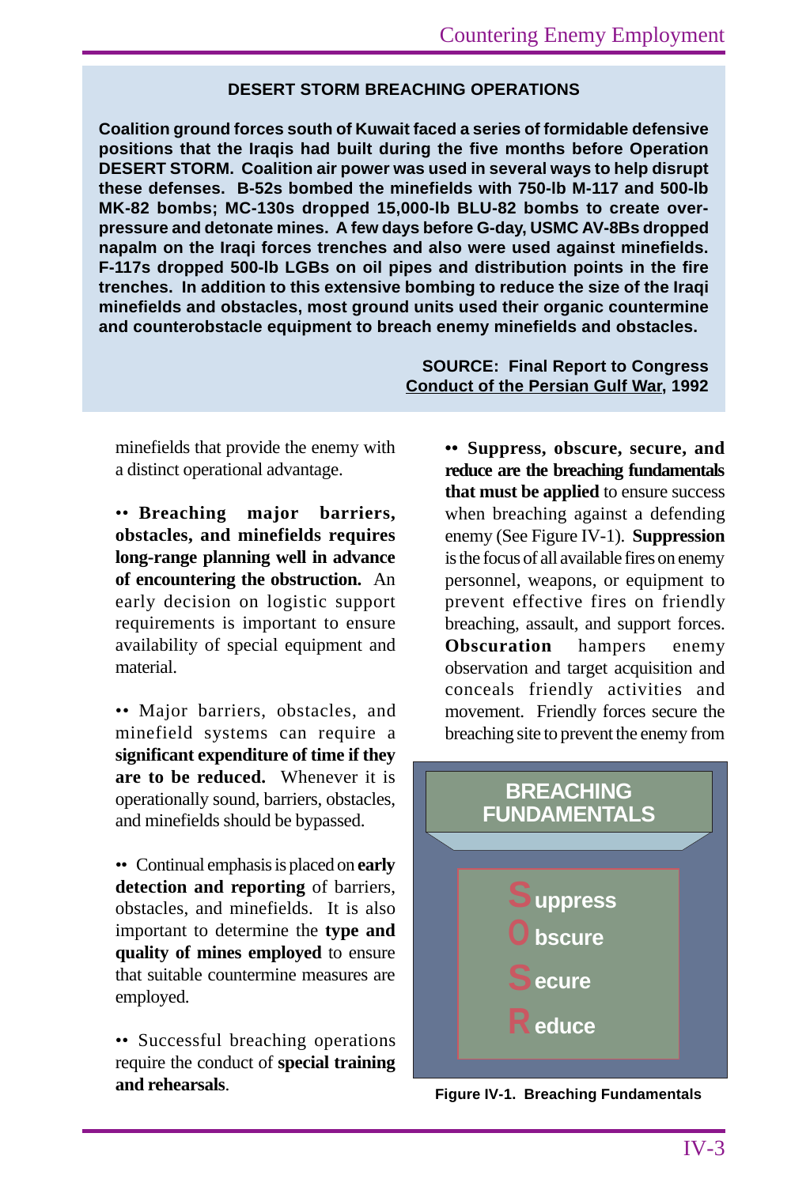**DESERT STORM BREACHING OPERATIONS**

**Coalition ground forces south of Kuwait faced a series of formidable defensive positions that the Iraqis had built during the five months before Operation DESERT STORM. Coalition air power was used in several ways to help disrupt these defenses. B-52s bombed the minefields with 750-lb M-117 and 500-lb MK-82 bombs; MC-130s dropped 15,000-lb BLU-82 bombs to create over-pressure and detonate mines. A few days before G-day, USMC AV-8Bs dropped napalm on the Iraqi forces trenches and also were used against minefields. F-117s dropped 500-lb LGBs on oil pipes and distribution points in the fire trenches. In addition to this extensive bombing to reduce the size of the Iraqi minefields and obstacles, most ground units used their organic countermine and counterobstacle equipment to breach enemy minefields and obstacles.**

**SOURCE: Final Report to Congress**
**Conduct of the Persian Gulf War, 1992**

minefields that provide the enemy with a distinct operational advantage.

•• **Breaching major barriers, obstacles, and minefields requires long-range planning well in advance of encountering the obstruction.** An early decision on logistic support requirements is important to ensure availability of special equipment and material.

•• Major barriers, obstacles, and minefield systems can require a **significant expenditure of time if they are to be reduced.** Whenever it is operationally sound, barriers, obstacles, and minefields should be bypassed.

•• Continual emphasis is placed on **early detection and reporting** of barriers, obstacles, and minefields. It is also important to determine the **type and quality of mines employed** to ensure that suitable countermine measures are employed.

•• Successful breaching operations require the conduct of **special training and rehearsals**.

•• **Suppress, obscure, secure, and reduce are the breaching fundamentals that must be applied** to ensure success when breaching against a defending enemy (See Figure IV-1). **Suppression** is the focus of all available fires on enemy personnel, weapons, or equipment to prevent effective fires on friendly breaching, assault, and support forces. **Obscuration** hampers enemy observation and target acquisition and conceals friendly activities and movement. Friendly forces secure the breaching site to prevent the enemy from

**BREACHING FUNDAMENTALS**

**S**uppress
**O**bscure
**S**ecure
**R**educe

Figure IV-1. Breaching Fundamentals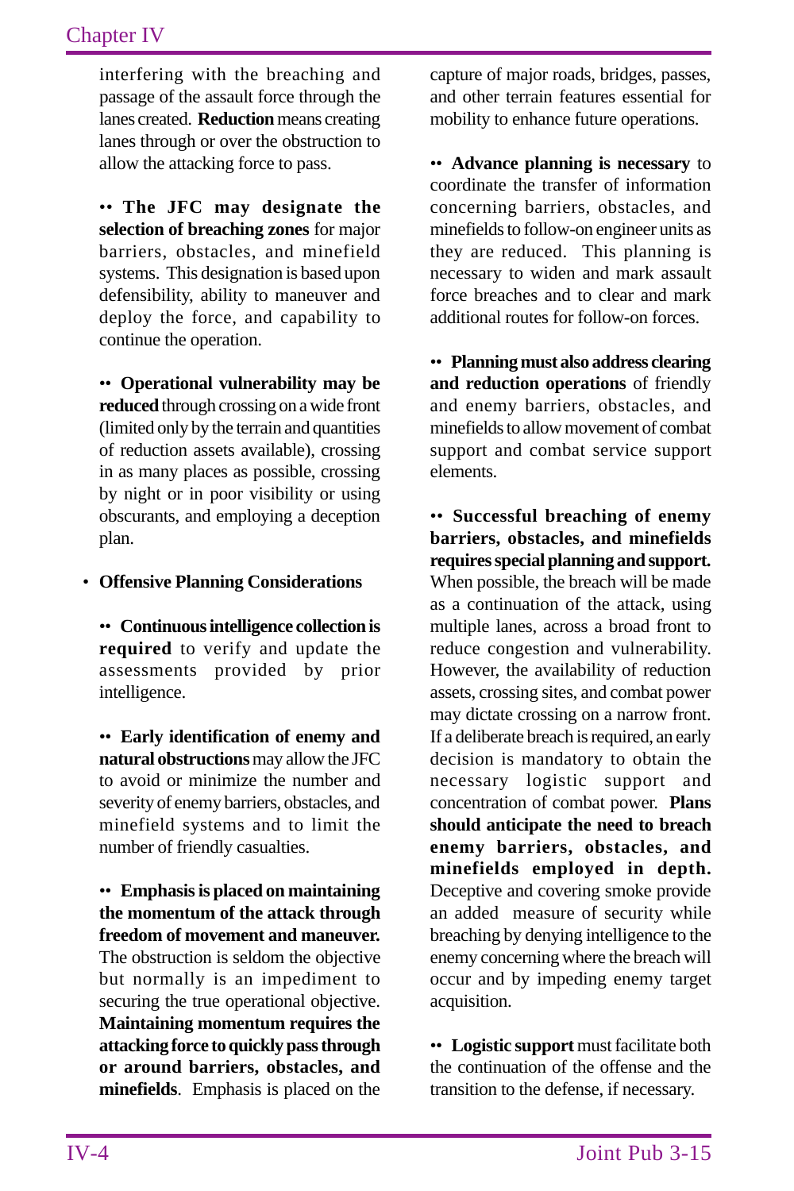interfering with the breaching and passage of the assault force through the lanes created. **Reduction** means creating lanes through or over the obstruction to allow the attacking force to pass.

•• **The JFC may designate the selection of breaching zones** for major barriers, obstacles, and minefield systems. This designation is based upon defensibility, ability to maneuver and deploy the force, and capability to continue the operation.

•• **Operational vulnerability may be reduced** through crossing on a wide front (limited only by the terrain and quantities of reduction assets available), crossing in as many places as possible, crossing by night or in poor visibility or using obscurants, and employing a deception plan.

- **Offensive Planning Considerations**

•• **Continuous intelligence collection is required** to verify and update the assessments provided by prior intelligence.

•• **Early identification of enemy and natural obstructions** may allow the JFC to avoid or minimize the number and severity of enemy barriers, obstacles, and minefield systems and to limit the number of friendly casualties.

•• **Emphasis is placed on maintaining the momentum of the attack through freedom of movement and maneuver.** The obstruction is seldom the objective but normally is an impediment to securing the true operational objective. **Maintaining momentum requires the attacking force to quickly pass through or around barriers, obstacles, and minefields**. Emphasis is placed on the capture of major roads, bridges, passes, and other terrain features essential for mobility to enhance future operations.

•• **Advance planning is necessary** to coordinate the transfer of information concerning barriers, obstacles, and minefields to follow-on engineer units as they are reduced. This planning is necessary to widen and mark assault force breaches and to clear and mark additional routes for follow-on forces.

•• **Planning must also address clearing and reduction operations** of friendly and enemy barriers, obstacles, and minefields to allow movement of combat support and combat service support elements.

•• **Successful breaching of enemy barriers, obstacles, and minefields requires special planning and support.** When possible, the breach will be made as a continuation of the attack, using multiple lanes, across a broad front to reduce congestion and vulnerability. However, the availability of reduction assets, crossing sites, and combat power may dictate crossing on a narrow front. If a deliberate breach is required, an early decision is mandatory to obtain the necessary logistic support and concentration of combat power. **Plans should anticipate the need to breach enemy barriers, obstacles, and minefields employed in depth.** Deceptive and covering smoke provide an added measure of security while breaching by denying intelligence to the enemy concerning where the breach will occur and by impeding enemy target acquisition.

•• **Logistic support** must facilitate both the continuation of the offense and the transition to the defense, if necessary.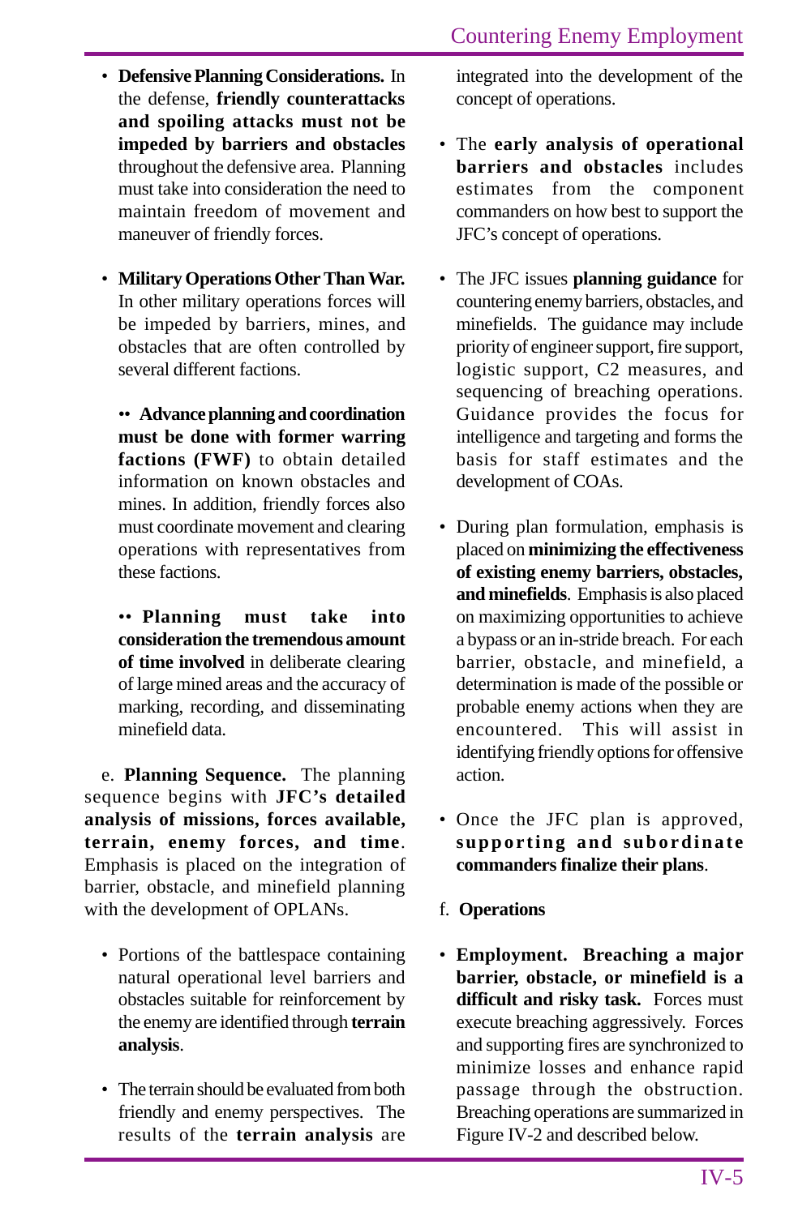- **Defensive Planning Considerations.** In the defense, **friendly counterattacks and spoiling attacks must not be impeded by barriers and obstacles** throughout the defensive area. Planning must take into consideration the need to maintain freedom of movement and maneuver of friendly forces.

- **Military Operations Other Than War.** In other military operations forces will be impeded by barriers, mines, and obstacles that are often controlled by several different factions.

  - **Advance planning and coordination must be done with former warring factions (FWF)** to obtain detailed information on known obstacles and mines. In addition, friendly forces also must coordinate movement and clearing operations with representatives from these factions.

  - **Planning must take into consideration the tremendous amount of time involved** in deliberate clearing of large mined areas and the accuracy of marking, recording, and disseminating minefield data.

e. **Planning Sequence.** The planning sequence begins with **JFC's detailed analysis of missions, forces available, terrain, enemy forces, and time**. Emphasis is placed on the integration of barrier, obstacle, and minefield planning with the development of OPLANs.

- Portions of the battlespace containing natural operational level barriers and obstacles suitable for reinforcement by the enemy are identified through **terrain analysis**.

- The terrain should be evaluated from both friendly and enemy perspectives. The results of the **terrain analysis** are integrated into the development of the concept of operations.

- The **early analysis of operational barriers and obstacles** includes estimates from the component commanders on how best to support the JFC's concept of operations.

- The JFC issues **planning guidance** for countering enemy barriers, obstacles, and minefields. The guidance may include priority of engineer support, fire support, logistic support, C2 measures, and sequencing of breaching operations. Guidance provides the focus for intelligence and targeting and forms the basis for staff estimates and the development of COAs.

- During plan formulation, emphasis is placed on **minimizing the effectiveness of existing enemy barriers, obstacles, and minefields**. Emphasis is also placed on maximizing opportunities to achieve a bypass or an in-stride breach. For each barrier, obstacle, and minefield, a determination is made of the possible or probable enemy actions when they are encountered. This will assist in identifying friendly options for offensive action.

- Once the JFC plan is approved, **supporting and subordinate commanders finalize their plans**.

f. **Operations**

- **Employment. Breaching a major barrier, obstacle, or minefield is a difficult and risky task.** Forces must execute breaching aggressively. Forces and supporting fires are synchronized to minimize losses and enhance rapid passage through the obstruction. Breaching operations are summarized in Figure IV-2 and described below.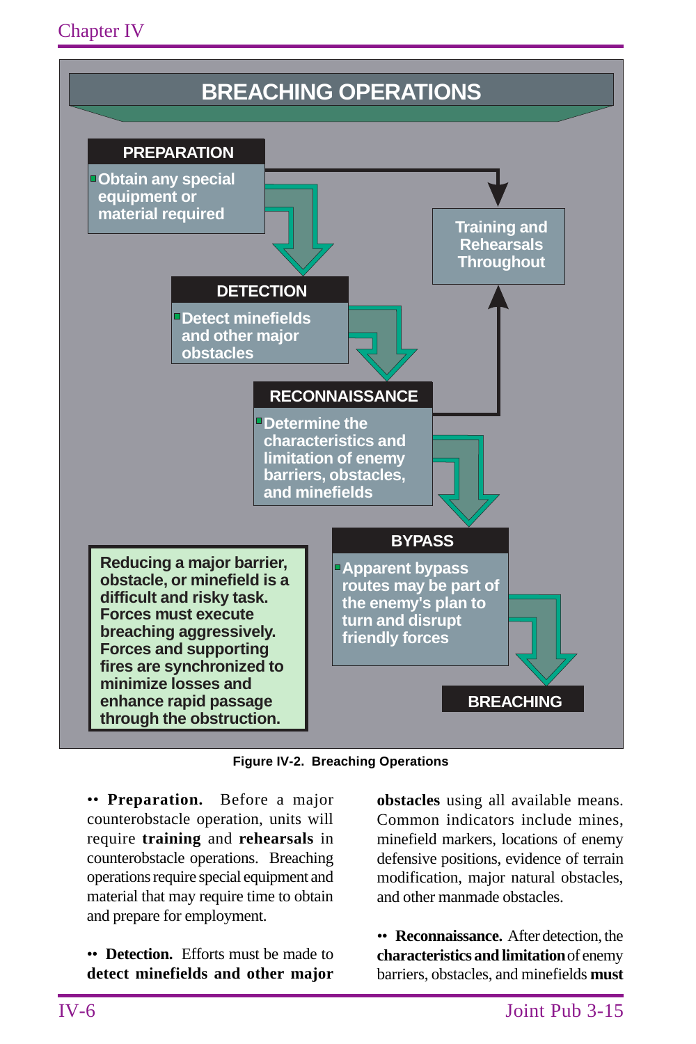## BREACHING OPERATIONS

**PREPARATION**

- Obtain any special equipment or material required

**DETECTION**

- Detect minefields and other major obstacles

**RECONNAISSANCE**

- Determine the characteristics and limitation of enemy barriers, obstacles, and minefields

**BYPASS**

- Apparent bypass routes may be part of the enemy's plan to turn and disrupt friendly forces

**BREACHING**

Training and Rehearsals Throughout

Reducing a major barrier, obstacle, or minefield is a difficult and risky task. Forces must execute breaching aggressively. Forces and supporting fires are synchronized to minimize losses and enhance rapid passage through the obstruction.

**Figure IV-2. Breaching Operations**

•• **Preparation.** Before a major counterobstacle operation, units will require **training** and **rehearsals** in counterobstacle operations. Breaching operations require special equipment and material that may require time to obtain and prepare for employment.

•• **Detection.** Efforts must be made to **detect minefields and other major obstacles** using all available means. Common indicators include mines, minefield markers, locations of enemy defensive positions, evidence of terrain modification, major natural obstacles, and other manmade obstacles.

•• **Reconnaissance.** After detection, the **characteristics and limitation** of enemy barriers, obstacles, and minefields **must**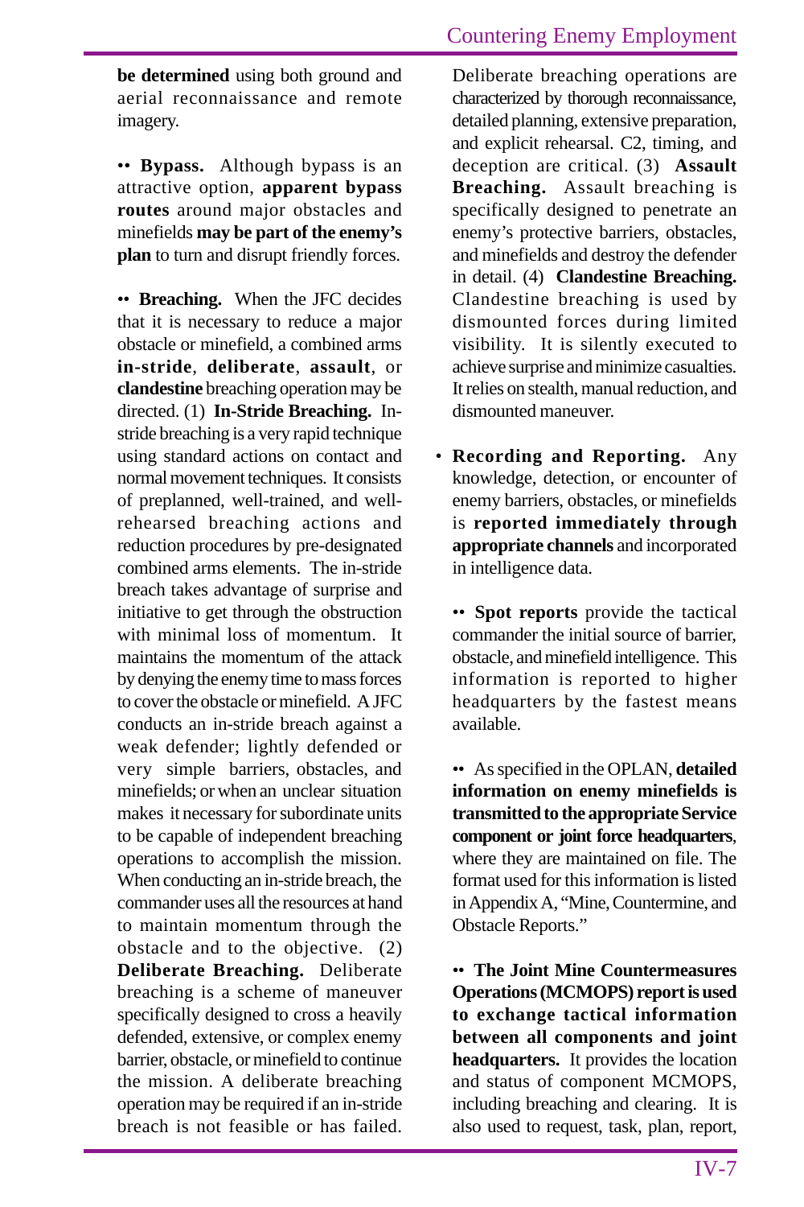**be determined** using both ground and aerial reconnaissance and remote imagery.

•• **Bypass.** Although bypass is an attractive option, **apparent bypass routes** around major obstacles and minefields **may be part of the enemy's plan** to turn and disrupt friendly forces.

•• **Breaching.** When the JFC decides that it is necessary to reduce a major obstacle or minefield, a combined arms **in-stride**, **deliberate**, **assault**, or **clandestine** breaching operation may be directed. (1) **In-Stride Breaching.** In-stride breaching is a very rapid technique using standard actions on contact and normal movement techniques. It consists of preplanned, well-trained, and well-rehearsed breaching actions and reduction procedures by pre-designated combined arms elements. The in-stride breach takes advantage of surprise and initiative to get through the obstruction with minimal loss of momentum. It maintains the momentum of the attack by denying the enemy time to mass forces to cover the obstacle or minefield. A JFC conducts an in-stride breach against a weak defender; lightly defended or very simple barriers, obstacles, and minefields; or when an unclear situation makes it necessary for subordinate units to be capable of independent breaching operations to accomplish the mission. When conducting an in-stride breach, the commander uses all the resources at hand to maintain momentum through the obstacle and to the objective. (2) **Deliberate Breaching.** Deliberate breaching is a scheme of maneuver specifically designed to cross a heavily defended, extensive, or complex enemy barrier, obstacle, or minefield to continue the mission. A deliberate breaching operation may be required if an in-stride breach is not feasible or has failed. Deliberate breaching operations are characterized by thorough reconnaissance, detailed planning, extensive preparation, and explicit rehearsal. C2, timing, and deception are critical. (3) **Assault Breaching.** Assault breaching is specifically designed to penetrate an enemy's protective barriers, obstacles, and minefields and destroy the defender in detail. (4) **Clandestine Breaching.** Clandestine breaching is used by dismounted forces during limited visibility. It is silently executed to achieve surprise and minimize casualties. It relies on stealth, manual reduction, and dismounted maneuver.

• **Recording and Reporting.** Any knowledge, detection, or encounter of enemy barriers, obstacles, or minefields is **reported immediately through appropriate channels** and incorporated in intelligence data.

•• **Spot reports** provide the tactical commander the initial source of barrier, obstacle, and minefield intelligence. This information is reported to higher headquarters by the fastest means available.

•• As specified in the OPLAN, **detailed information on enemy minefields is transmitted to the appropriate Service component or joint force headquarters**, where they are maintained on file. The format used for this information is listed in Appendix A, "Mine, Countermine, and Obstacle Reports."

•• **The Joint Mine Countermeasures Operations (MCMOPS) report is used to exchange tactical information between all components and joint headquarters.** It provides the location and status of component MCMOPS, including breaching and clearing. It is also used to request, task, plan, report,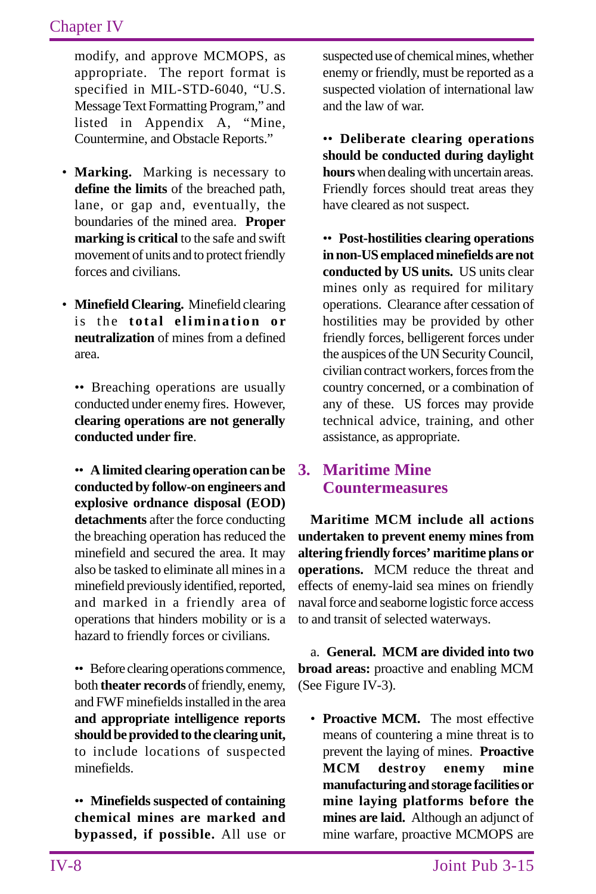modify, and approve MCMOPS, as appropriate. The report format is specified in MIL-STD-6040, "U.S. Message Text Formatting Program," and listed in Appendix A, "Mine, Countermine, and Obstacle Reports."

- **Marking.** Marking is necessary to **define the limits** of the breached path, lane, or gap and, eventually, the boundaries of the mined area. **Proper marking is critical** to the safe and swift movement of units and to protect friendly forces and civilians.

- **Minefield Clearing.** Minefield clearing is the **total elimination or neutralization** of mines from a defined area.

  •• Breaching operations are usually conducted under enemy fires. However, **clearing operations are not generally conducted under fire**.

  •• **A limited clearing operation can be conducted by follow-on engineers and explosive ordnance disposal (EOD) detachments** after the force conducting the breaching operation has reduced the minefield and secured the area. It may also be tasked to eliminate all mines in a minefield previously identified, reported, and marked in a friendly area of operations that hinders mobility or is a hazard to friendly forces or civilians.

  •• Before clearing operations commence, both **theater records** of friendly, enemy, and FWF minefields installed in the area **and appropriate intelligence reports should be provided to the clearing unit,** to include locations of suspected minefields.

  •• **Minefields suspected of containing chemical mines are marked and bypassed, if possible.** All use or suspected use of chemical mines, whether enemy or friendly, must be reported as a suspected violation of international law and the law of war.

  •• **Deliberate clearing operations should be conducted during daylight hours** when dealing with uncertain areas. Friendly forces should treat areas they have cleared as not suspect.

  •• **Post-hostilities clearing operations in non-US emplaced minefields are not conducted by US units.** US units clear mines only as required for military operations. Clearance after cessation of hostilities may be provided by other friendly forces, belligerent forces under the auspices of the UN Security Council, civilian contract workers, forces from the country concerned, or a combination of any of these. US forces may provide technical advice, training, and other assistance, as appropriate.

## 3. Maritime Mine Countermeasures

**Maritime MCM include all actions undertaken to prevent enemy mines from altering friendly forces' maritime plans or operations.** MCM reduce the threat and effects of enemy-laid sea mines on friendly naval force and seaborne logistic force access to and transit of selected waterways.

a. **General. MCM are divided into two broad areas:** proactive and enabling MCM (See Figure IV-3).

- **Proactive MCM.** The most effective means of countering a mine threat is to prevent the laying of mines. **Proactive MCM destroy enemy mine manufacturing and storage facilities or mine laying platforms before the mines are laid.** Although an adjunct of mine warfare, proactive MCMOPS are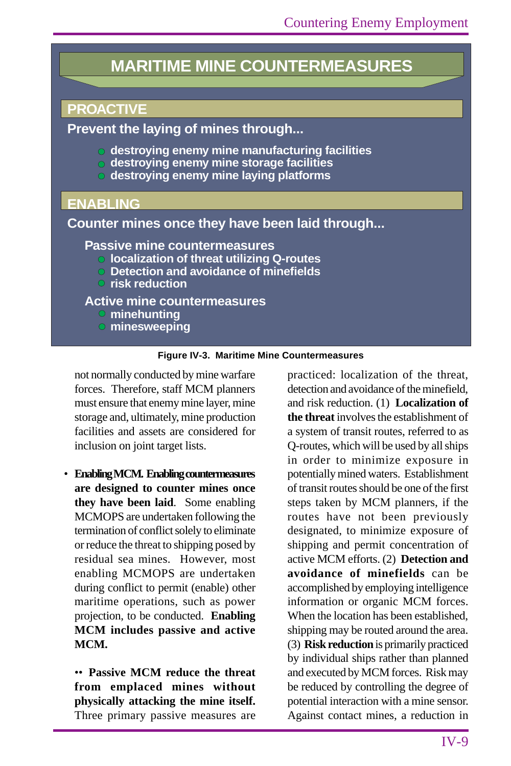## MARITIME MINE COUNTERMEASURES

### PROACTIVE

**Prevent the laying of mines through...**

- destroying enemy mine manufacturing facilities
- destroying enemy mine storage facilities
- destroying enemy mine laying platforms

### ENABLING

**Counter mines once they have been laid through...**

**Passive mine countermeasures**

- localization of threat utilizing Q-routes
- Detection and avoidance of minefields
- risk reduction

**Active mine countermeasures**

- minehunting
- minesweeping

**Figure IV-3. Maritime Mine Countermeasures**

not normally conducted by mine warfare forces. Therefore, staff MCM planners must ensure that enemy mine layer, mine storage and, ultimately, mine production facilities and assets are considered for inclusion on joint target lists.

- **Enabling MCM. Enabling countermeasures are designed to counter mines once they have been laid**. Some enabling MCMOPS are undertaken following the termination of conflict solely to eliminate or reduce the threat to shipping posed by residual sea mines. However, most enabling MCMOPS are undertaken during conflict to permit (enable) other maritime operations, such as power projection, to be conducted. **Enabling MCM includes passive and active MCM.**

•• **Passive MCM reduce the threat from emplaced mines without physically attacking the mine itself.** Three primary passive measures are practiced: localization of the threat, detection and avoidance of the minefield, and risk reduction. (1) **Localization of the threat** involves the establishment of a system of transit routes, referred to as Q-routes, which will be used by all ships in order to minimize exposure in potentially mined waters. Establishment of transit routes should be one of the first steps taken by MCM planners, if the routes have not been previously designated, to minimize exposure of shipping and permit concentration of active MCM efforts. (2) **Detection and avoidance of minefields** can be accomplished by employing intelligence information or organic MCM forces. When the location has been established, shipping may be routed around the area. (3) **Risk reduction** is primarily practiced by individual ships rather than planned and executed by MCM forces. Risk may be reduced by controlling the degree of potential interaction with a mine sensor. Against contact mines, a reduction in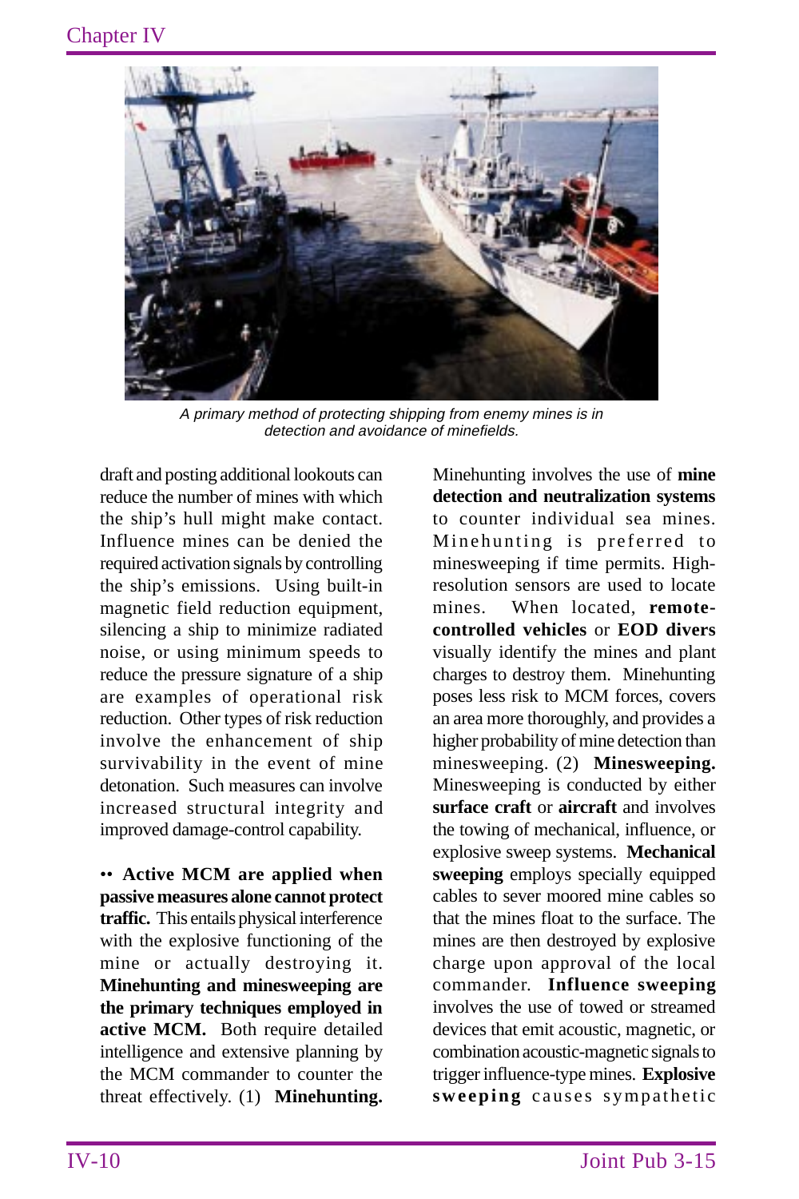A primary method of protecting shipping from enemy mines is in detection and avoidance of minefields.

draft and posting additional lookouts can reduce the number of mines with which the ship's hull might make contact. Influence mines can be denied the required activation signals by controlling the ship's emissions. Using built-in magnetic field reduction equipment, silencing a ship to minimize radiated noise, or using minimum speeds to reduce the pressure signature of a ship are examples of operational risk reduction. Other types of risk reduction involve the enhancement of ship survivability in the event of mine detonation. Such measures can involve increased structural integrity and improved damage-control capability.

•• **Active MCM are applied when passive measures alone cannot protect traffic.** This entails physical interference with the explosive functioning of the mine or actually destroying it. **Minehunting and minesweeping are the primary techniques employed in active MCM.** Both require detailed intelligence and extensive planning by the MCM commander to counter the threat effectively. (1) **Minehunting.** Minehunting involves the use of **mine detection and neutralization systems** to counter individual sea mines. Minehunting is preferred to minesweeping if time permits. High-resolution sensors are used to locate mines. When located, **remote-controlled vehicles** or **EOD divers** visually identify the mines and plant charges to destroy them. Minehunting poses less risk to MCM forces, covers an area more thoroughly, and provides a higher probability of mine detection than minesweeping. (2) **Minesweeping.** Minesweeping is conducted by either **surface craft** or **aircraft** and involves the towing of mechanical, influence, or explosive sweep systems. **Mechanical sweeping** employs specially equipped cables to sever moored mine cables so that the mines float to the surface. The mines are then destroyed by explosive charge upon approval of the local commander. **Influence sweeping** involves the use of towed or streamed devices that emit acoustic, magnetic, or combination acoustic-magnetic signals to trigger influence-type mines. **Explosive sweeping** causes sympathetic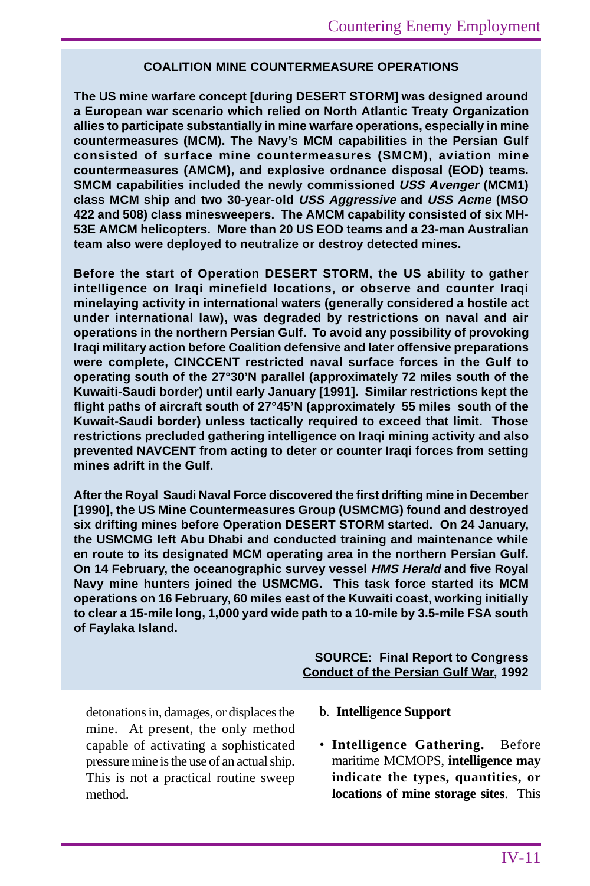**COALITION MINE COUNTERMEASURE OPERATIONS**

**The US mine warfare concept [during DESERT STORM] was designed around a European war scenario which relied on North Atlantic Treaty Organization allies to participate substantially in mine warfare operations, especially in mine countermeasures (MCM). The Navy's MCM capabilities in the Persian Gulf consisted of surface mine countermeasures (SMCM), aviation mine countermeasures (AMCM), and explosive ordnance disposal (EOD) teams. SMCM capabilities included the newly commissioned *USS Avenger* (MCM1) class MCM ship and two 30-year-old *USS Aggressive* and *USS Acme* (MSO 422 and 508) class minesweepers. The AMCM capability consisted of six MH-53E AMCM helicopters. More than 20 US EOD teams and a 23-man Australian team also were deployed to neutralize or destroy detected mines.**

**Before the start of Operation DESERT STORM, the US ability to gather intelligence on Iraqi minefield locations, or observe and counter Iraqi minelaying activity in international waters (generally considered a hostile act under international law), was degraded by restrictions on naval and air operations in the northern Persian Gulf. To avoid any possibility of provoking Iraqi military action before Coalition defensive and later offensive preparations were complete, CINCCENT restricted naval surface forces in the Gulf to operating south of the 27°30'N parallel (approximately 72 miles south of the Kuwaiti-Saudi border) until early January [1991]. Similar restrictions kept the flight paths of aircraft south of 27°45'N (approximately 55 miles south of the Kuwait-Saudi border) unless tactically required to exceed that limit. Those restrictions precluded gathering intelligence on Iraqi mining activity and also prevented NAVCENT from acting to deter or counter Iraqi forces from setting mines adrift in the Gulf.**

**After the Royal Saudi Naval Force discovered the first drifting mine in December [1990], the US Mine Countermeasures Group (USMCMG) found and destroyed six drifting mines before Operation DESERT STORM started. On 24 January, the USMCMG left Abu Dhabi and conducted training and maintenance while en route to its designated MCM operating area in the northern Persian Gulf. On 14 February, the oceanographic survey vessel *HMS Herald* and five Royal Navy mine hunters joined the USMCMG. This task force started its MCM operations on 16 February, 60 miles east of the Kuwaiti coast, working initially to clear a 15-mile long, 1,000 yard wide path to a 10-mile by 3.5-mile FSA south of Faylaka Island.**

**SOURCE: Final Report to Congress**
**Conduct of the Persian Gulf War, 1992**

detonations in, damages, or displaces the mine. At present, the only method capable of activating a sophisticated pressure mine is the use of an actual ship. This is not a practical routine sweep method.

b. **Intelligence Support**

- **Intelligence Gathering.** Before maritime MCMOPS, **intelligence may indicate the types, quantities, or locations of mine storage sites**. This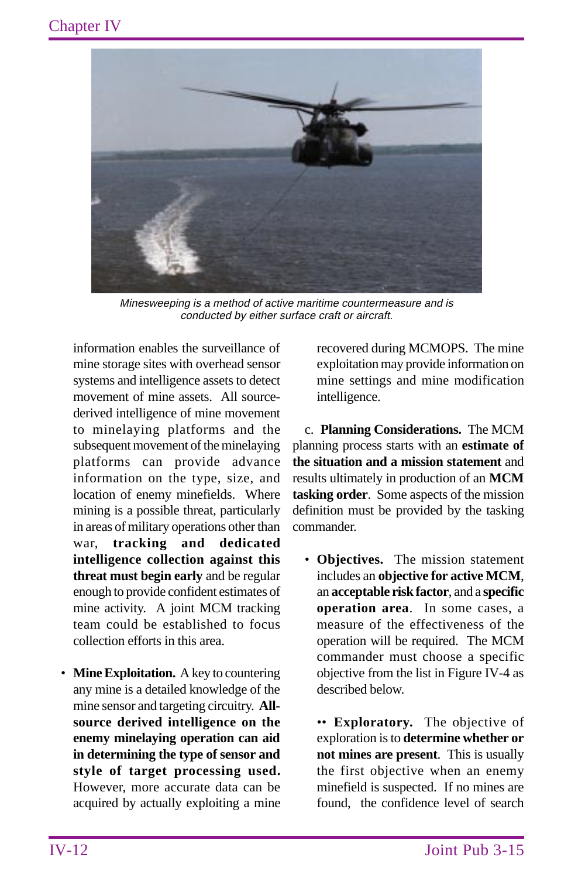*Minesweeping is a method of active maritime countermeasure and is conducted by either surface craft or aircraft.*

information enables the surveillance of mine storage sites with overhead sensor systems and intelligence assets to detect movement of mine assets. All source-derived intelligence of mine movement to minelaying platforms and the subsequent movement of the minelaying platforms can provide advance information on the type, size, and location of enemy minefields. Where mining is a possible threat, particularly in areas of military operations other than war, **tracking and dedicated intelligence collection against this threat must begin early** and be regular enough to provide confident estimates of mine activity. A joint MCM tracking team could be established to focus collection efforts in this area.

- **Mine Exploitation.** A key to countering any mine is a detailed knowledge of the mine sensor and targeting circuitry. **All-source derived intelligence on the enemy minelaying operation can aid in determining the type of sensor and style of target processing used.** However, more accurate data can be acquired by actually exploiting a mine recovered during MCMOPS. The mine exploitation may provide information on mine settings and mine modification intelligence.

c. **Planning Considerations.** The MCM planning process starts with an **estimate of the situation and a mission statement** and results ultimately in production of an **MCM tasking order**. Some aspects of the mission definition must be provided by the tasking commander.

- **Objectives.** The mission statement includes an **objective for active MCM**, an **acceptable risk factor**, and a **specific operation area**. In some cases, a measure of the effectiveness of the operation will be required. The MCM commander must choose a specific objective from the list in Figure IV-4 as described below.

  - **Exploratory.** The objective of exploration is to **determine whether or not mines are present**. This is usually the first objective when an enemy minefield is suspected. If no mines are found, the confidence level of search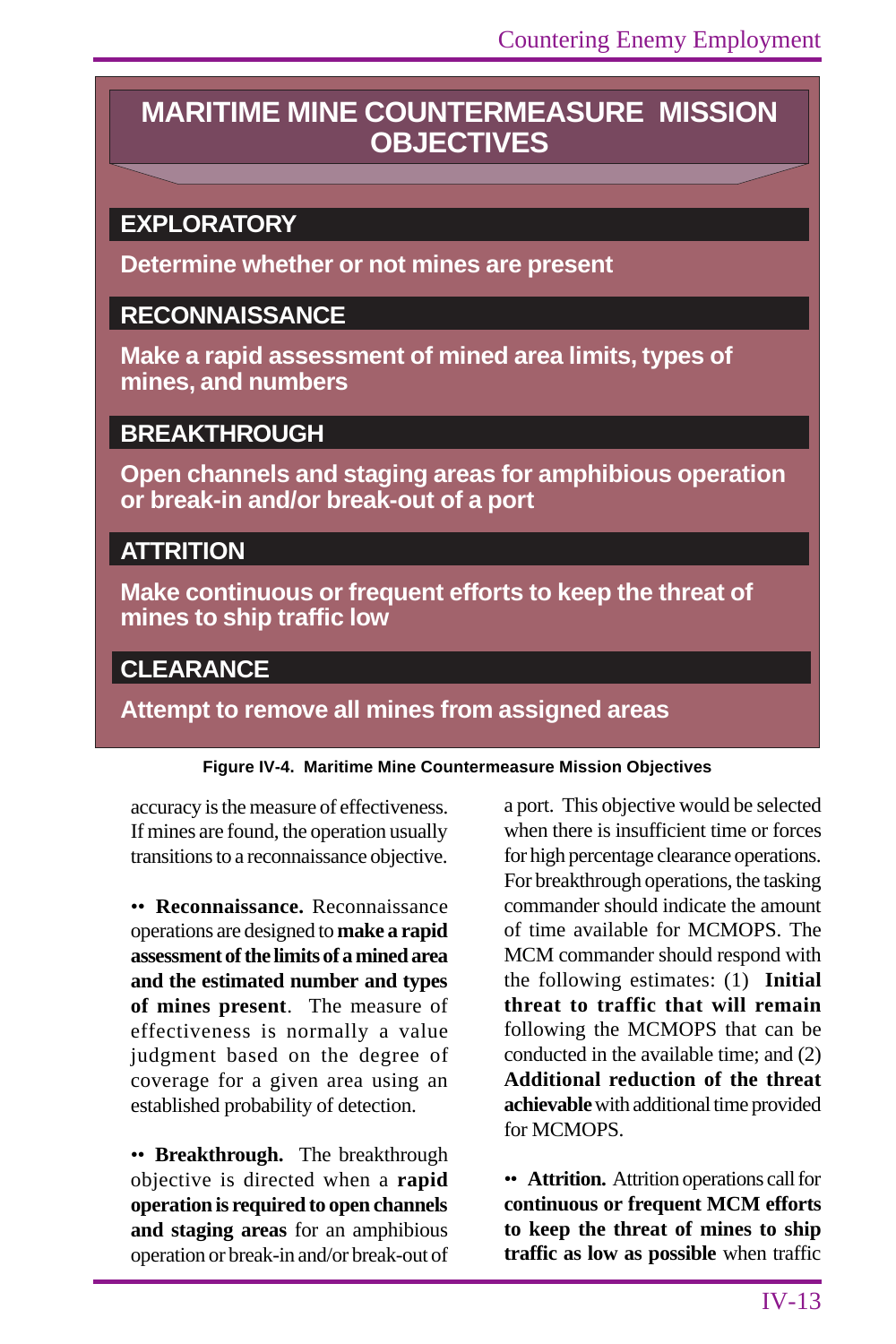## MARITIME MINE COUNTERMEASURE MISSION OBJECTIVES

### EXPLORATORY

**Determine whether or not mines are present**

### RECONNAISSANCE

**Make a rapid assessment of mined area limits, types of mines, and numbers**

### BREAKTHROUGH

**Open channels and staging areas for amphibious operation or break-in and/or break-out of a port**

### ATTRITION

**Make continuous or frequent efforts to keep the threat of mines to ship traffic low**

### CLEARANCE

**Attempt to remove all mines from assigned areas**

**Figure IV-4. Maritime Mine Countermeasure Mission Objectives**

accuracy is the measure of effectiveness. If mines are found, the operation usually transitions to a reconnaissance objective.

•• **Reconnaissance.** Reconnaissance operations are designed to **make a rapid assessment of the limits of a mined area and the estimated number and types of mines present**. The measure of effectiveness is normally a value judgment based on the degree of coverage for a given area using an established probability of detection.

•• **Breakthrough.** The breakthrough objective is directed when a **rapid operation is required to open channels and staging areas** for an amphibious operation or break-in and/or break-out of a port. This objective would be selected when there is insufficient time or forces for high percentage clearance operations. For breakthrough operations, the tasking commander should indicate the amount of time available for MCMOPS. The MCM commander should respond with the following estimates: (1) **Initial threat to traffic that will remain** following the MCMOPS that can be conducted in the available time; and (2) **Additional reduction of the threat achievable** with additional time provided for MCMOPS.

•• **Attrition.** Attrition operations call for **continuous or frequent MCM efforts to keep the threat of mines to ship traffic as low as possible** when traffic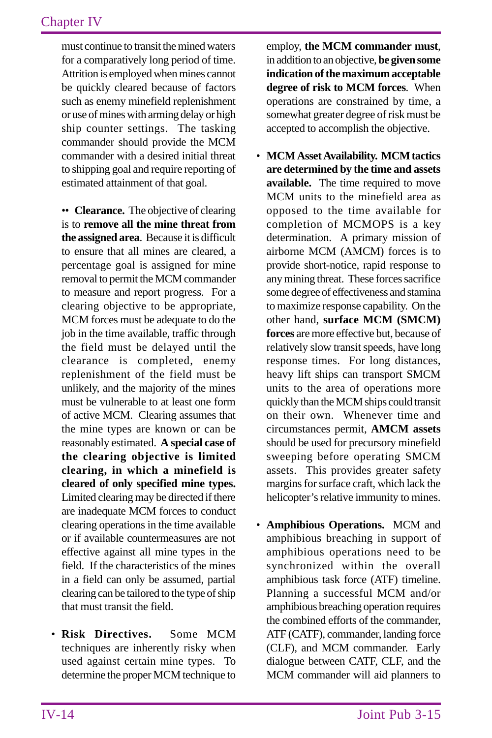must continue to transit the mined waters for a comparatively long period of time. Attrition is employed when mines cannot be quickly cleared because of factors such as enemy minefield replenishment or use of mines with arming delay or high ship counter settings. The tasking commander should provide the MCM commander with a desired initial threat to shipping goal and require reporting of estimated attainment of that goal.

•• **Clearance.** The objective of clearing is to **remove all the mine threat from the assigned area**. Because it is difficult to ensure that all mines are cleared, a percentage goal is assigned for mine removal to permit the MCM commander to measure and report progress. For a clearing objective to be appropriate, MCM forces must be adequate to do the job in the time available, traffic through the field must be delayed until the clearance is completed, enemy replenishment of the field must be unlikely, and the majority of the mines must be vulnerable to at least one form of active MCM. Clearing assumes that the mine types are known or can be reasonably estimated. **A special case of the clearing objective is limited clearing, in which a minefield is cleared of only specified mine types.** Limited clearing may be directed if there are inadequate MCM forces to conduct clearing operations in the time available or if available countermeasures are not effective against all mine types in the field. If the characteristics of the mines in a field can only be assumed, partial clearing can be tailored to the type of ship that must transit the field.

- **Risk Directives.** Some MCM techniques are inherently risky when used against certain mine types. To determine the proper MCM technique to employ, **the MCM commander must**, in addition to an objective, **be given some indication of the maximum acceptable degree of risk to MCM forces**. When operations are constrained by time, a somewhat greater degree of risk must be accepted to accomplish the objective.

- **MCM Asset Availability. MCM tactics are determined by the time and assets available.** The time required to move MCM units to the minefield area as opposed to the time available for completion of MCMOPS is a key determination. A primary mission of airborne MCM (AMCM) forces is to provide short-notice, rapid response to any mining threat. These forces sacrifice some degree of effectiveness and stamina to maximize response capability. On the other hand, **surface MCM (SMCM) forces** are more effective but, because of relatively slow transit speeds, have long response times. For long distances, heavy lift ships can transport SMCM units to the area of operations more quickly than the MCM ships could transit on their own. Whenever time and circumstances permit, **AMCM assets** should be used for precursory minefield sweeping before operating SMCM assets. This provides greater safety margins for surface craft, which lack the helicopter's relative immunity to mines.

- **Amphibious Operations.** MCM and amphibious breaching in support of amphibious operations need to be synchronized within the overall amphibious task force (ATF) timeline. Planning a successful MCM and/or amphibious breaching operation requires the combined efforts of the commander, ATF (CATF), commander, landing force (CLF), and MCM commander. Early dialogue between CATF, CLF, and the MCM commander will aid planners to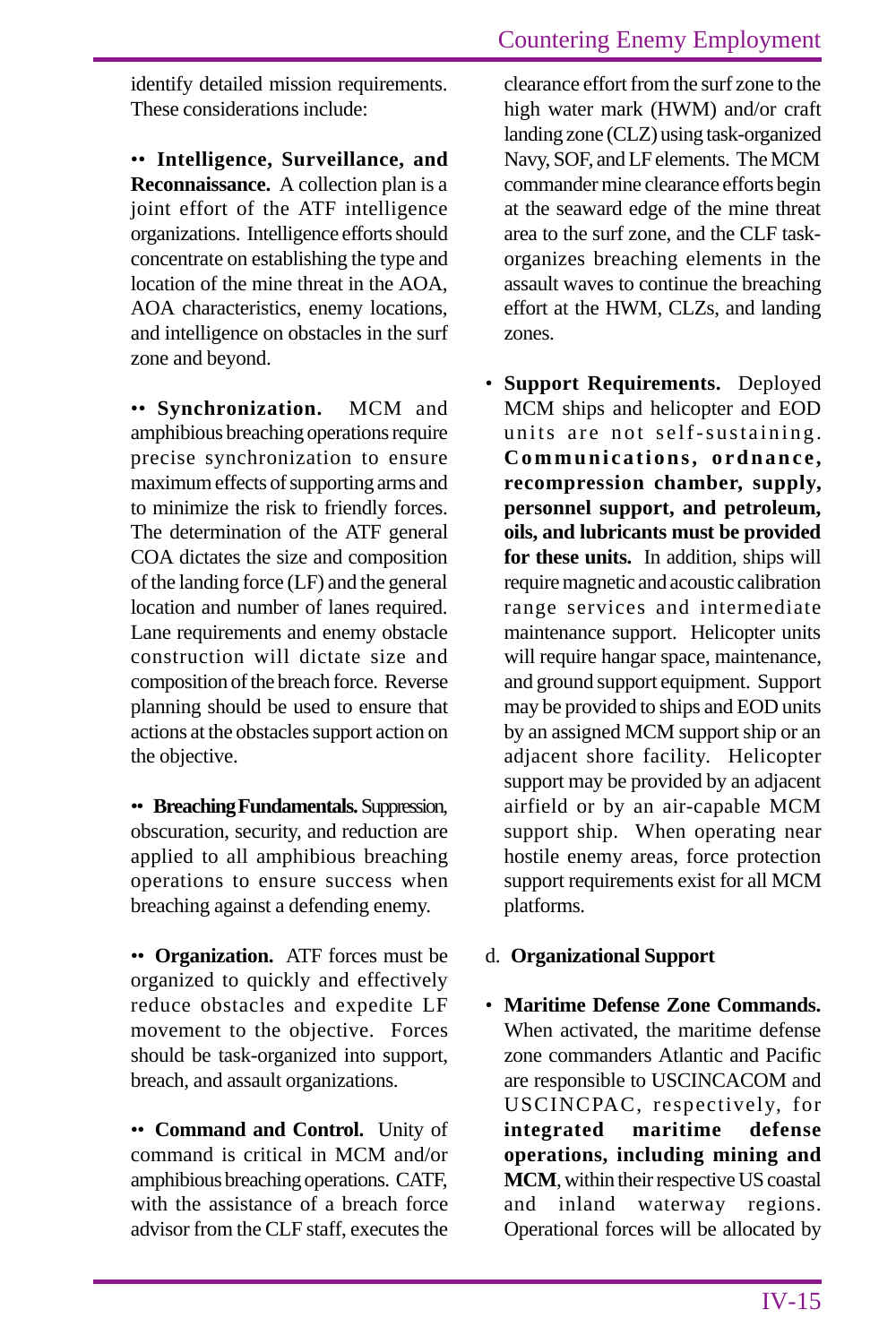identify detailed mission requirements. These considerations include:

•• **Intelligence, Surveillance, and Reconnaissance.** A collection plan is a joint effort of the ATF intelligence organizations. Intelligence efforts should concentrate on establishing the type and location of the mine threat in the AOA, AOA characteristics, enemy locations, and intelligence on obstacles in the surf zone and beyond.

•• **Synchronization.** MCM and amphibious breaching operations require precise synchronization to ensure maximum effects of supporting arms and to minimize the risk to friendly forces. The determination of the ATF general COA dictates the size and composition of the landing force (LF) and the general location and number of lanes required. Lane requirements and enemy obstacle construction will dictate size and composition of the breach force. Reverse planning should be used to ensure that actions at the obstacles support action on the objective.

•• **Breaching Fundamentals.** Suppression, obscuration, security, and reduction are applied to all amphibious breaching operations to ensure success when breaching against a defending enemy.

•• **Organization.** ATF forces must be organized to quickly and effectively reduce obstacles and expedite LF movement to the objective. Forces should be task-organized into support, breach, and assault organizations.

•• **Command and Control.** Unity of command is critical in MCM and/or amphibious breaching operations. CATF, with the assistance of a breach force advisor from the CLF staff, executes the clearance effort from the surf zone to the high water mark (HWM) and/or craft landing zone (CLZ) using task-organized Navy, SOF, and LF elements. The MCM commander mine clearance efforts begin at the seaward edge of the mine threat area to the surf zone, and the CLF task-organizes breaching elements in the assault waves to continue the breaching effort at the HWM, CLZs, and landing zones.

• **Support Requirements.** Deployed MCM ships and helicopter and EOD units are not self-sustaining. **Communications, ordnance, recompression chamber, supply, personnel support, and petroleum, oils, and lubricants must be provided for these units.** In addition, ships will require magnetic and acoustic calibration range services and intermediate maintenance support. Helicopter units will require hangar space, maintenance, and ground support equipment. Support may be provided to ships and EOD units by an assigned MCM support ship or an adjacent shore facility. Helicopter support may be provided by an adjacent airfield or by an air-capable MCM support ship. When operating near hostile enemy areas, force protection support requirements exist for all MCM platforms.

d. **Organizational Support**

• **Maritime Defense Zone Commands.** When activated, the maritime defense zone commanders Atlantic and Pacific are responsible to USCINCACOM and USCINCPAC, respectively, for **integrated maritime defense operations, including mining and MCM**, within their respective US coastal and inland waterway regions. Operational forces will be allocated by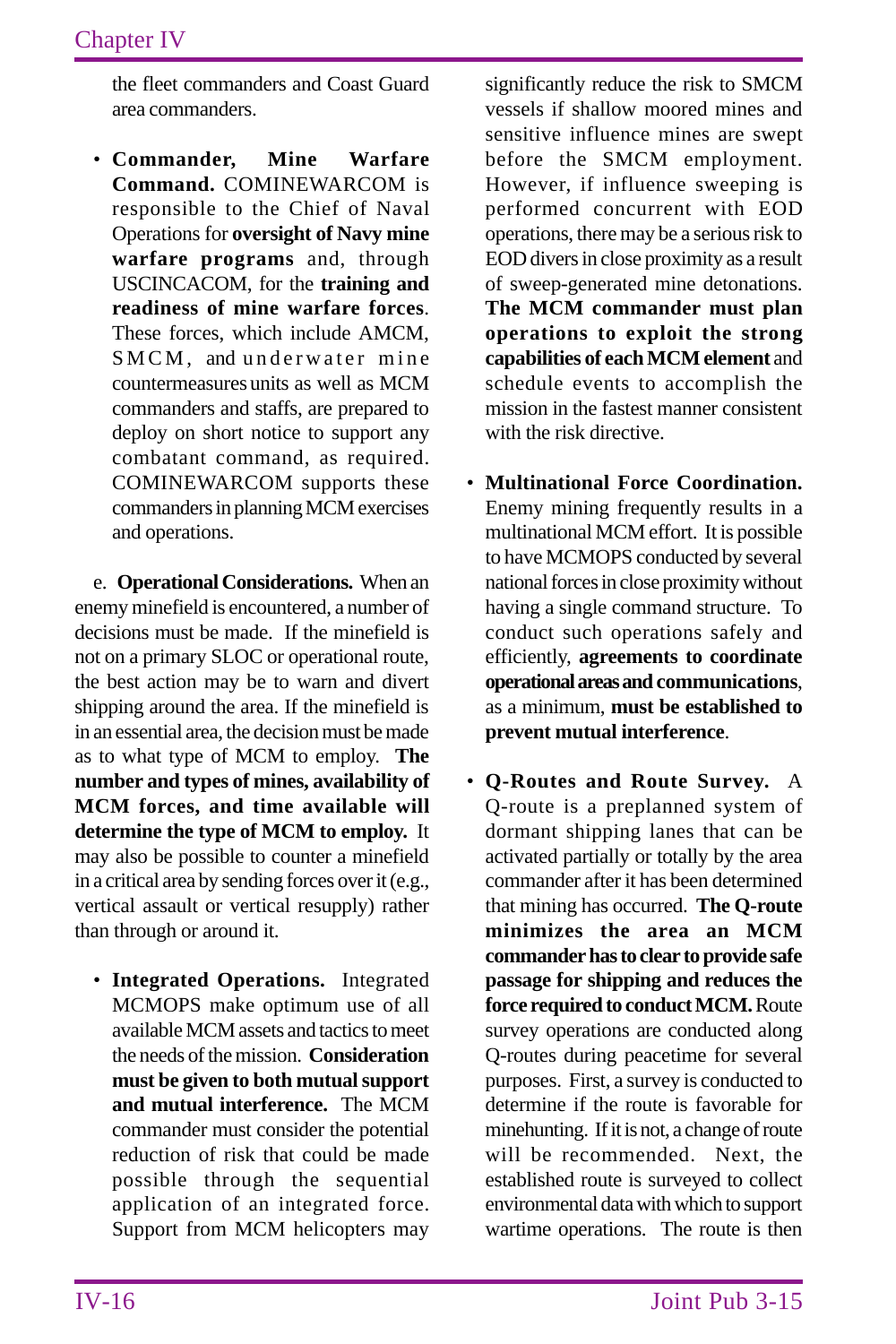the fleet commanders and Coast Guard area commanders.

- **Commander, Mine Warfare Command.** COMINEWARCOM is responsible to the Chief of Naval Operations for **oversight of Navy mine warfare programs** and, through USCINCACOM, for the **training and readiness of mine warfare forces**. These forces, which include AMCM, SMCM, and underwater mine countermeasures units as well as MCM commanders and staffs, are prepared to deploy on short notice to support any combatant command, as required. COMINEWARCOM supports these commanders in planning MCM exercises and operations.

e. **Operational Considerations.** When an enemy minefield is encountered, a number of decisions must be made. If the minefield is not on a primary SLOC or operational route, the best action may be to warn and divert shipping around the area. If the minefield is in an essential area, the decision must be made as to what type of MCM to employ. **The number and types of mines, availability of MCM forces, and time available will determine the type of MCM to employ.** It may also be possible to counter a minefield in a critical area by sending forces over it (e.g., vertical assault or vertical resupply) rather than through or around it.

- **Integrated Operations.** Integrated MCMOPS make optimum use of all available MCM assets and tactics to meet the needs of the mission. **Consideration must be given to both mutual support and mutual interference.** The MCM commander must consider the potential reduction of risk that could be made possible through the sequential application of an integrated force. Support from MCM helicopters may significantly reduce the risk to SMCM vessels if shallow moored mines and sensitive influence mines are swept before the SMCM employment. However, if influence sweeping is performed concurrent with EOD operations, there may be a serious risk to EOD divers in close proximity as a result of sweep-generated mine detonations. **The MCM commander must plan operations to exploit the strong capabilities of each MCM element** and schedule events to accomplish the mission in the fastest manner consistent with the risk directive.

- **Multinational Force Coordination.** Enemy mining frequently results in a multinational MCM effort. It is possible to have MCMOPS conducted by several national forces in close proximity without having a single command structure. To conduct such operations safely and efficiently, **agreements to coordinate operational areas and communications**, as a minimum, **must be established to prevent mutual interference**.

- **Q-Routes and Route Survey.** A Q-route is a preplanned system of dormant shipping lanes that can be activated partially or totally by the area commander after it has been determined that mining has occurred. **The Q-route minimizes the area an MCM commander has to clear to provide safe passage for shipping and reduces the force required to conduct MCM.** Route survey operations are conducted along Q-routes during peacetime for several purposes. First, a survey is conducted to determine if the route is favorable for minehunting. If it is not, a change of route will be recommended. Next, the established route is surveyed to collect environmental data with which to support wartime operations. The route is then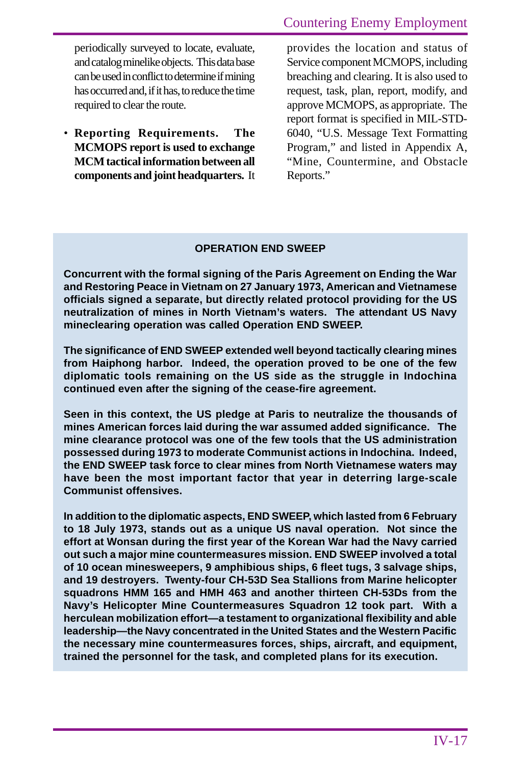periodically surveyed to locate, evaluate, and catalog minelike objects. This data base can be used in conflict to determine if mining has occurred and, if it has, to reduce the time required to clear the route.

- **Reporting Requirements. The MCMOPS report is used to exchange MCM tactical information between all components and joint headquarters.** It provides the location and status of Service component MCMOPS, including breaching and clearing. It is also used to request, task, plan, report, modify, and approve MCMOPS, as appropriate. The report format is specified in MIL-STD-6040, "U.S. Message Text Formatting Program," and listed in Appendix A, "Mine, Countermine, and Obstacle Reports."

**OPERATION END SWEEP**

**Concurrent with the formal signing of the Paris Agreement on Ending the War and Restoring Peace in Vietnam on 27 January 1973, American and Vietnamese officials signed a separate, but directly related protocol providing for the US neutralization of mines in North Vietnam's waters. The attendant US Navy mineclearing operation was called Operation END SWEEP.**

**The significance of END SWEEP extended well beyond tactically clearing mines from Haiphong harbor. Indeed, the operation proved to be one of the few diplomatic tools remaining on the US side as the struggle in Indochina continued even after the signing of the cease-fire agreement.**

**Seen in this context, the US pledge at Paris to neutralize the thousands of mines American forces laid during the war assumed added significance. The mine clearance protocol was one of the few tools that the US administration possessed during 1973 to moderate Communist actions in Indochina. Indeed, the END SWEEP task force to clear mines from North Vietnamese waters may have been the most important factor that year in deterring large-scale Communist offensives.**

**In addition to the diplomatic aspects, END SWEEP, which lasted from 6 February to 18 July 1973, stands out as a unique US naval operation. Not since the effort at Wonsan during the first year of the Korean War had the Navy carried out such a major mine countermeasures mission. END SWEEP involved a total of 10 ocean minesweepers, 9 amphibious ships, 6 fleet tugs, 3 salvage ships, and 19 destroyers. Twenty-four CH-53D Sea Stallions from Marine helicopter squadrons HMM 165 and HMH 463 and another thirteen CH-53Ds from the Navy's Helicopter Mine Countermeasures Squadron 12 took part. With a herculean mobilization effort—a testament to organizational flexibility and able leadership—the Navy concentrated in the United States and the Western Pacific the necessary mine countermeasures forces, ships, aircraft, and equipment, trained the personnel for the task, and completed plans for its execution.**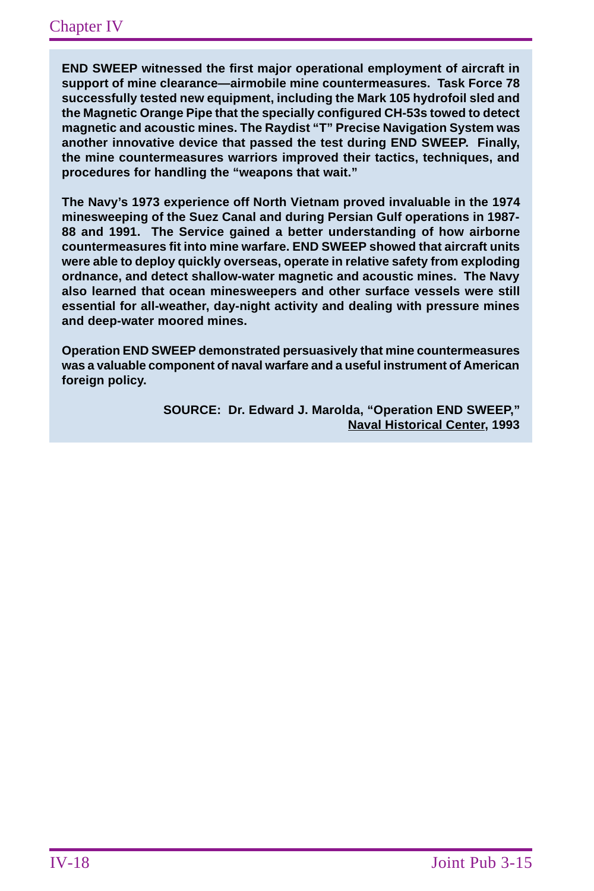**END SWEEP witnessed the first major operational employment of aircraft in support of mine clearance—airmobile mine countermeasures. Task Force 78 successfully tested new equipment, including the Mark 105 hydrofoil sled and the Magnetic Orange Pipe that the specially configured CH-53s towed to detect magnetic and acoustic mines. The Raydist "T" Precise Navigation System was another innovative device that passed the test during END SWEEP. Finally, the mine countermeasures warriors improved their tactics, techniques, and procedures for handling the "weapons that wait."**

**The Navy's 1973 experience off North Vietnam proved invaluable in the 1974 minesweeping of the Suez Canal and during Persian Gulf operations in 1987-88 and 1991. The Service gained a better understanding of how airborne countermeasures fit into mine warfare. END SWEEP showed that aircraft units were able to deploy quickly overseas, operate in relative safety from exploding ordnance, and detect shallow-water magnetic and acoustic mines. The Navy also learned that ocean minesweepers and other surface vessels were still essential for all-weather, day-night activity and dealing with pressure mines and deep-water moored mines.**

**Operation END SWEEP demonstrated persuasively that mine countermeasures was a valuable component of naval warfare and a useful instrument of American foreign policy.**

**SOURCE: Dr. Edward J. Marolda, "Operation END SWEEP," Naval Historical Center, 1993**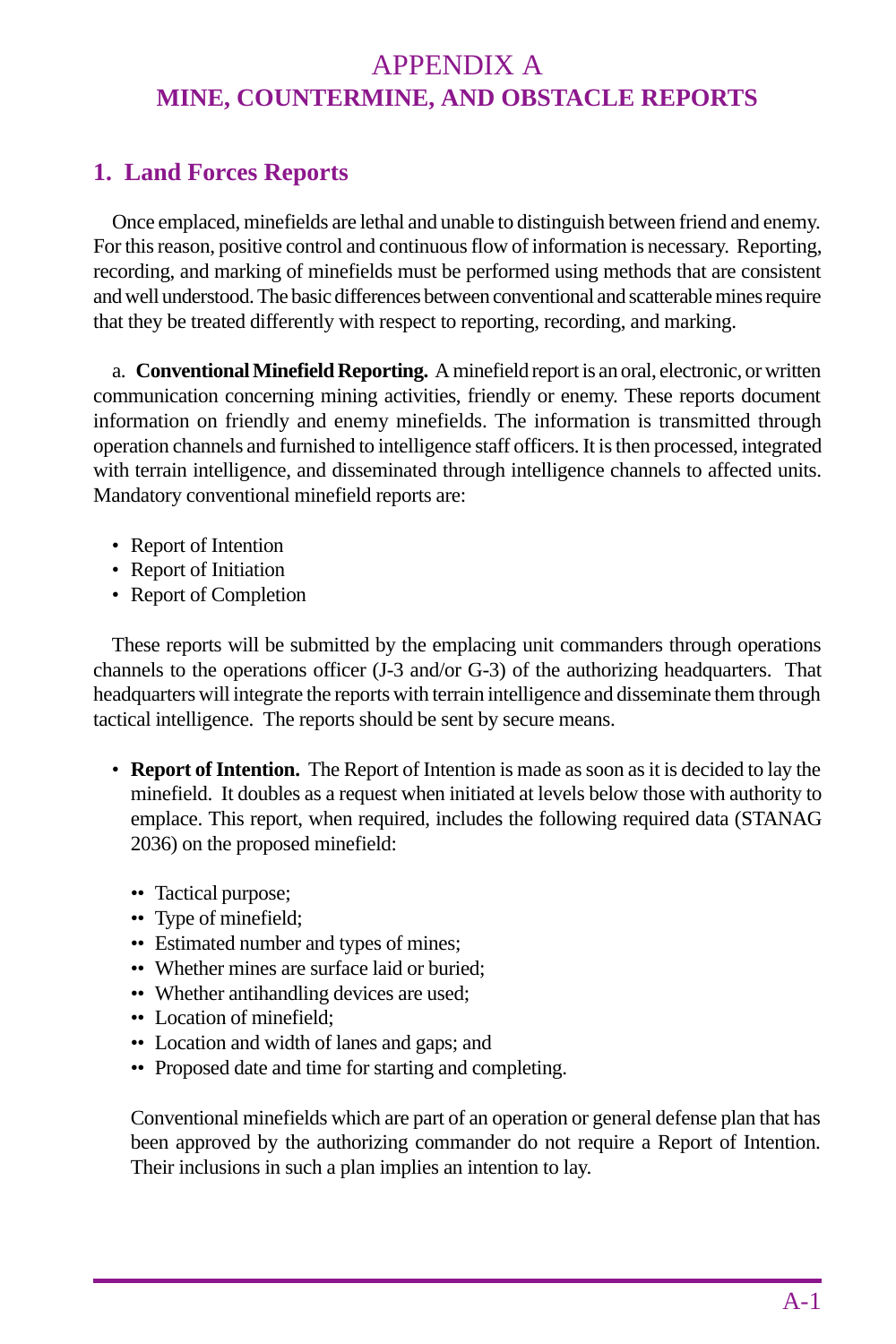# APPENDIX A
# MINE, COUNTERMINE, AND OBSTACLE REPORTS

## 1. Land Forces Reports

Once emplaced, minefields are lethal and unable to distinguish between friend and enemy. For this reason, positive control and continuous flow of information is necessary. Reporting, recording, and marking of minefields must be performed using methods that are consistent and well understood. The basic differences between conventional and scatterable mines require that they be treated differently with respect to reporting, recording, and marking.

a. **Conventional Minefield Reporting.** A minefield report is an oral, electronic, or written communication concerning mining activities, friendly or enemy. These reports document information on friendly and enemy minefields. The information is transmitted through operation channels and furnished to intelligence staff officers. It is then processed, integrated with terrain intelligence, and disseminated through intelligence channels to affected units. Mandatory conventional minefield reports are:

- Report of Intention
- Report of Initiation
- Report of Completion

These reports will be submitted by the emplacing unit commanders through operations channels to the operations officer (J-3 and/or G-3) of the authorizing headquarters. That headquarters will integrate the reports with terrain intelligence and disseminate them through tactical intelligence. The reports should be sent by secure means.

- **Report of Intention.** The Report of Intention is made as soon as it is decided to lay the minefield. It doubles as a request when initiated at levels below those with authority to emplace. This report, when required, includes the following required data (STANAG 2036) on the proposed minefield:

  - Tactical purpose;
  - Type of minefield;
  - Estimated number and types of mines;
  - Whether mines are surface laid or buried;
  - Whether antihandling devices are used;
  - Location of minefield;
  - Location and width of lanes and gaps; and
  - Proposed date and time for starting and completing.

  Conventional minefields which are part of an operation or general defense plan that has been approved by the authorizing commander do not require a Report of Intention. Their inclusions in such a plan implies an intention to lay.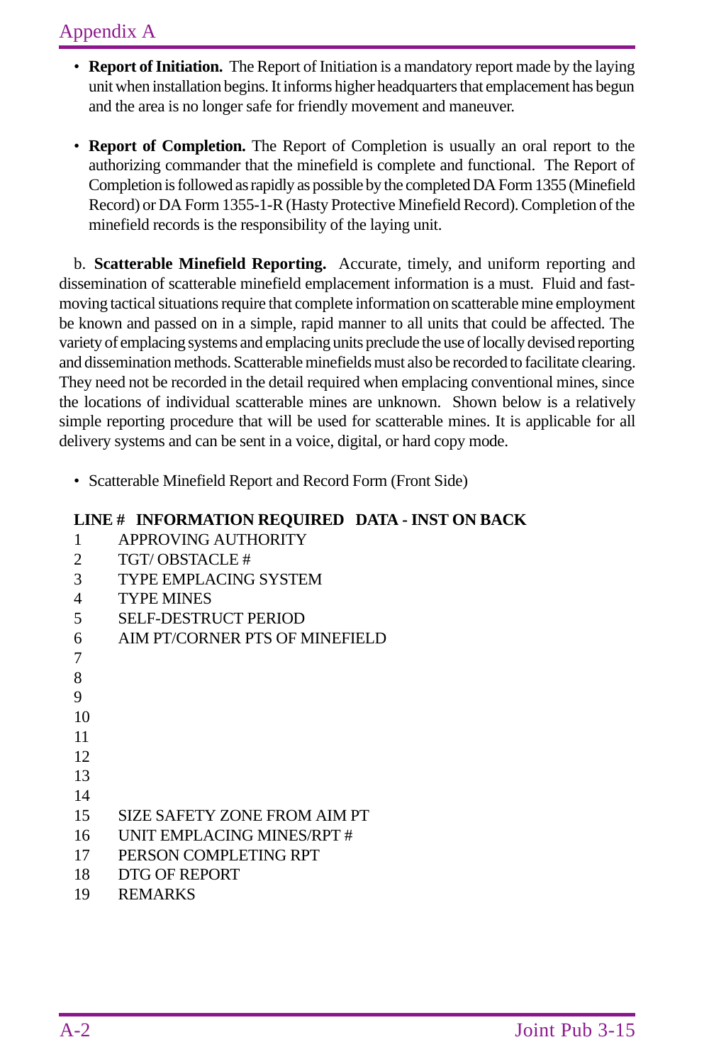- **Report of Initiation.** The Report of Initiation is a mandatory report made by the laying unit when installation begins. It informs higher headquarters that emplacement has begun and the area is no longer safe for friendly movement and maneuver.

- **Report of Completion.** The Report of Completion is usually an oral report to the authorizing commander that the minefield is complete and functional. The Report of Completion is followed as rapidly as possible by the completed DA Form 1355 (Minefield Record) or DA Form 1355-1-R (Hasty Protective Minefield Record). Completion of the minefield records is the responsibility of the laying unit.

b. **Scatterable Minefield Reporting.** Accurate, timely, and uniform reporting and dissemination of scatterable minefield emplacement information is a must. Fluid and fast-moving tactical situations require that complete information on scatterable mine employment be known and passed on in a simple, rapid manner to all units that could be affected. The variety of emplacing systems and emplacing units preclude the use of locally devised reporting and dissemination methods. Scatterable minefields must also be recorded to facilitate clearing. They need not be recorded in the detail required when emplacing conventional mines, since the locations of individual scatterable mines are unknown. Shown below is a relatively simple reporting procedure that will be used for scatterable mines. It is applicable for all delivery systems and can be sent in a voice, digital, or hard copy mode.

- Scatterable Minefield Report and Record Form (Front Side)

| LINE # | INFORMATION REQUIRED | DATA - INST ON BACK |
|---|---|---|
| 1 | APPROVING AUTHORITY | |
| 2 | TGT/ OBSTACLE # | |
| 3 | TYPE EMPLACING SYSTEM | |
| 4 | TYPE MINES | |
| 5 | SELF-DESTRUCT PERIOD | |
| 6 | AIM PT/CORNER PTS OF MINEFIELD | |
| 7 | | |
| 8 | | |
| 9 | | |
| 10 | | |
| 11 | | |
| 12 | | |
| 13 | | |
| 14 | | |
| 15 | SIZE SAFETY ZONE FROM AIM PT | |
| 16 | UNIT EMPLACING MINES/RPT # | |
| 17 | PERSON COMPLETING RPT | |
| 18 | DTG OF REPORT | |
| 19 | REMARKS | |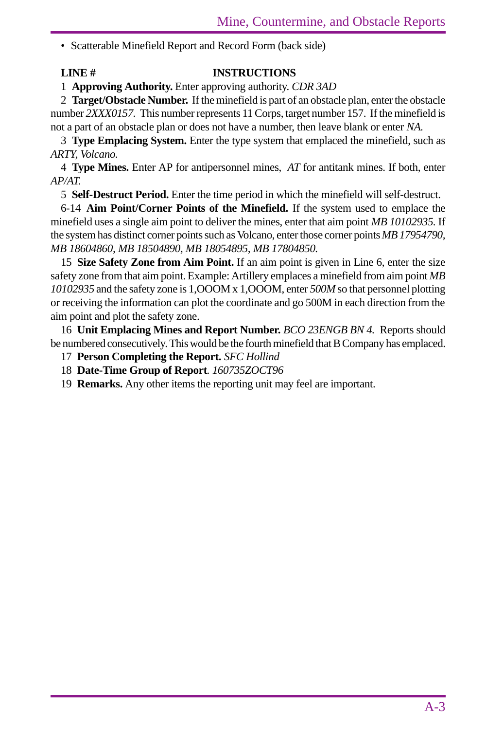- Scatterable Minefield Report and Record Form (back side)

**LINE # INSTRUCTIONS**

1 **Approving Authority.** Enter approving authority. *CDR 3AD*

2 **Target/Obstacle Number.** If the minefield is part of an obstacle plan, enter the obstacle number *2XXX0157*. This number represents 11 Corps, target number 157. If the minefield is not a part of an obstacle plan or does not have a number, then leave blank or enter *NA.*

3 **Type Emplacing System.** Enter the type system that emplaced the minefield, such as *ARTY, Volcano.*

4 **Type Mines.** Enter AP for antipersonnel mines, *AT* for antitank mines. If both, enter *AP/AT.*

5 **Self-Destruct Period.** Enter the time period in which the minefield will self-destruct.

6-14 **Aim Point/Corner Points of the Minefield.** If the system used to emplace the minefield uses a single aim point to deliver the mines, enter that aim point *MB 10102935.* If the system has distinct corner points such as Volcano, enter those corner points *MB 17954790, MB 18604860, MB 18504890, MB 18054895, MB 17804850.*

15 **Size Safety Zone from Aim Point.** If an aim point is given in Line 6, enter the size safety zone from that aim point. Example: Artillery emplaces a minefield from aim point *MB 10102935* and the safety zone is 1,OOOM x 1,OOOM, enter *500M* so that personnel plotting or receiving the information can plot the coordinate and go 500M in each direction from the aim point and plot the safety zone.

16 **Unit Emplacing Mines and Report Number.** *BCO 23ENGB BN 4.* Reports should be numbered consecutively. This would be the fourth minefield that B Company has emplaced.

17 **Person Completing the Report.** *SFC Hollind*

18 **Date-Time Group of Report**. *160735ZOCT96*

19 **Remarks.** Any other items the reporting unit may feel are important.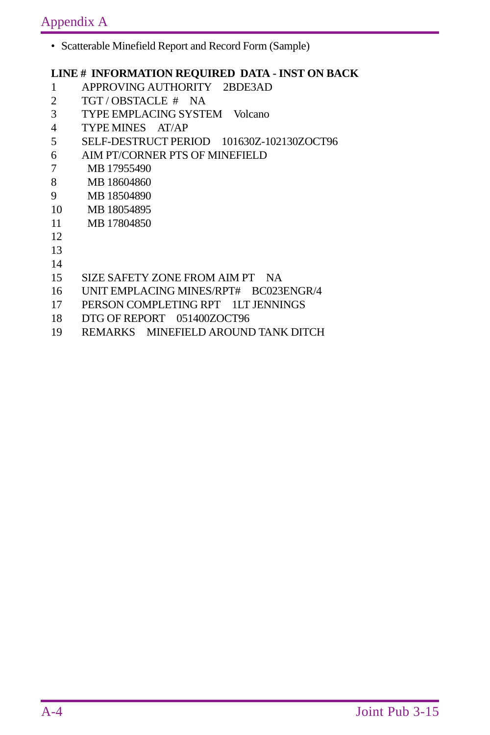- Scatterable Minefield Report and Record Form (Sample)

| LINE # | INFORMATION REQUIRED | DATA - INST ON BACK |
|---|---|---|
| 1 | APPROVING AUTHORITY | 2BDE3AD |
| 2 | TGT / OBSTACLE # | NA |
| 3 | TYPE EMPLACING SYSTEM | Volcano |
| 4 | TYPE MINES | AT/AP |
| 5 | SELF-DESTRUCT PERIOD | 101630Z-102130ZOCT96 |
| 6 | AIM PT/CORNER PTS OF MINEFIELD | |
| 7 | MB 17955490 | |
| 8 | MB 18604860 | |
| 9 | MB 18504890 | |
| 10 | MB 18054895 | |
| 11 | MB 17804850 | |
| 12 | | |
| 13 | | |
| 14 | | |
| 15 | SIZE SAFETY ZONE FROM AIM PT | NA |
| 16 | UNIT EMPLACING MINES/RPT# | BC023ENGR/4 |
| 17 | PERSON COMPLETING RPT | 1LT JENNINGS |
| 18 | DTG OF REPORT | 051400ZOCT96 |
| 19 | REMARKS | MINEFIELD AROUND TANK DITCH |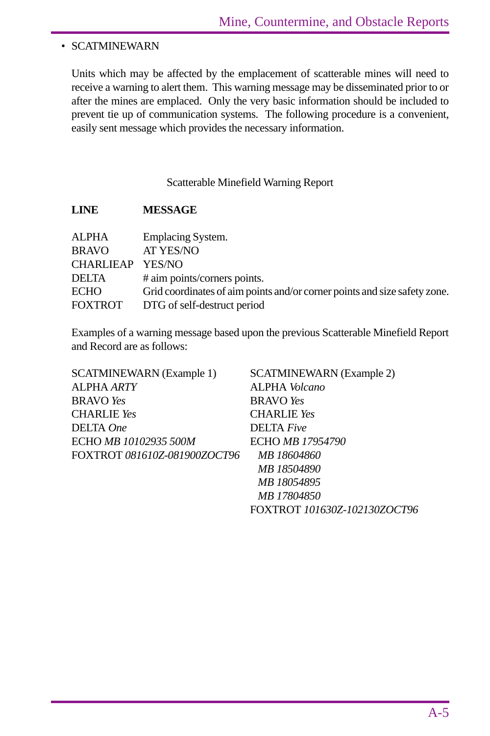- SCATMINEWARN

Units which may be affected by the emplacement of scatterable mines will need to receive a warning to alert them. This warning message may be disseminated prior to or after the mines are emplaced. Only the very basic information should be included to prevent tie up of communication systems. The following procedure is a convenient, easily sent message which provides the necessary information.

Scatterable Minefield Warning Report

| **LINE** | **MESSAGE** |
|---|---|
| ALPHA | Emplacing System. |
| BRAVO | AT YES/NO |
| CHARLIEAP | YES/NO |
| DELTA | # aim points/corners points. |
| ECHO | Grid coordinates of aim points and/or corner points and size safety zone. |
| FOXTROT | DTG of self-destruct period |

Examples of a warning message based upon the previous Scatterable Minefield Report and Record are as follows:

SCATMINEWARN (Example 1)
ALPHA *ARTY*
BRAVO *Yes*
CHARLIE *Yes*
DELTA *One*
ECHO *MB 10102935 500M*
FOXTROT *081610Z-081900ZOCT96*

SCATMINEWARN (Example 2)
ALPHA *Volcano*
BRAVO *Yes*
CHARLIE *Yes*
DELTA *Five*
ECHO *MB 17954790*
*MB 18604860*
*MB 18504890*
*MB 18054895*
*MB 17804850*
FOXTROT *101630Z-102130ZOCT96*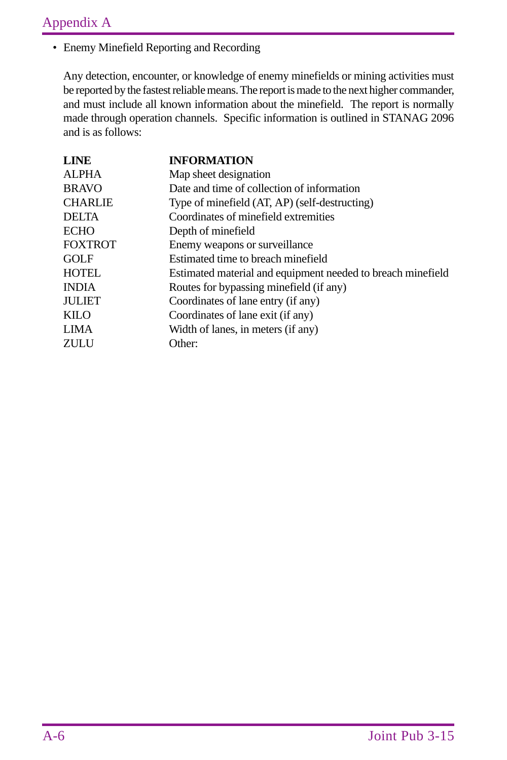- Enemy Minefield Reporting and Recording

  Any detection, encounter, or knowledge of enemy minefields or mining activities must be reported by the fastest reliable means. The report is made to the next higher commander, and must include all known information about the minefield. The report is normally made through operation channels. Specific information is outlined in STANAG 2096 and is as follows:

| LINE | INFORMATION |
|---|---|
| ALPHA | Map sheet designation |
| BRAVO | Date and time of collection of information |
| CHARLIE | Type of minefield (AT, AP) (self-destructing) |
| DELTA | Coordinates of minefield extremities |
| ECHO | Depth of minefield |
| FOXTROT | Enemy weapons or surveillance |
| GOLF | Estimated time to breach minefield |
| HOTEL | Estimated material and equipment needed to breach minefield |
| INDIA | Routes for bypassing minefield (if any) |
| JULIET | Coordinates of lane entry (if any) |
| KILO | Coordinates of lane exit (if any) |
| LIMA | Width of lanes, in meters (if any) |
| ZULU | Other: |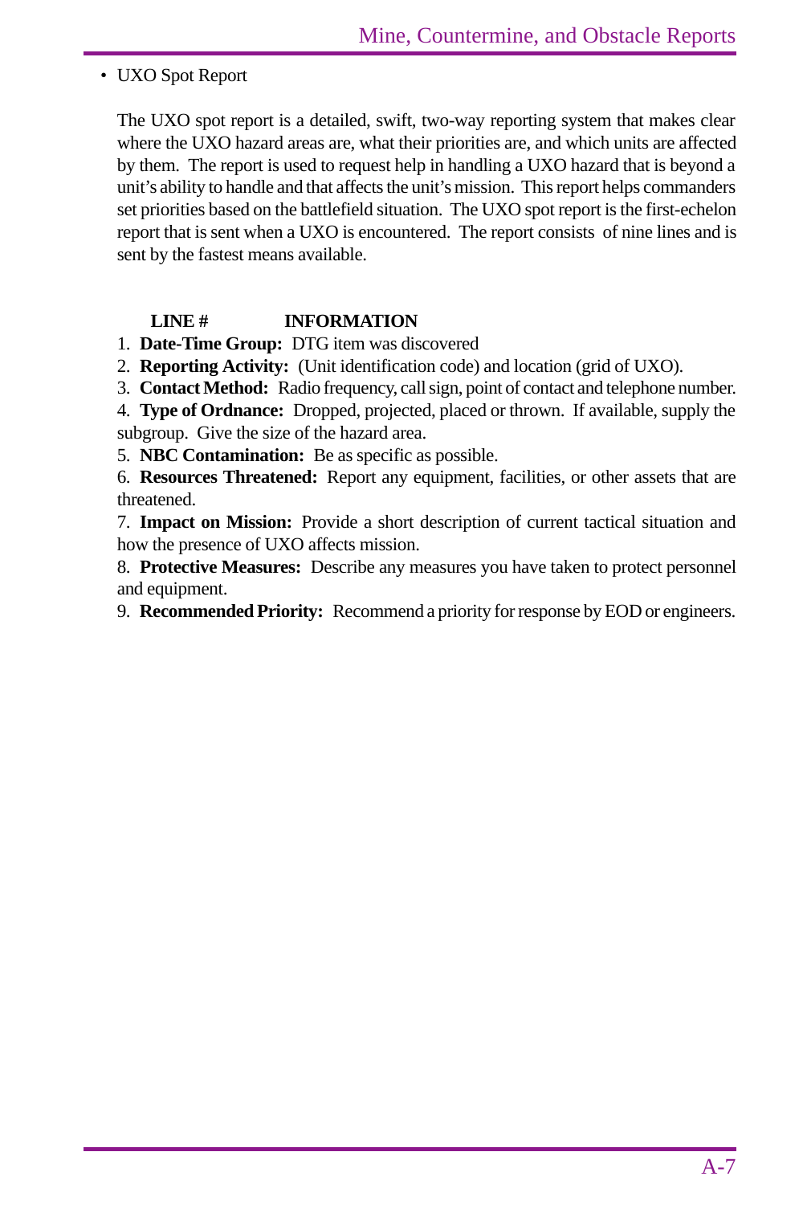- UXO Spot Report

The UXO spot report is a detailed, swift, two-way reporting system that makes clear where the UXO hazard areas are, what their priorities are, and which units are affected by them. The report is used to request help in handling a UXO hazard that is beyond a unit's ability to handle and that affects the unit's mission. This report helps commanders set priorities based on the battlefield situation. The UXO spot report is the first-echelon report that is sent when a UXO is encountered. The report consists of nine lines and is sent by the fastest means available.

**LINE # INFORMATION**

1. **Date-Time Group:** DTG item was discovered
2. **Reporting Activity:** (Unit identification code) and location (grid of UXO).
3. **Contact Method:** Radio frequency, call sign, point of contact and telephone number.
4. **Type of Ordnance:** Dropped, projected, placed or thrown. If available, supply the subgroup. Give the size of the hazard area.
5. **NBC Contamination:** Be as specific as possible.
6. **Resources Threatened:** Report any equipment, facilities, or other assets that are threatened.
7. **Impact on Mission:** Provide a short description of current tactical situation and how the presence of UXO affects mission.
8. **Protective Measures:** Describe any measures you have taken to protect personnel and equipment.
9. **Recommended Priority:** Recommend a priority for response by EOD or engineers.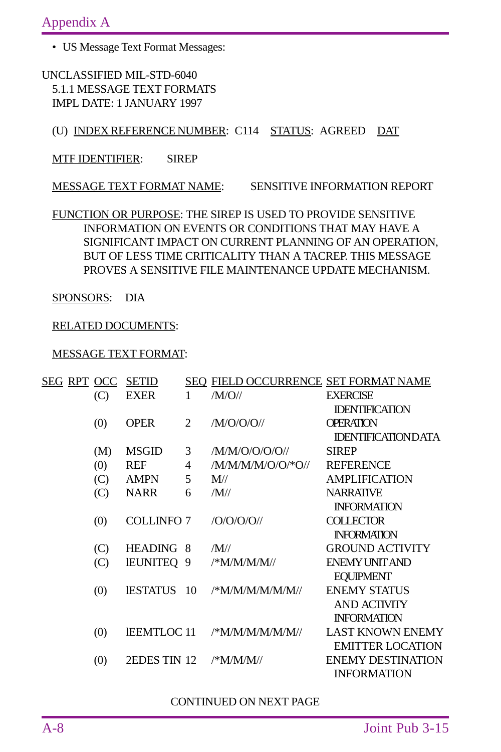- US Message Text Format Messages:

UNCLASSIFIED MIL-STD-6040
5.1.1 MESSAGE TEXT FORMATS
IMPL DATE: 1 JANUARY 1997

(U) INDEX REFERENCE NUMBER: C114 STATUS: AGREED DAT

MTF IDENTIFIER: SIREP

MESSAGE TEXT FORMAT NAME: SENSITIVE INFORMATION REPORT

FUNCTION OR PURPOSE: THE SIREP IS USED TO PROVIDE SENSITIVE INFORMATION ON EVENTS OR CONDITIONS THAT MAY HAVE A SIGNIFICANT IMPACT ON CURRENT PLANNING OF AN OPERATION, BUT OF LESS TIME CRITICALITY THAN A TACREP. THIS MESSAGE PROVES A SENSITIVE FILE MAINTENANCE UPDATE MECHANISM.

SPONSORS: DIA

RELATED DOCUMENTS:

MESSAGE TEXT FORMAT:

| SEG | RPT | OCC | SETID | SEQ | FIELD OCCURRENCE | SET FORMAT NAME |
|---|---|---|---|---|---|---|
| | | (C) | EXER | 1 | /M/O// | EXERCISE IDENTIFICATION |
| | | (0) | OPER | 2 | /M/O/O/O// | OPERATION IDENTIFICATION DATA |
| | | (M) | MSGID | 3 | /M/M/O/O/O/O// | SIREP |
| | | (0) | REF | 4 | /M/M/M/M/O/O/*O// | REFERENCE |
| | | (C) | AMPN | 5 | M// | AMPLIFICATION |
| | | (C) | NARR | 6 | /M// | NARRATIVE INFORMATION |
| | | (0) | COLLINFO | 7 | /O/O/O/O// | COLLECTOR INFORMATION |
| | | (C) | HEADING | 8 | /M// | GROUND ACTIVITY |
| | | (C) | lEUNITEQ | 9 | /*M/M/M/M// | ENEMY UNIT AND EQUIPMENT |
| | | (0) | lESTATUS | 10 | /*M/M/M/M/M/M// | ENEMY STATUS AND ACTIVITY INFORMATION |
| | | (0) | lEEMTLOC | 11 | /*M/M/M/M/M/M// | LAST KNOWN ENEMY EMITTER LOCATION |
| | | (0) | 2EDES TIN | 12 | /*M/M/M// | ENEMY DESTINATION INFORMATION |

CONTINUED ON NEXT PAGE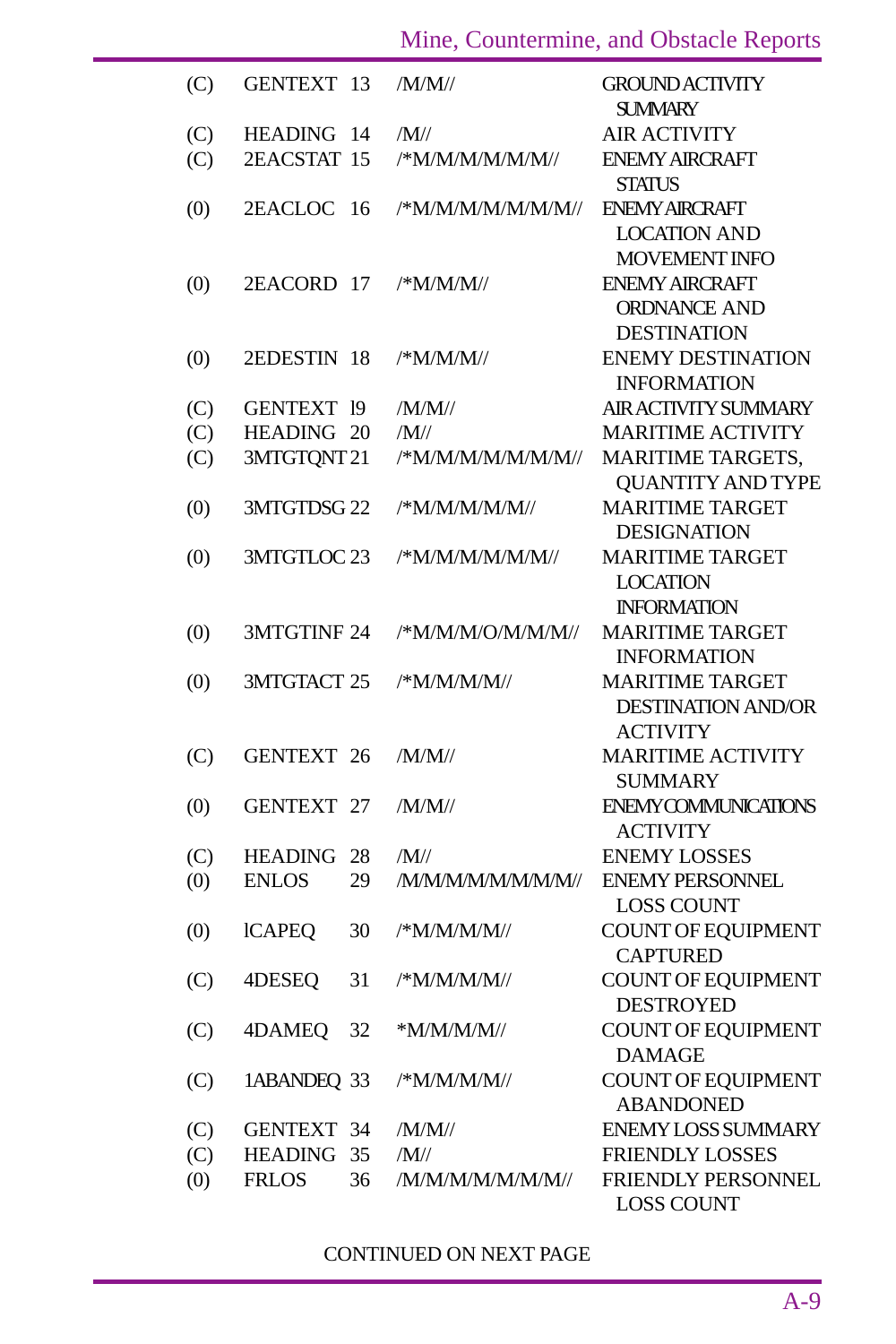| | | | |
|---|---|---|---|
| (C) | GENTEXT 13 | /M/M// | GROUND ACTIVITY SUMMARY |
| (C) | HEADING 14 | /M// | AIR ACTIVITY |
| (C) | 2EACSTAT 15 | /*M/M/M/M/M/M// | ENEMY AIRCRAFT STATUS |
| (0) | 2EACLOC 16 | /*M/M/M/M/M/M/M// | ENEMY AIRCRAFT LOCATION AND MOVEMENT INFO |
| (0) | 2EACORD 17 | /*M/M/M// | ENEMY AIRCRAFT ORDNANCE AND DESTINATION |
| (0) | 2EDESTIN 18 | /*M/M/M// | ENEMY DESTINATION INFORMATION |
| (C) | GENTEXT 19 | /M/M// | AIR ACTIVITY SUMMARY |
| (C) | HEADING 20 | /M// | MARITIME ACTIVITY |
| (C) | 3MTGTQNT 21 | /*M/M/M/M/M/M/M// | MARITIME TARGETS, QUANTITY AND TYPE |
| (0) | 3MTGTDSG 22 | /*M/M/M/M/M// | MARITIME TARGET DESIGNATION |
| (0) | 3MTGTLOC 23 | /*M/M/M/M/M/M// | MARITIME TARGET LOCATION INFORMATION |
| (0) | 3MTGTINF 24 | /*M/M/M/O/M/M/M// | MARITIME TARGET INFORMATION |
| (0) | 3MTGTACT 25 | /*M/M/M/M// | MARITIME TARGET DESTINATION AND/OR ACTIVITY |
| (C) | GENTEXT 26 | /M/M// | MARITIME ACTIVITY SUMMARY |
| (0) | GENTEXT 27 | /M/M// | ENEMY COMMUNICATIONS ACTIVITY |
| (C) | HEADING 28 | /M// | ENEMY LOSSES |
| (0) | ENLOS 29 | /M/M/M/M/M/M/M/M// | ENEMY PERSONNEL LOSS COUNT |
| (0) | 1CAPEQ 30 | /*M/M/M/M// | COUNT OF EQUIPMENT CAPTURED |
| (C) | 4DESEQ 31 | /*M/M/M/M// | COUNT OF EQUIPMENT DESTROYED |
| (C) | 4DAMEQ 32 | *M/M/M/M// | COUNT OF EQUIPMENT DAMAGE |
| (C) | 1ABANDEQ 33 | /*M/M/M/M// | COUNT OF EQUIPMENT ABANDONED |
| (C) | GENTEXT 34 | /M/M// | ENEMY LOSS SUMMARY |
| (C) | HEADING 35 | /M// | FRIENDLY LOSSES |
| (0) | FRLOS 36 | /M/M/M/M/M/M/M// | FRIENDLY PERSONNEL LOSS COUNT |

CONTINUED ON NEXT PAGE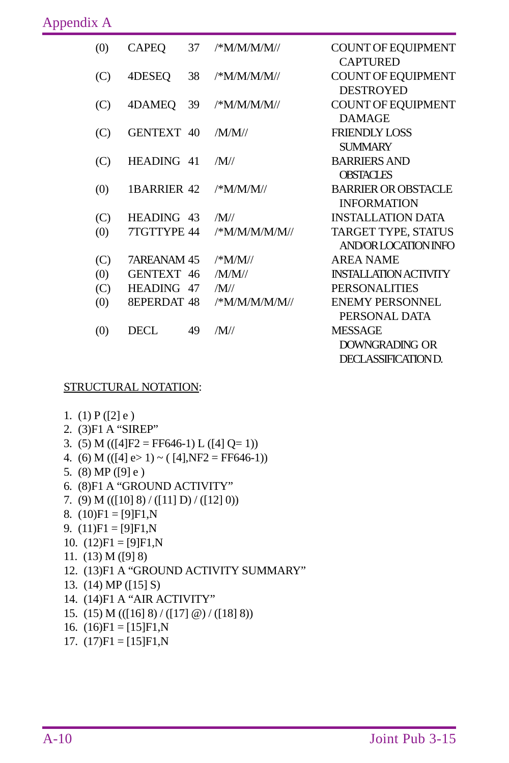| | | | | |
|---|---|---|---|---|
| (0) | CAPEQ | 37 | /*M/M/M/M// | COUNT OF EQUIPMENT CAPTURED |
| (C) | 4DESEQ | 38 | /*M/M/M/M// | COUNT OF EQUIPMENT DESTROYED |
| (C) | 4DAMEQ | 39 | /*M/M/M/M// | COUNT OF EQUIPMENT DAMAGE |
| (C) | GENTEXT | 40 | /M/M// | FRIENDLY LOSS SUMMARY |
| (C) | HEADING | 41 | /M// | BARRIERS AND OBSTACLES |
| (0) | 1BARRIER | 42 | /*M/M/M// | BARRIER OR OBSTACLE INFORMATION |
| (C) | HEADING | 43 | /M// | INSTALLATION DATA |
| (0) | 7TGTTYPE | 44 | /*M/M/M/M/M// | TARGET TYPE, STATUS AND/OR LOCATION INFO |
| (C) | 7AREANAM | 45 | /*M/M// | AREA NAME |
| (0) | GENTEXT | 46 | /M/M// | INSTALLATION ACTIVITY |
| (C) | HEADING | 47 | /M// | PERSONALITIES |
| (0) | 8EPERDAT | 48 | /*M/M/M/M/M// | ENEMY PERSONNEL PERSONAL DATA |
| (0) | DECL | 49 | /M// | MESSAGE DOWNGRADING OR DECLASSIFICATION D. |

<u>STRUCTURAL NOTATION</u>:

1. (1) P ([2] e )
2. (3)F1 A “SIREP”
3. (5) M (([4]F2 = FF646-1) L ([4] Q= 1))
4. (6) M (([4] e> 1) ~ ( [4],NF2 = FF646-1))
5. (8) MP ([9] e )
6. (8)F1 A “GROUND ACTIVITY”
7. (9) M (([10] 8) / ([11] D) / ([12] 0))
8. (10)F1 = [9]F1,N
9. (11)F1 = [9]F1,N
10. (12)F1 = [9]F1,N
11. (13) M ([9] 8)
12. (13)F1 A “GROUND ACTIVITY SUMMARY”
13. (14) MP ([15] S)
14. (14)F1 A “AIR ACTIVITY”
15. (15) M (([16] 8) / ([17] @) / ([18] 8))
16. (16)F1 = [15]F1,N
17. (17)F1 = [15]F1,N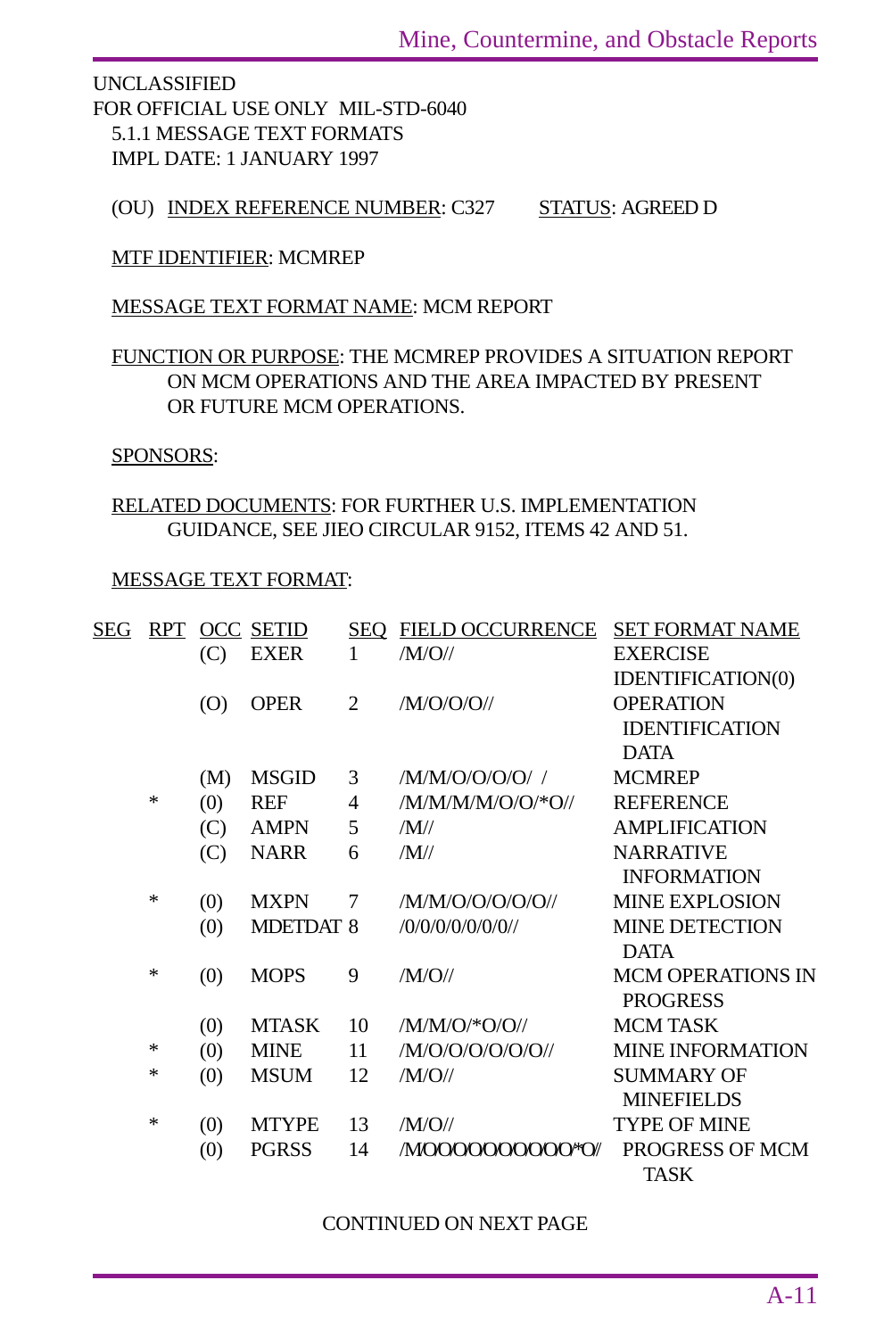UNCLASSIFIED
FOR OFFICIAL USE ONLY MIL-STD-6040
5.1.1 MESSAGE TEXT FORMATS
IMPL DATE: 1 JANUARY 1997

(OU) INDEX REFERENCE NUMBER: C327 STATUS: AGREED D

MTF IDENTIFIER: MCMREP

MESSAGE TEXT FORMAT NAME: MCM REPORT

FUNCTION OR PURPOSE: THE MCMREP PROVIDES A SITUATION REPORT ON MCM OPERATIONS AND THE AREA IMPACTED BY PRESENT OR FUTURE MCM OPERATIONS.

SPONSORS:

RELATED DOCUMENTS: FOR FURTHER U.S. IMPLEMENTATION GUIDANCE, SEE JIEO CIRCULAR 9152, ITEMS 42 AND 51.

MESSAGE TEXT FORMAT:

| SEG | RPT | OCC | SETID | SEQ | FIELD OCCURRENCE | SET FORMAT NAME |
|---|---|---|---|---|---|---|
| | | (C) | EXER | 1 | /M/O// | EXERCISE IDENTIFICATION(0) |
| | | (O) | OPER | 2 | /M/O/O/O// | OPERATION IDENTIFICATION DATA |
| | | (M) | MSGID | 3 | /M/M/O/O/O/O/ / | MCMREP |
| | * | (0) | REF | 4 | /M/M/M/M/O/O/*O// | REFERENCE |
| | | (C) | AMPN | 5 | /M// | AMPLIFICATION |
| | | (C) | NARR | 6 | /M// | NARRATIVE INFORMATION |
| | * | (0) | MXPN | 7 | /M/M/O/O/O/O/O// | MINE EXPLOSION |
| | | (0) | MDETDAT | 8 | /0/0/0/0/0/0/0// | MINE DETECTION DATA |
| | * | (0) | MOPS | 9 | /M/O// | MCM OPERATIONS IN PROGRESS |
| | | (0) | MTASK | 10 | /M/M/O/*O/O// | MCM TASK |
| | * | (0) | MINE | 11 | /M/O/O/O/O/O/O// | MINE INFORMATION |
| | * | (0) | MSUM | 12 | /M/O// | SUMMARY OF MINEFIELDS |
| | * | (0) | MTYPE | 13 | /M/O// | TYPE OF MINE |
| | | (0) | PGRSS | 14 | /M/O/O/O/O/O/O/O/O/O/O/*O// | PROGRESS OF MCM TASK |

CONTINUED ON NEXT PAGE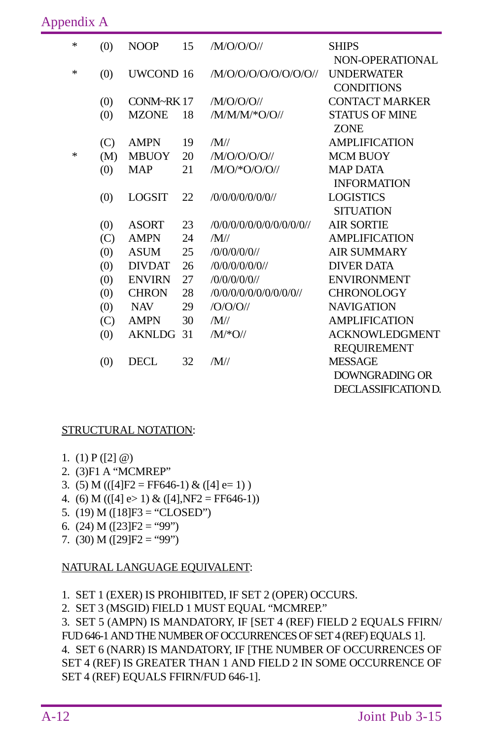| | | | | | |
|---|---|---|---|---|---|
| * | (0) | NOOP | 15 | /M/O/O/O// | SHIPS NON-OPERATIONAL |
| * | (0) | UWCOND | 16 | /M/O/O/O/O/O/O/O/O// | UNDERWATER CONDITIONS |
| | (0) | CONM~RK | 17 | /M/O/O/O// | CONTACT MARKER |
| | (0) | MZONE | 18 | /M/M/M/*O/O// | STATUS OF MINE ZONE |
| | (C) | AMPN | 19 | /M// | AMPLIFICATION |
| * | (M) | MBUOY | 20 | /M/O/O/O/O// | MCM BUOY |
| | (0) | MAP | 21 | /M/O/*O/O/O// | MAP DATA INFORMATION |
| | (0) | LOGSIT | 22 | /0/0/0/0/0/0/0// | LOGISTICS SITUATION |
| | (0) | ASORT | 23 | /0/0/0/0/0/0/0/0/0/0/0// | AIR SORTIE |
| | (C) | AMPN | 24 | /M// | AMPLIFICATION |
| | (0) | ASUM | 25 | /0/0/0/0/0// | AIR SUMMARY |
| | (0) | DIVDAT | 26 | /0/0/0/0/0/0// | DIVER DATA |
| | (0) | ENVIRN | 27 | /0/0/0/0/0// | ENVIRONMENT |
| | (0) | CHRON | 28 | /0/0/0/0/0/0/0/0/0/0// | CHRONOLOGY |
| | (0) | NAV | 29 | /O/O/O// | NAVIGATION |
| | (C) | AMPN | 30 | /M// | AMPLIFICATION |
| | (0) | AKNLDG | 31 | /M/*O// | ACKNOWLEDGMENT REQUIREMENT |
| | (0) | DECL | 32 | /M// | MESSAGE DOWNGRADING OR DECLASSIFICATION D. |

STRUCTURAL NOTATION:

1. (1) P ([2] @)
2. (3)F1 A "MCMREP"
3. (5) M (([4]F2 = FF646-1) & ([4] e= 1) )
4. (6) M (([4] e> 1) & ([4],NF2 = FF646-1))
5. (19) M ([18]F3 = "CLOSED")
6. (24) M ([23]F2 = "99")
7. (30) M ([29]F2 = "99")

NATURAL LANGUAGE EQUIVALENT:

1. SET 1 (EXER) IS PROHIBITED, IF SET 2 (OPER) OCCURS.
2. SET 3 (MSGID) FIELD 1 MUST EQUAL "MCMREP."
3. SET 5 (AMPN) IS MANDATORY, IF [SET 4 (REF) FIELD 2 EQUALS FFIRN/FUD 646-1 AND THE NUMBER OF OCCURRENCES OF SET 4 (REF) EQUALS 1].
4. SET 6 (NARR) IS MANDATORY, IF [THE NUMBER OF OCCURRENCES OF SET 4 (REF) IS GREATER THAN 1 AND FIELD 2 IN SOME OCCURRENCE OF SET 4 (REF) EQUALS FFIRN/FUD 646-1].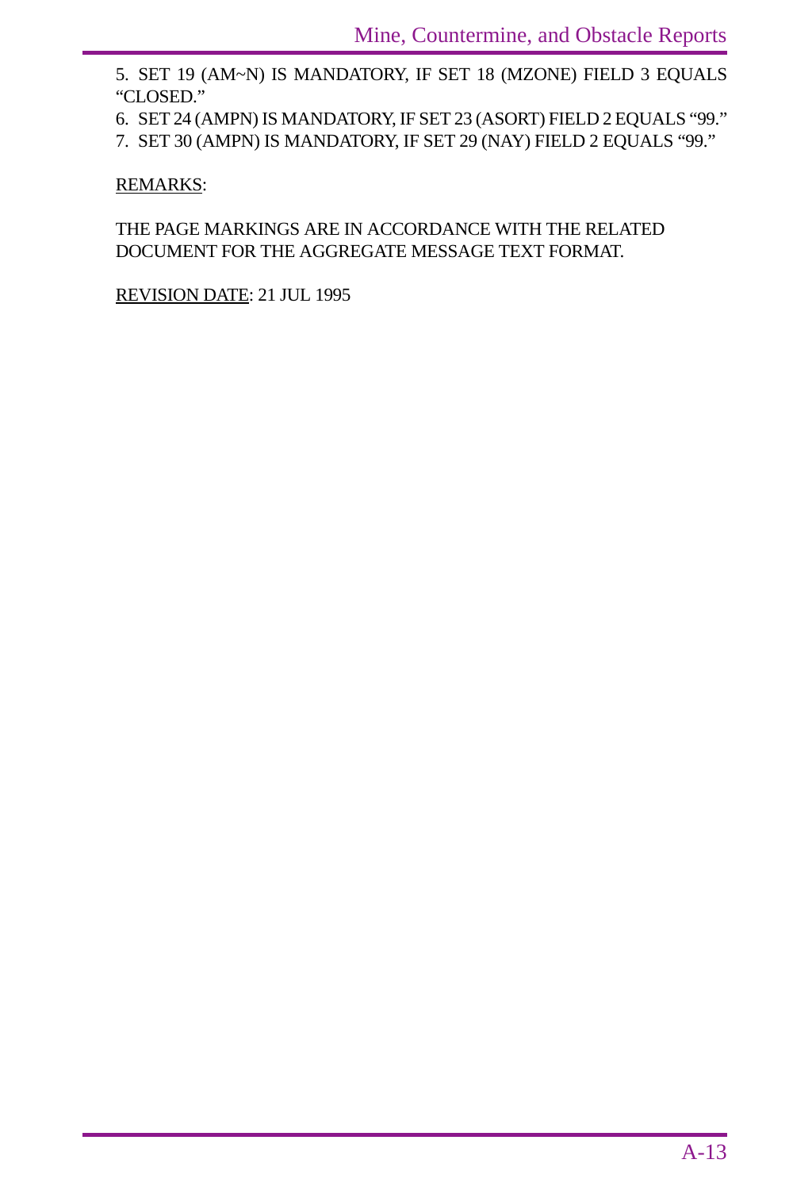5. SET 19 (AM~N) IS MANDATORY, IF SET 18 (MZONE) FIELD 3 EQUALS "CLOSED."

6. SET 24 (AMPN) IS MANDATORY, IF SET 23 (ASORT) FIELD 2 EQUALS "99."

7. SET 30 (AMPN) IS MANDATORY, IF SET 29 (NAY) FIELD 2 EQUALS "99."

<u>REMARKS</u>:

THE PAGE MARKINGS ARE IN ACCORDANCE WITH THE RELATED DOCUMENT FOR THE AGGREGATE MESSAGE TEXT FORMAT.

<u>REVISION DATE</u>: 21 JUL 1995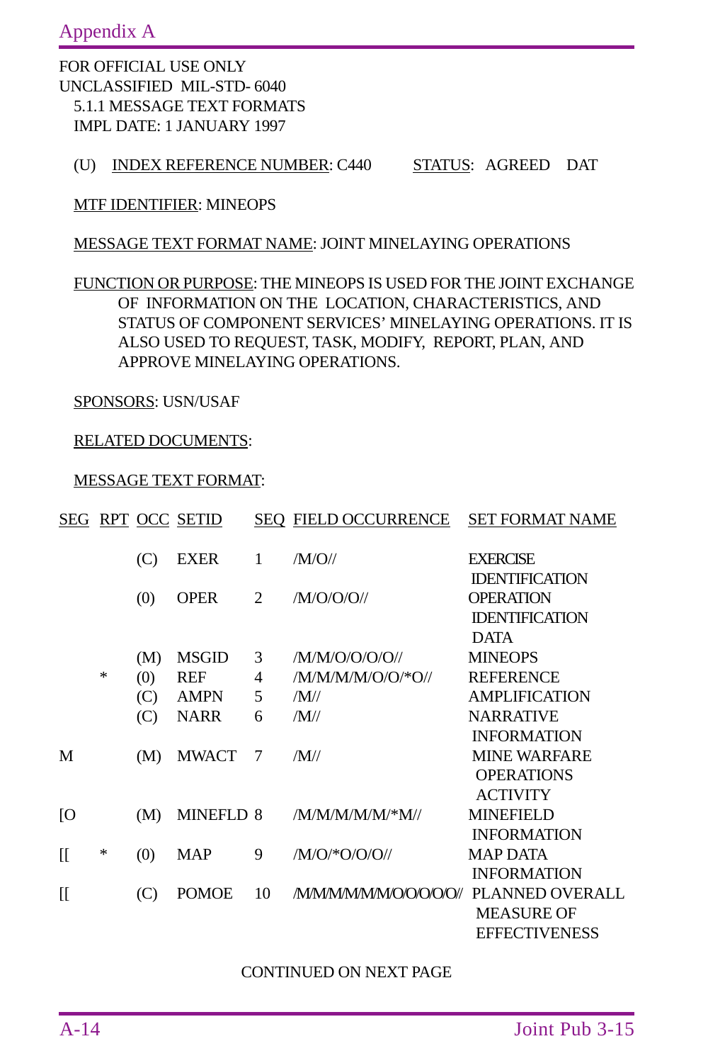FOR OFFICIAL USE ONLY
UNCLASSIFIED MIL-STD- 6040
5.1.1 MESSAGE TEXT FORMATS
IMPL DATE: 1 JANUARY 1997

(U) INDEX REFERENCE NUMBER: C440 STATUS: AGREED DAT

MTF IDENTIFIER: MINEOPS

MESSAGE TEXT FORMAT NAME: JOINT MINELAYING OPERATIONS

FUNCTION OR PURPOSE: THE MINEOPS IS USED FOR THE JOINT EXCHANGE OF INFORMATION ON THE LOCATION, CHARACTERISTICS, AND STATUS OF COMPONENT SERVICES' MINELAYING OPERATIONS. IT IS ALSO USED TO REQUEST, TASK, MODIFY, REPORT, PLAN, AND APPROVE MINELAYING OPERATIONS.

SPONSORS: USN/USAF

RELATED DOCUMENTS:

MESSAGE TEXT FORMAT:

| SEG | RPT | OCC | SETID | SEQ | FIELD OCCURRENCE | SET FORMAT NAME |
|---|---|---|---|---|---|---|
| | | (C) | EXER | 1 | /M/O// | EXERCISE IDENTIFICATION |
| | | (0) | OPER | 2 | /M/O/O/O// | OPERATION IDENTIFICATION DATA |
| | | (M) | MSGID | 3 | /M/M/O/O/O/O// | MINEOPS |
| | * | (0) | REF | 4 | /M/M/M/M/O/O/*O// | REFERENCE |
| | | (C) | AMPN | 5 | /M// | AMPLIFICATION |
| | | (C) | NARR | 6 | /M// | NARRATIVE INFORMATION |
| M | | (M) | MWACT | 7 | /M// | MINE WARFARE OPERATIONS ACTIVITY |
| [O | | (M) | MINEFLD | 8 | /M/M/M/M/M/*M// | MINEFIELD INFORMATION |
| [[ | * | (0) | MAP | 9 | /M/O/*O/O/O// | MAP DATA INFORMATION |
| [[ | | (C) | POMOE | 10 | /M/M/M/M/M/M/O/O/O/O/O// | PLANNED OVERALL MEASURE OF EFFECTIVENESS |

CONTINUED ON NEXT PAGE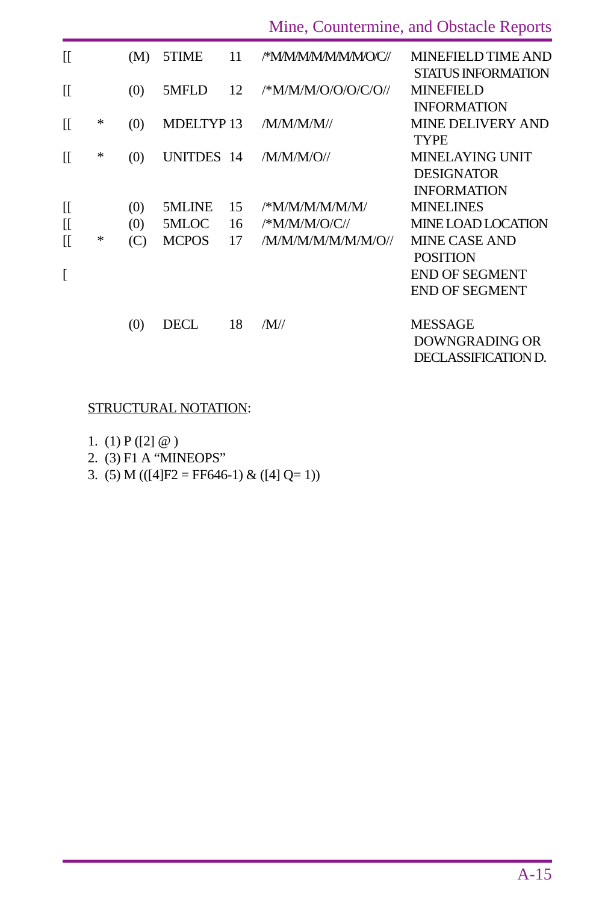| | | | | | | |
|---|---|---|---|---|---|---|
| [[ | | (M) | 5TIME | 11 | /*M/M/M/M/M/M/M/O/C// | MINEFIELD TIME AND STATUS INFORMATION |
| [[ | | (0) | 5MFLD | 12 | /*M/M/M/O/O/O/C/O// | MINEFIELD INFORMATION |
| [[ | * | (0) | MDELTYP | 13 | /M/M/M/M// | MINE DELIVERY AND TYPE |
| [[ | * | (0) | UNITDES | 14 | /M/M/M/O// | MINELAYING UNIT DESIGNATOR INFORMATION |
| [[ | | (0) | 5MLINE | 15 | /*M/M/M/M/M/M/ | MINELINES |
| [[ | | (0) | 5MLOC | 16 | /*M/M/M/O/C// | MINE LOAD LOCATION |
| [[ | * | (C) | MCPOS | 17 | /M/M/M/M/M/M/M/O// | MINE CASE AND POSITION |
| [ | | | | | | END OF SEGMENT END OF SEGMENT |
| | | (0) | DECL | 18 | /M// | MESSAGE DOWNGRADING OR DECLASSIFICATION D. |

STRUCTURAL NOTATION:

1. (1) P ([2] @ )
2. (3) F1 A “MINEOPS”
3. (5) M (([4]F2 = FF646-1) & ([4] Q= 1))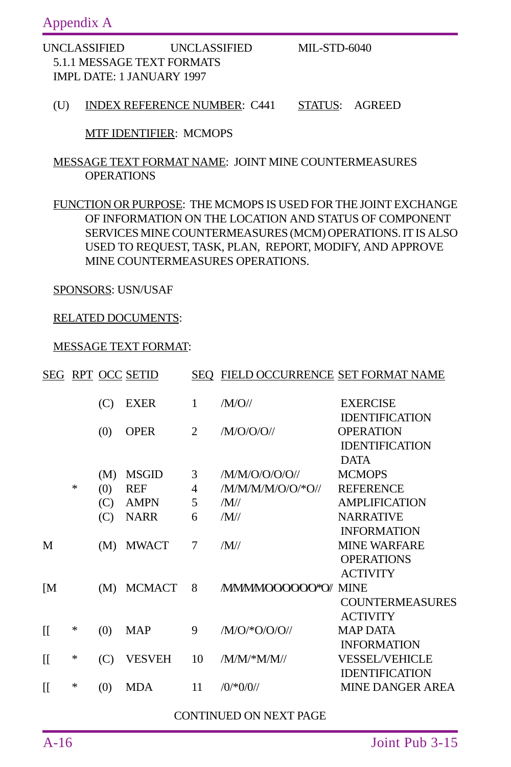UNCLASSIFIED UNCLASSIFIED MIL-STD-6040
5.1.1 MESSAGE TEXT FORMATS
IMPL DATE: 1 JANUARY 1997

(U) INDEX REFERENCE NUMBER: C441 STATUS: AGREED

MTF IDENTIFIER: MCMOPS

MESSAGE TEXT FORMAT NAME: JOINT MINE COUNTERMEASURES OPERATIONS

FUNCTION OR PURPOSE: THE MCMOPS IS USED FOR THE JOINT EXCHANGE OF INFORMATION ON THE LOCATION AND STATUS OF COMPONENT SERVICES MINE COUNTERMEASURES (MCM) OPERATIONS. IT IS ALSO USED TO REQUEST, TASK, PLAN, REPORT, MODIFY, AND APPROVE MINE COUNTERMEASURES OPERATIONS.

SPONSORS: USN/USAF

RELATED DOCUMENTS:

MESSAGE TEXT FORMAT:

| SEG | RPT | OCC | SETID | SEQ | FIELD OCCURRENCE | SET FORMAT NAME |
|---|---|---|---|---|---|---|
| | | (C) | EXER | 1 | /M/O// | EXERCISE IDENTIFICATION |
| | | (0) | OPER | 2 | /M/O/O/O// | OPERATION IDENTIFICATION DATA |
| | | (M) | MSGID | 3 | /M/M/O/O/O/O// | MCMOPS |
| | * | (0) | REF | 4 | /M/M/M/M/O/O/*O// | REFERENCE |
| | | (C) | AMPN | 5 | /M// | AMPLIFICATION |
| | | (C) | NARR | 6 | /M// | NARRATIVE INFORMATION |
| M | | (M) | MWACT | 7 | /M// | MINE WARFARE OPERATIONS ACTIVITY |
| [M | | (M) | MCMACT | 8 | /M/M/M/M/O/O/O/O/O/O/*O// | MINE COUNTERMEASURES ACTIVITY |
| [[ | * | (0) | MAP | 9 | /M/O/*O/O/O// | MAP DATA INFORMATION |
| [[ | * | (C) | VESVEH | 10 | /M/M/*M/M// | VESSEL/VEHICLE IDENTIFICATION |
| [[ | * | (0) | MDA | 11 | /0/*0/0// | MINE DANGER AREA |

CONTINUED ON NEXT PAGE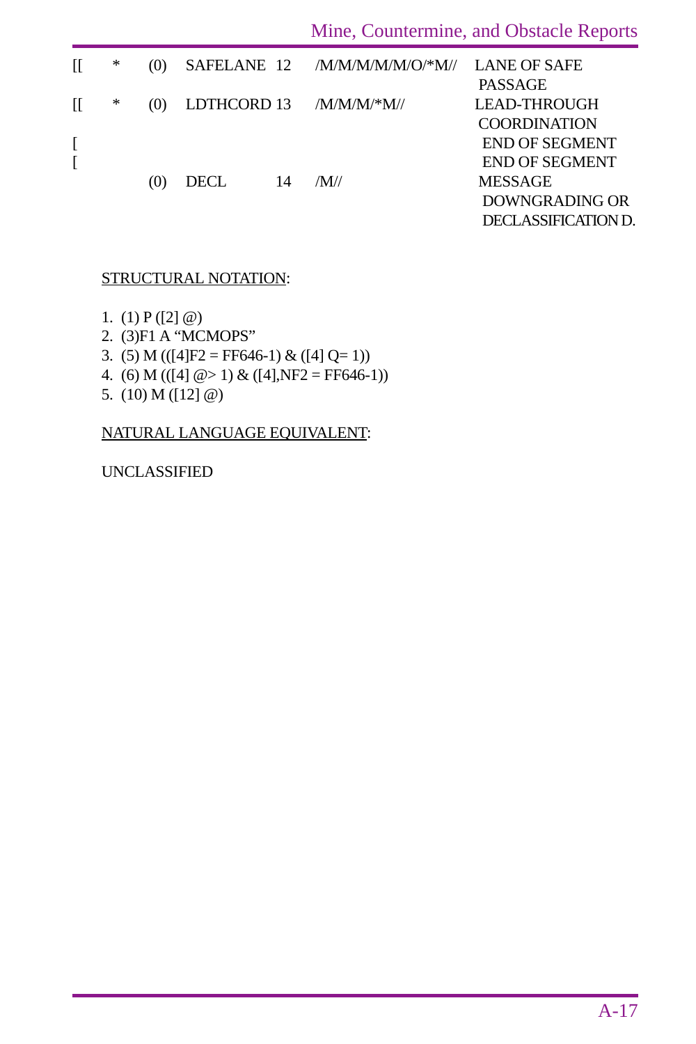| | | | | | | |
|---|---|---|---|---|---|---|
| [[ | * | (0) | SAFELANE | 12 | /M/M/M/M/M/O/*M// | LANE OF SAFE PASSAGE |
| [[ | * | (0) | LDTHCORD | 13 | /M/M/M/*M// | LEAD-THROUGH COORDINATION |
| [ | | | | | | END OF SEGMENT |
| [ | | | | | | END OF SEGMENT |
| | | (0) | DECL | 14 | /M// | MESSAGE DOWNGRADING OR DECLASSIFICATION D. |

STRUCTURAL NOTATION:

1. (1) P ([2] @)
2. (3)F1 A "MCMOPS"
3. (5) M (([4]F2 = FF646-1) & ([4] Q= 1))
4. (6) M (([4] @> 1) & ([4],NF2 = FF646-1))
5. (10) M ([12] @)

NATURAL LANGUAGE EQUIVALENT:

UNCLASSIFIED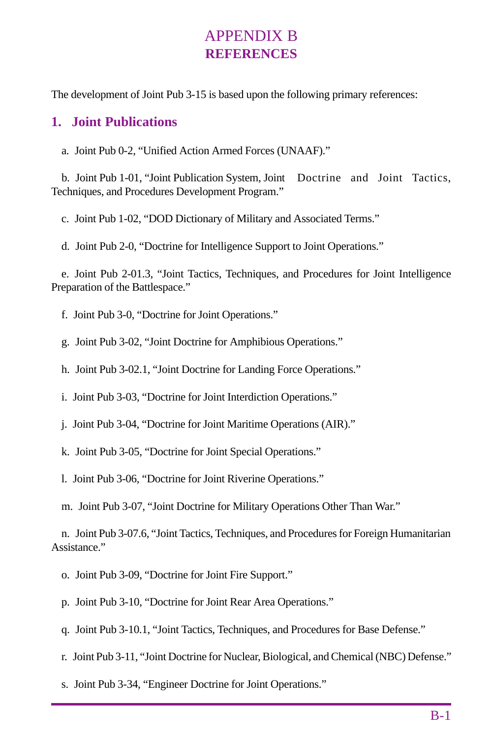# APPENDIX B
## REFERENCES

The development of Joint Pub 3-15 is based upon the following primary references:

### 1. Joint Publications

a. Joint Pub 0-2, "Unified Action Armed Forces (UNAAF)."

b. Joint Pub 1-01, "Joint Publication System, Joint Doctrine and Joint Tactics, Techniques, and Procedures Development Program."

c. Joint Pub 1-02, "DOD Dictionary of Military and Associated Terms."

d. Joint Pub 2-0, "Doctrine for Intelligence Support to Joint Operations."

e. Joint Pub 2-01.3, "Joint Tactics, Techniques, and Procedures for Joint Intelligence Preparation of the Battlespace."

f. Joint Pub 3-0, "Doctrine for Joint Operations."

g. Joint Pub 3-02, "Joint Doctrine for Amphibious Operations."

h. Joint Pub 3-02.1, "Joint Doctrine for Landing Force Operations."

i. Joint Pub 3-03, "Doctrine for Joint Interdiction Operations."

j. Joint Pub 3-04, "Doctrine for Joint Maritime Operations (AIR)."

k. Joint Pub 3-05, "Doctrine for Joint Special Operations."

l. Joint Pub 3-06, "Doctrine for Joint Riverine Operations."

m. Joint Pub 3-07, "Joint Doctrine for Military Operations Other Than War."

n. Joint Pub 3-07.6, "Joint Tactics, Techniques, and Procedures for Foreign Humanitarian Assistance."

o. Joint Pub 3-09, "Doctrine for Joint Fire Support."

p. Joint Pub 3-10, "Doctrine for Joint Rear Area Operations."

q. Joint Pub 3-10.1, "Joint Tactics, Techniques, and Procedures for Base Defense."

r. Joint Pub 3-11, "Joint Doctrine for Nuclear, Biological, and Chemical (NBC) Defense."

s. Joint Pub 3-34, "Engineer Doctrine for Joint Operations."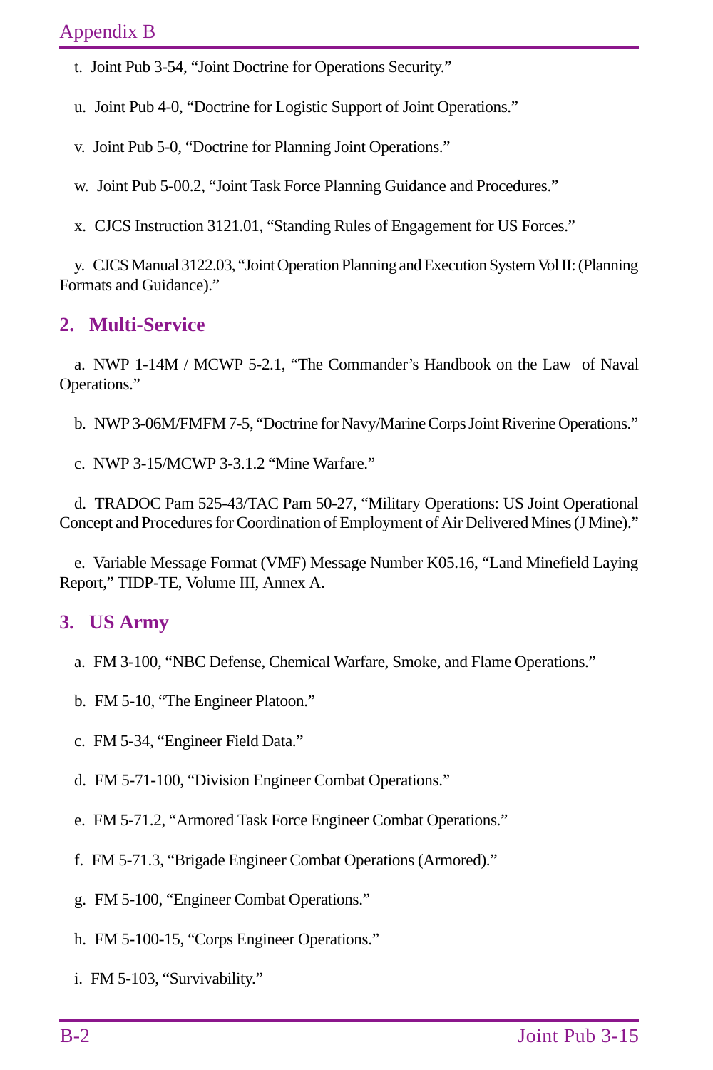t. Joint Pub 3-54, "Joint Doctrine for Operations Security."

u. Joint Pub 4-0, "Doctrine for Logistic Support of Joint Operations."

v. Joint Pub 5-0, "Doctrine for Planning Joint Operations."

w. Joint Pub 5-00.2, "Joint Task Force Planning Guidance and Procedures."

x. CJCS Instruction 3121.01, "Standing Rules of Engagement for US Forces."

y. CJCS Manual 3122.03, "Joint Operation Planning and Execution System Vol II: (Planning Formats and Guidance)."

## 2. Multi-Service

a. NWP 1-14M / MCWP 5-2.1, "The Commander's Handbook on the Law of Naval Operations."

b. NWP 3-06M/FMFM 7-5, "Doctrine for Navy/Marine Corps Joint Riverine Operations."

c. NWP 3-15/MCWP 3-3.1.2 "Mine Warfare."

d. TRADOC Pam 525-43/TAC Pam 50-27, "Military Operations: US Joint Operational Concept and Procedures for Coordination of Employment of Air Delivered Mines (J Mine)."

e. Variable Message Format (VMF) Message Number K05.16, "Land Minefield Laying Report," TIDP-TE, Volume III, Annex A.

## 3. US Army

a. FM 3-100, "NBC Defense, Chemical Warfare, Smoke, and Flame Operations."

b. FM 5-10, "The Engineer Platoon."

c. FM 5-34, "Engineer Field Data."

d. FM 5-71-100, "Division Engineer Combat Operations."

e. FM 5-71.2, "Armored Task Force Engineer Combat Operations."

f. FM 5-71.3, "Brigade Engineer Combat Operations (Armored)."

g. FM 5-100, "Engineer Combat Operations."

h. FM 5-100-15, "Corps Engineer Operations."

i. FM 5-103, "Survivability."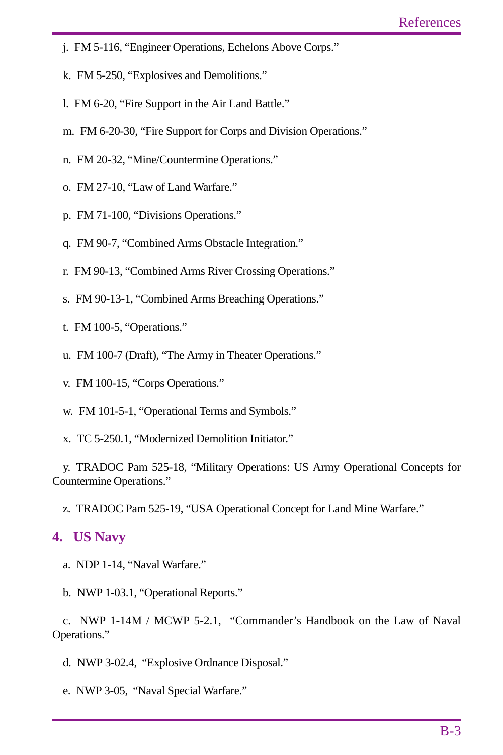j. FM 5-116, "Engineer Operations, Echelons Above Corps."

k. FM 5-250, "Explosives and Demolitions."

l. FM 6-20, "Fire Support in the Air Land Battle."

m. FM 6-20-30, "Fire Support for Corps and Division Operations."

n. FM 20-32, "Mine/Countermine Operations."

o. FM 27-10, "Law of Land Warfare."

p. FM 71-100, "Divisions Operations."

q. FM 90-7, "Combined Arms Obstacle Integration."

r. FM 90-13, "Combined Arms River Crossing Operations."

s. FM 90-13-1, "Combined Arms Breaching Operations."

t. FM 100-5, "Operations."

u. FM 100-7 (Draft), "The Army in Theater Operations."

v. FM 100-15, "Corps Operations."

w. FM 101-5-1, "Operational Terms and Symbols."

x. TC 5-250.1, "Modernized Demolition Initiator."

y. TRADOC Pam 525-18, "Military Operations: US Army Operational Concepts for Countermine Operations."

z. TRADOC Pam 525-19, "USA Operational Concept for Land Mine Warfare."

## 4. US Navy

a. NDP 1-14, "Naval Warfare."

b. NWP 1-03.1, "Operational Reports."

c. NWP 1-14M / MCWP 5-2.1, "Commander's Handbook on the Law of Naval Operations."

d. NWP 3-02.4, "Explosive Ordnance Disposal."

e. NWP 3-05, "Naval Special Warfare."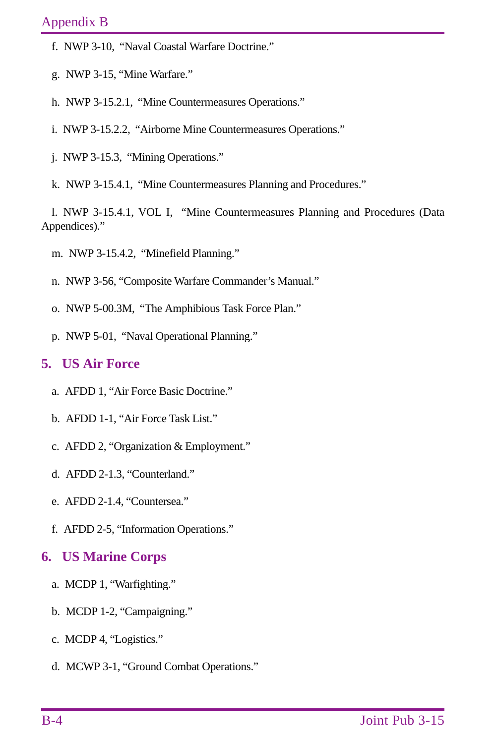f. NWP 3-10, "Naval Coastal Warfare Doctrine."

g. NWP 3-15, "Mine Warfare."

h. NWP 3-15.2.1, "Mine Countermeasures Operations."

i. NWP 3-15.2.2, "Airborne Mine Countermeasures Operations."

j. NWP 3-15.3, "Mining Operations."

k. NWP 3-15.4.1, "Mine Countermeasures Planning and Procedures."

l. NWP 3-15.4.1, VOL I, "Mine Countermeasures Planning and Procedures (Data Appendices)."

m. NWP 3-15.4.2, "Minefield Planning."

n. NWP 3-56, "Composite Warfare Commander's Manual."

o. NWP 5-00.3M, "The Amphibious Task Force Plan."

p. NWP 5-01, "Naval Operational Planning."

## 5. US Air Force

a. AFDD 1, "Air Force Basic Doctrine."

b. AFDD 1-1, "Air Force Task List."

c. AFDD 2, "Organization & Employment."

d. AFDD 2-1.3, "Counterland."

e. AFDD 2-1.4, "Countersea."

f. AFDD 2-5, "Information Operations."

## 6. US Marine Corps

a. MCDP 1, "Warfighting."

b. MCDP 1-2, "Campaigning."

c. MCDP 4, "Logistics."

d. MCWP 3-1, "Ground Combat Operations."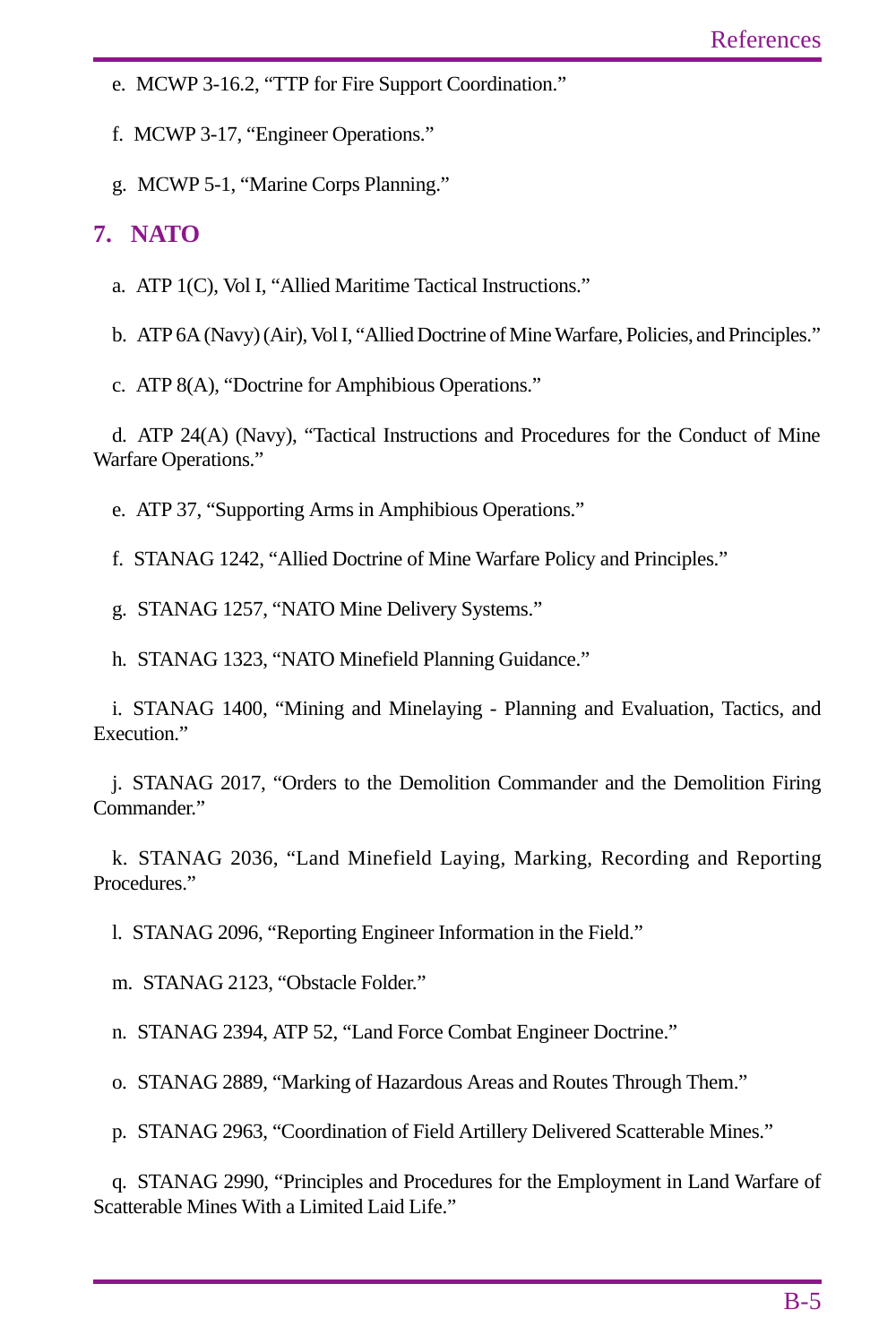e. MCWP 3-16.2, "TTP for Fire Support Coordination."

f. MCWP 3-17, "Engineer Operations."

g. MCWP 5-1, "Marine Corps Planning."

## 7. NATO

a. ATP 1(C), Vol I, "Allied Maritime Tactical Instructions."

b. ATP 6A (Navy) (Air), Vol I, "Allied Doctrine of Mine Warfare, Policies, and Principles."

c. ATP 8(A), "Doctrine for Amphibious Operations."

d. ATP 24(A) (Navy), "Tactical Instructions and Procedures for the Conduct of Mine Warfare Operations."

e. ATP 37, "Supporting Arms in Amphibious Operations."

f. STANAG 1242, "Allied Doctrine of Mine Warfare Policy and Principles."

g. STANAG 1257, "NATO Mine Delivery Systems."

h. STANAG 1323, "NATO Minefield Planning Guidance."

i. STANAG 1400, "Mining and Minelaying - Planning and Evaluation, Tactics, and Execution."

j. STANAG 2017, "Orders to the Demolition Commander and the Demolition Firing Commander."

k. STANAG 2036, "Land Minefield Laying, Marking, Recording and Reporting Procedures."

l. STANAG 2096, "Reporting Engineer Information in the Field."

m. STANAG 2123, "Obstacle Folder."

n. STANAG 2394, ATP 52, "Land Force Combat Engineer Doctrine."

o. STANAG 2889, "Marking of Hazardous Areas and Routes Through Them."

p. STANAG 2963, "Coordination of Field Artillery Delivered Scatterable Mines."

q. STANAG 2990, "Principles and Procedures for the Employment in Land Warfare of Scatterable Mines With a Limited Laid Life."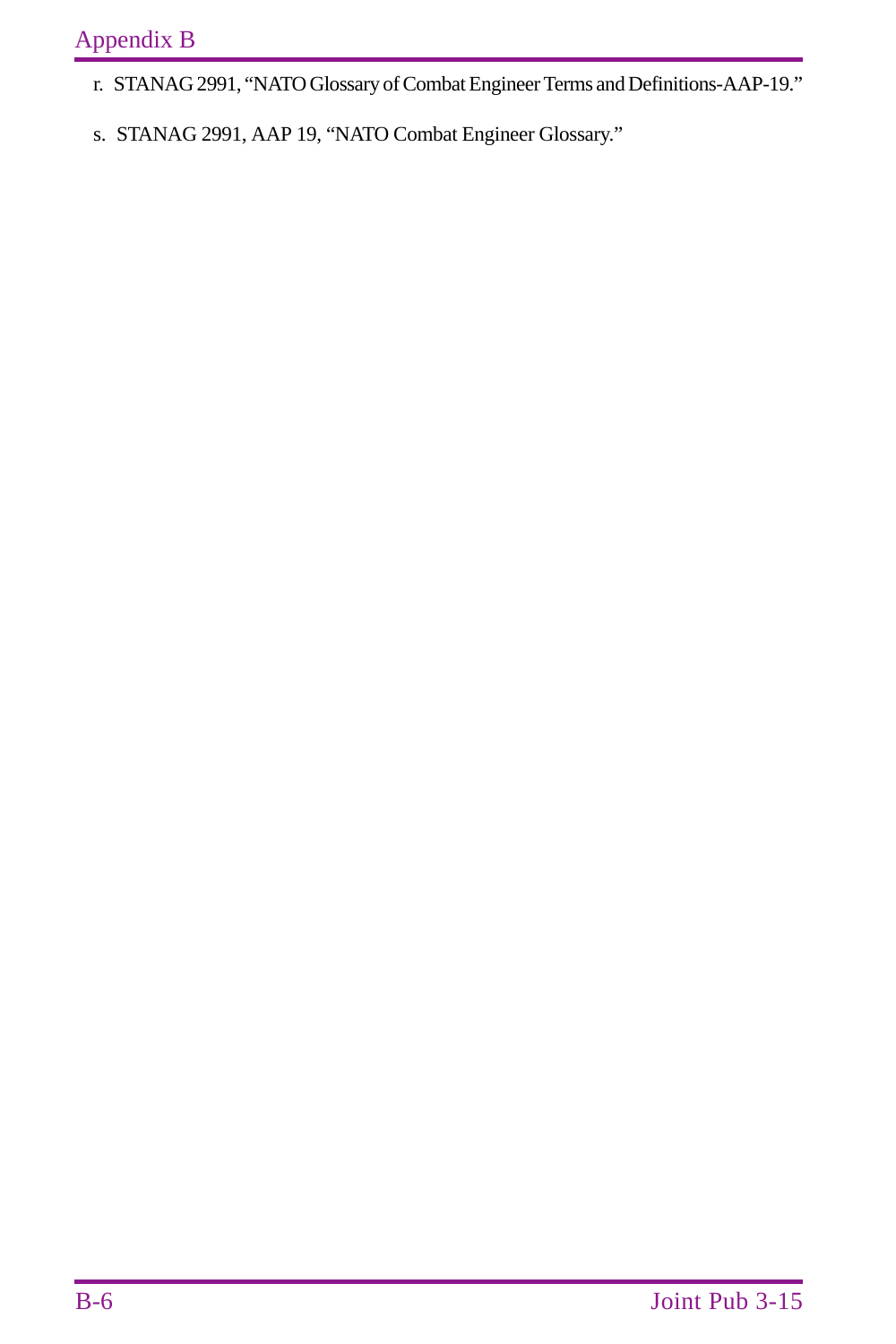r. STANAG 2991, "NATO Glossary of Combat Engineer Terms and Definitions-AAP-19."

s. STANAG 2991, AAP 19, "NATO Combat Engineer Glossary."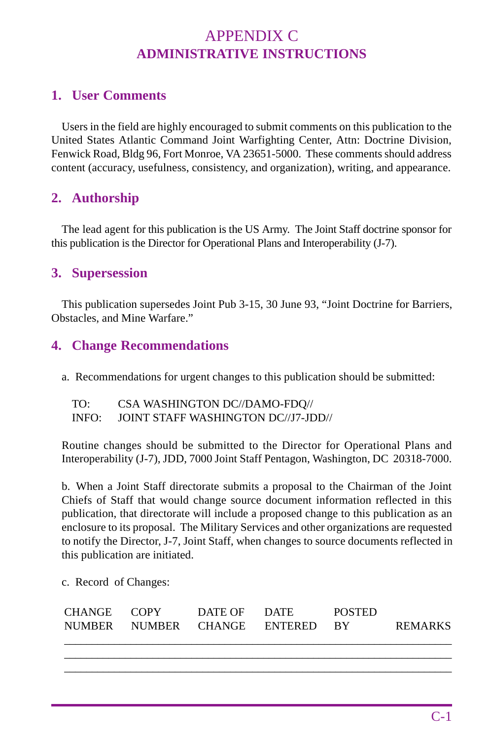# APPENDIX C
## ADMINISTRATIVE INSTRUCTIONS

### 1. User Comments

Users in the field are highly encouraged to submit comments on this publication to the United States Atlantic Command Joint Warfighting Center, Attn: Doctrine Division, Fenwick Road, Bldg 96, Fort Monroe, VA 23651-5000. These comments should address content (accuracy, usefulness, consistency, and organization), writing, and appearance.

### 2. Authorship

The lead agent for this publication is the US Army. The Joint Staff doctrine sponsor for this publication is the Director for Operational Plans and Interoperability (J-7).

### 3. Supersession

This publication supersedes Joint Pub 3-15, 30 June 93, "Joint Doctrine for Barriers, Obstacles, and Mine Warfare."

### 4. Change Recommendations

a. Recommendations for urgent changes to this publication should be submitted:

TO: CSA WASHINGTON DC//DAMO-FDQ//
INFO: JOINT STAFF WASHINGTON DC//J7-JDD//

Routine changes should be submitted to the Director for Operational Plans and Interoperability (J-7), JDD, 7000 Joint Staff Pentagon, Washington, DC 20318-7000.

b. When a Joint Staff directorate submits a proposal to the Chairman of the Joint Chiefs of Staff that would change source document information reflected in this publication, that directorate will include a proposed change to this publication as an enclosure to its proposal. The Military Services and other organizations are requested to notify the Director, J-7, Joint Staff, when changes to source documents reflected in this publication are initiated.

c. Record of Changes:

| CHANGE NUMBER | COPY NUMBER | DATE OF CHANGE | DATE ENTERED | POSTED BY | REMARKS |
|---|---|---|---|---|---|
| | | | | | |
| | | | | | |
| | | | | | |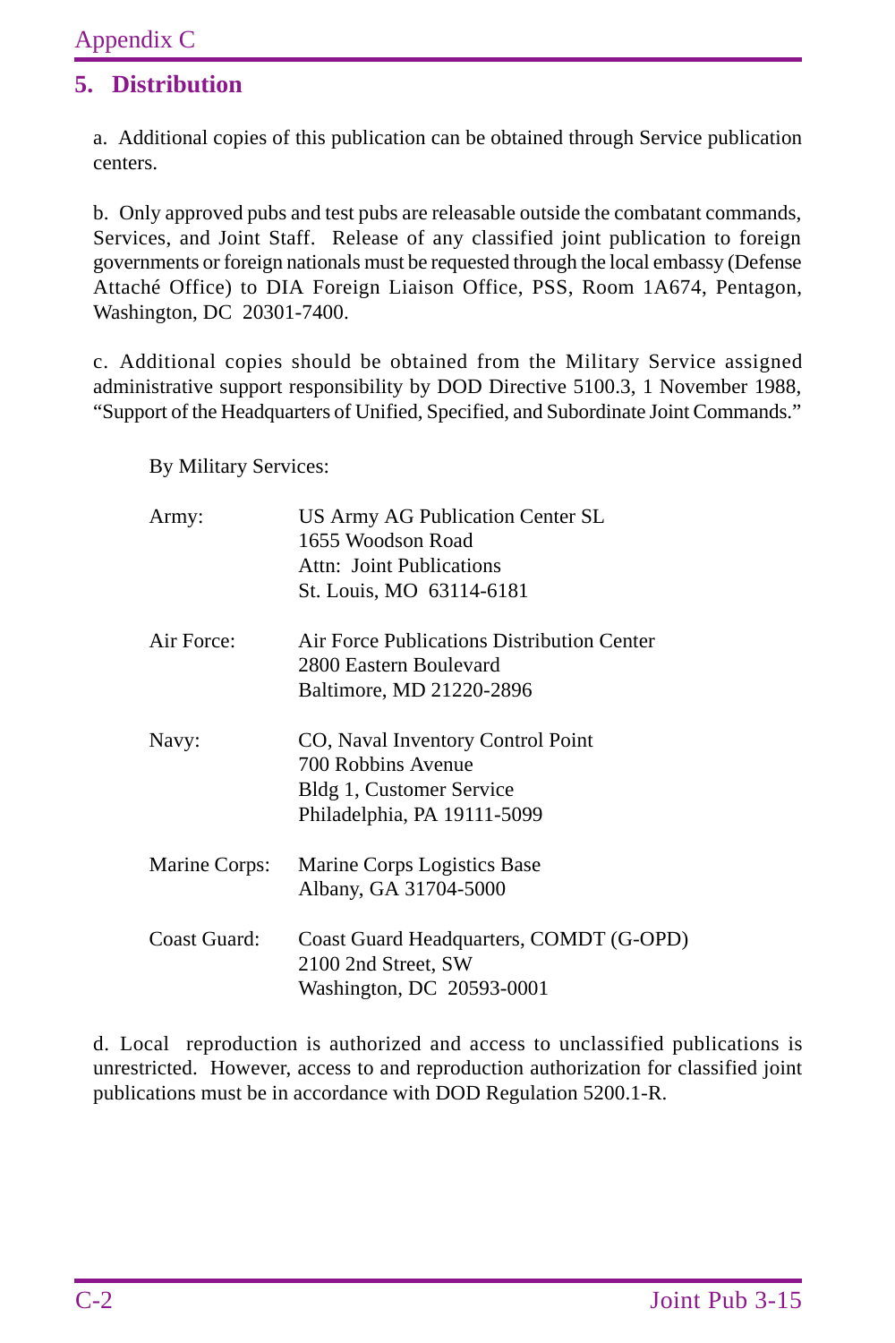## 5. Distribution

a. Additional copies of this publication can be obtained through Service publication centers.

b. Only approved pubs and test pubs are releasable outside the combatant commands, Services, and Joint Staff. Release of any classified joint publication to foreign governments or foreign nationals must be requested through the local embassy (Defense Attaché Office) to DIA Foreign Liaison Office, PSS, Room 1A674, Pentagon, Washington, DC 20301-7400.

c. Additional copies should be obtained from the Military Service assigned administrative support responsibility by DOD Directive 5100.3, 1 November 1988, "Support of the Headquarters of Unified, Specified, and Subordinate Joint Commands."

By Military Services:

Army: US Army AG Publication Center SL
1655 Woodson Road
Attn: Joint Publications
St. Louis, MO 63114-6181

Air Force: Air Force Publications Distribution Center
2800 Eastern Boulevard
Baltimore, MD 21220-2896

Navy: CO, Naval Inventory Control Point
700 Robbins Avenue
Bldg 1, Customer Service
Philadelphia, PA 19111-5099

Marine Corps: Marine Corps Logistics Base
Albany, GA 31704-5000

Coast Guard: Coast Guard Headquarters, COMDT (G-OPD)
2100 2nd Street, SW
Washington, DC 20593-0001

d. Local reproduction is authorized and access to unclassified publications is unrestricted. However, access to and reproduction authorization for classified joint publications must be in accordance with DOD Regulation 5200.1-R.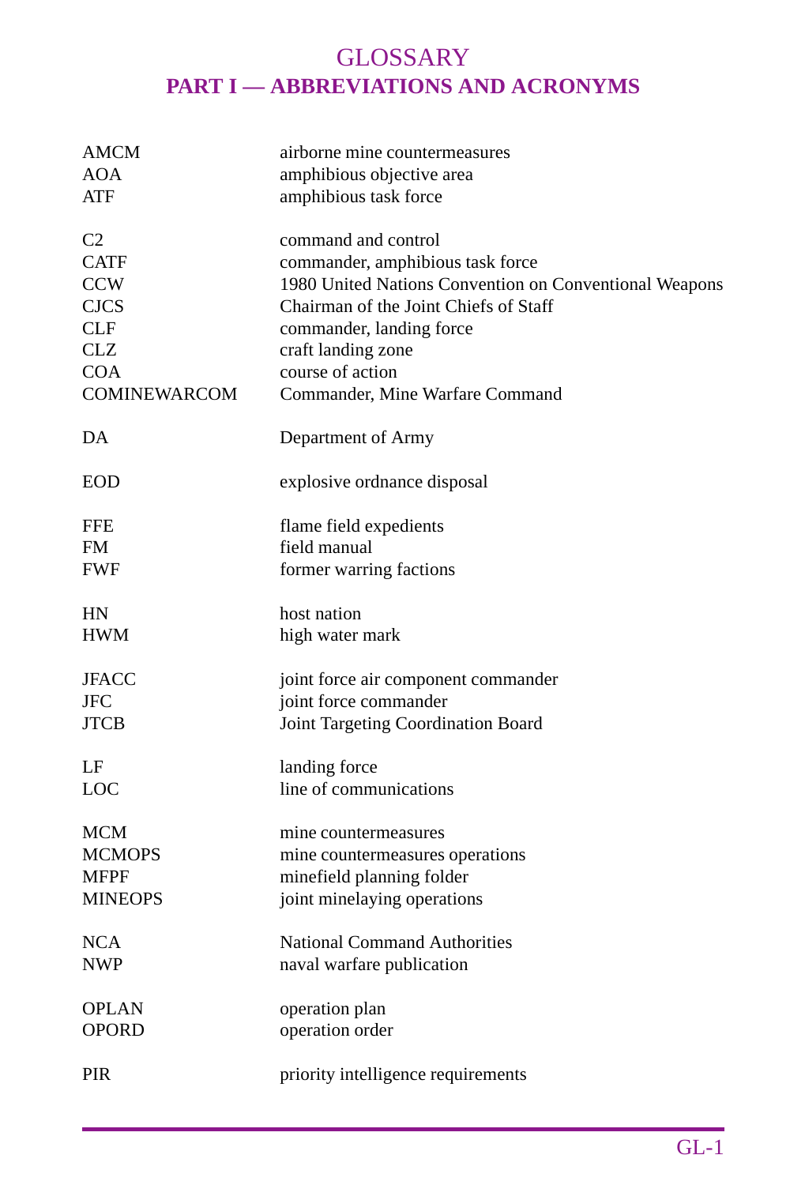# GLOSSARY

## PART I — ABBREVIATIONS AND ACRONYMS

| | |
|---|---|
| AMCM | airborne mine countermeasures |
| AOA | amphibious objective area |
| ATF | amphibious task force |
| | |
| C2 | command and control |
| CATF | commander, amphibious task force |
| CCW | 1980 United Nations Convention on Conventional Weapons |
| CJCS | Chairman of the Joint Chiefs of Staff |
| CLF | commander, landing force |
| CLZ | craft landing zone |
| COA | course of action |
| COMINEWARCOM | Commander, Mine Warfare Command |
| | |
| DA | Department of Army |
| | |
| EOD | explosive ordnance disposal |
| | |
| FFE | flame field expedients |
| FM | field manual |
| FWF | former warring factions |
| | |
| HN | host nation |
| HWM | high water mark |
| | |
| JFACC | joint force air component commander |
| JFC | joint force commander |
| JTCB | Joint Targeting Coordination Board |
| | |
| LF | landing force |
| LOC | line of communications |
| | |
| MCM | mine countermeasures |
| MCMOPS | mine countermeasures operations |
| MFPF | minefield planning folder |
| MINEOPS | joint minelaying operations |
| | |
| NCA | National Command Authorities |
| NWP | naval warfare publication |
| | |
| OPLAN | operation plan |
| OPORD | operation order |
| | |
| PIR | priority intelligence requirements |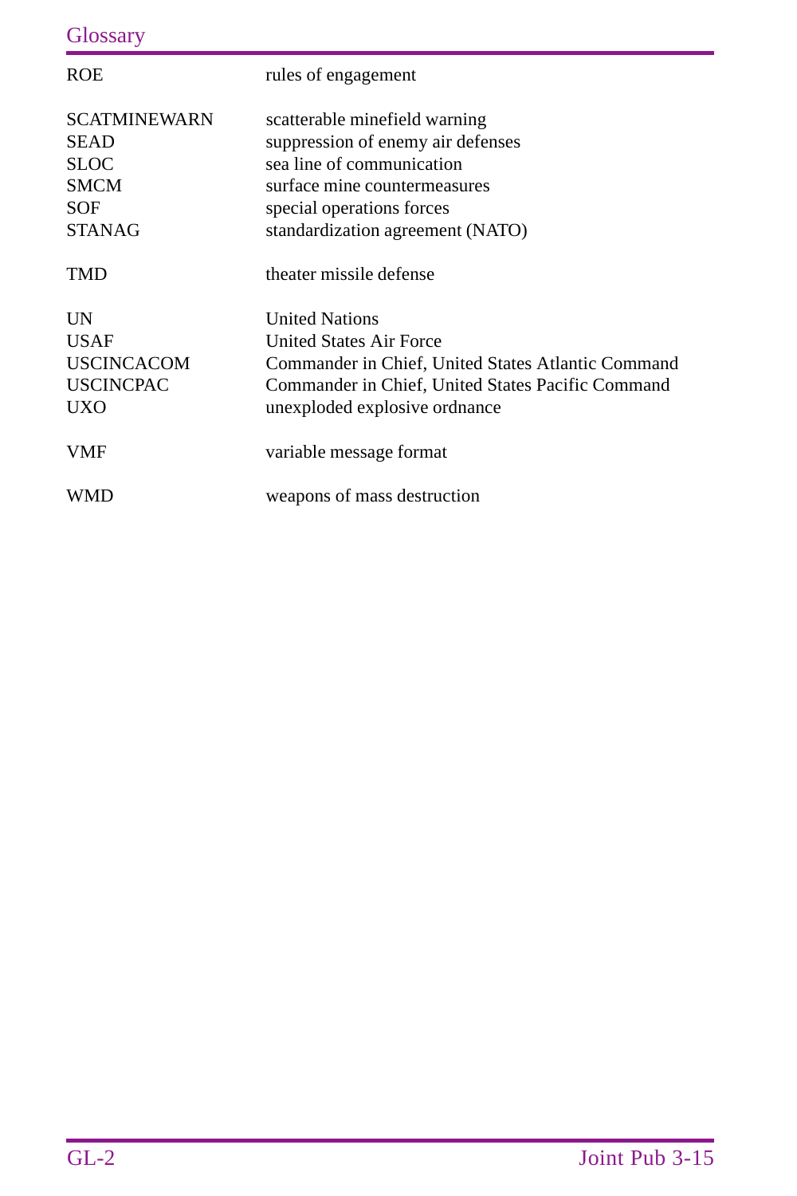| | |
|---|---|
| ROE | rules of engagement |
| | |
| SCATMINEWARN | scatterable minefield warning |
| SEAD | suppression of enemy air defenses |
| SLOC | sea line of communication |
| SMCM | surface mine countermeasures |
| SOF | special operations forces |
| STANAG | standardization agreement (NATO) |
| | |
| TMD | theater missile defense |
| | |
| UN | United Nations |
| USAF | United States Air Force |
| USCINCACOM | Commander in Chief, United States Atlantic Command |
| USCINCPAC | Commander in Chief, United States Pacific Command |
| UXO | unexploded explosive ordnance |
| | |
| VMF | variable message format |
| | |
| WMD | weapons of mass destruction |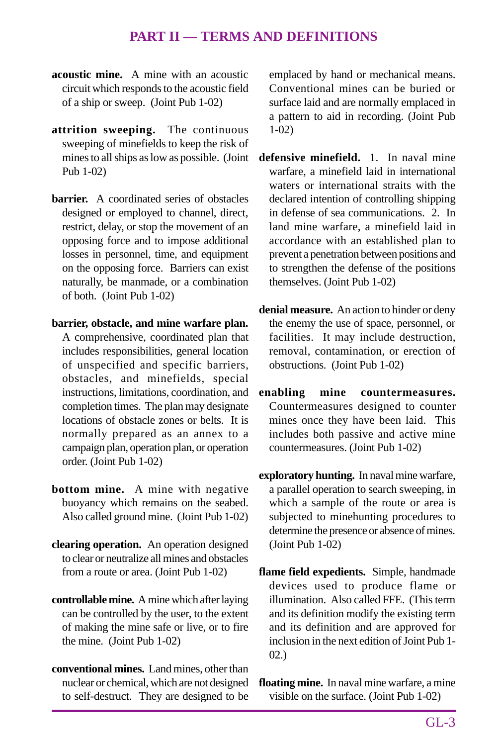## PART II — TERMS AND DEFINITIONS

**acoustic mine.** A mine with an acoustic circuit which responds to the acoustic field of a ship or sweep. (Joint Pub 1-02)

**attrition sweeping.** The continuous sweeping of minefields to keep the risk of mines to all ships as low as possible. (Joint Pub 1-02)

**barrier.** A coordinated series of obstacles designed or employed to channel, direct, restrict, delay, or stop the movement of an opposing force and to impose additional losses in personnel, time, and equipment on the opposing force. Barriers can exist naturally, be manmade, or a combination of both. (Joint Pub 1-02)

**barrier, obstacle, and mine warfare plan.** A comprehensive, coordinated plan that includes responsibilities, general location of unspecified and specific barriers, obstacles, and minefields, special instructions, limitations, coordination, and completion times. The plan may designate locations of obstacle zones or belts. It is normally prepared as an annex to a campaign plan, operation plan, or operation order. (Joint Pub 1-02)

**bottom mine.** A mine with negative buoyancy which remains on the seabed. Also called ground mine. (Joint Pub 1-02)

**clearing operation.** An operation designed to clear or neutralize all mines and obstacles from a route or area. (Joint Pub 1-02)

**controllable mine.** A mine which after laying can be controlled by the user, to the extent of making the mine safe or live, or to fire the mine. (Joint Pub 1-02)

**conventional mines.** Land mines, other than nuclear or chemical, which are not designed to self-destruct. They are designed to be emplaced by hand or mechanical means. Conventional mines can be buried or surface laid and are normally emplaced in a pattern to aid in recording. (Joint Pub 1-02)

**defensive minefield.** 1. In naval mine warfare, a minefield laid in international waters or international straits with the declared intention of controlling shipping in defense of sea communications. 2. In land mine warfare, a minefield laid in accordance with an established plan to prevent a penetration between positions and to strengthen the defense of the positions themselves. (Joint Pub 1-02)

**denial measure.** An action to hinder or deny the enemy the use of space, personnel, or facilities. It may include destruction, removal, contamination, or erection of obstructions. (Joint Pub 1-02)

**enabling mine countermeasures.** Countermeasures designed to counter mines once they have been laid. This includes both passive and active mine countermeasures. (Joint Pub 1-02)

**exploratory hunting.** In naval mine warfare, a parallel operation to search sweeping, in which a sample of the route or area is subjected to minehunting procedures to determine the presence or absence of mines. (Joint Pub 1-02)

**flame field expedients.** Simple, handmade devices used to produce flame or illumination. Also called FFE. (This term and its definition modify the existing term and its definition and are approved for inclusion in the next edition of Joint Pub 1-02.)

**floating mine.** In naval mine warfare, a mine visible on the surface. (Joint Pub 1-02)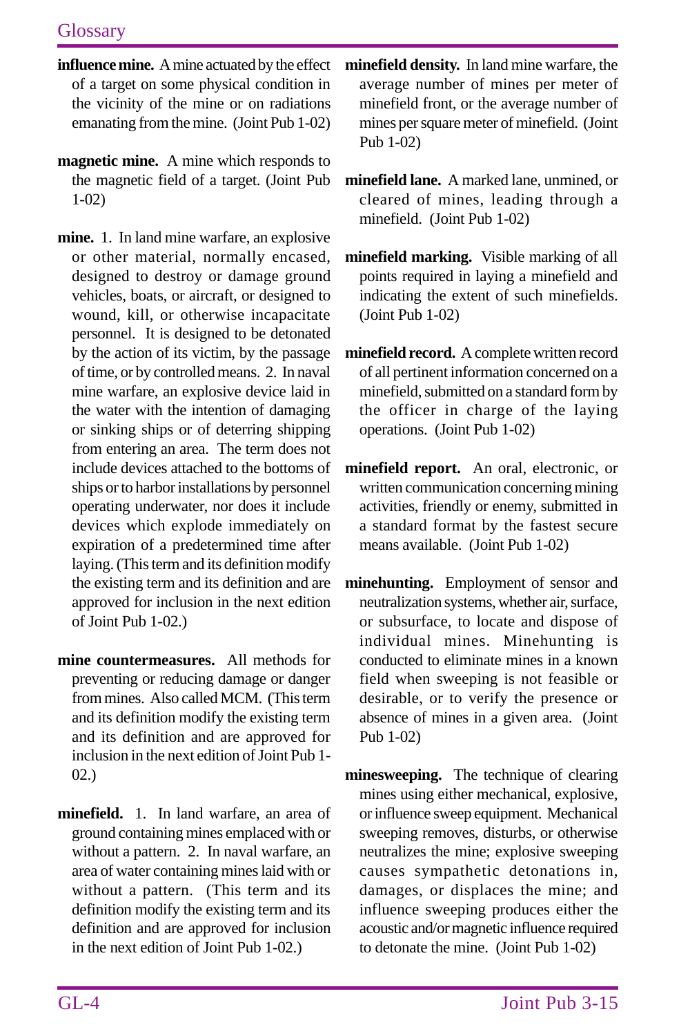**influence mine.** A mine actuated by the effect of a target on some physical condition in the vicinity of the mine or on radiations emanating from the mine. (Joint Pub 1-02)

**magnetic mine.** A mine which responds to the magnetic field of a target. (Joint Pub 1-02)

**mine.** 1. In land mine warfare, an explosive or other material, normally encased, designed to destroy or damage ground vehicles, boats, or aircraft, or designed to wound, kill, or otherwise incapacitate personnel. It is designed to be detonated by the action of its victim, by the passage of time, or by controlled means. 2. In naval mine warfare, an explosive device laid in the water with the intention of damaging or sinking ships or of deterring shipping from entering an area. The term does not include devices attached to the bottoms of ships or to harbor installations by personnel operating underwater, nor does it include devices which explode immediately on expiration of a predetermined time after laying. (This term and its definition modify the existing term and its definition and are approved for inclusion in the next edition of Joint Pub 1-02.)

**mine countermeasures.** All methods for preventing or reducing damage or danger from mines. Also called MCM. (This term and its definition modify the existing term and its definition and are approved for inclusion in the next edition of Joint Pub 1-02.)

**minefield.** 1. In land warfare, an area of ground containing mines emplaced with or without a pattern. 2. In naval warfare, an area of water containing mines laid with or without a pattern. (This term and its definition modify the existing term and its definition and are approved for inclusion in the next edition of Joint Pub 1-02.)

**minefield density.** In land mine warfare, the average number of mines per meter of minefield front, or the average number of mines per square meter of minefield. (Joint Pub 1-02)

**minefield lane.** A marked lane, unmined, or cleared of mines, leading through a minefield. (Joint Pub 1-02)

**minefield marking.** Visible marking of all points required in laying a minefield and indicating the extent of such minefields. (Joint Pub 1-02)

**minefield record.** A complete written record of all pertinent information concerned on a minefield, submitted on a standard form by the officer in charge of the laying operations. (Joint Pub 1-02)

**minefield report.** An oral, electronic, or written communication concerning mining activities, friendly or enemy, submitted in a standard format by the fastest secure means available. (Joint Pub 1-02)

**minehunting.** Employment of sensor and neutralization systems, whether air, surface, or subsurface, to locate and dispose of individual mines. Minehunting is conducted to eliminate mines in a known field when sweeping is not feasible or desirable, or to verify the presence or absence of mines in a given area. (Joint Pub 1-02)

**minesweeping.** The technique of clearing mines using either mechanical, explosive, or influence sweep equipment. Mechanical sweeping removes, disturbs, or otherwise neutralizes the mine; explosive sweeping causes sympathetic detonations in, damages, or displaces the mine; and influence sweeping produces either the acoustic and/or magnetic influence required to detonate the mine. (Joint Pub 1-02)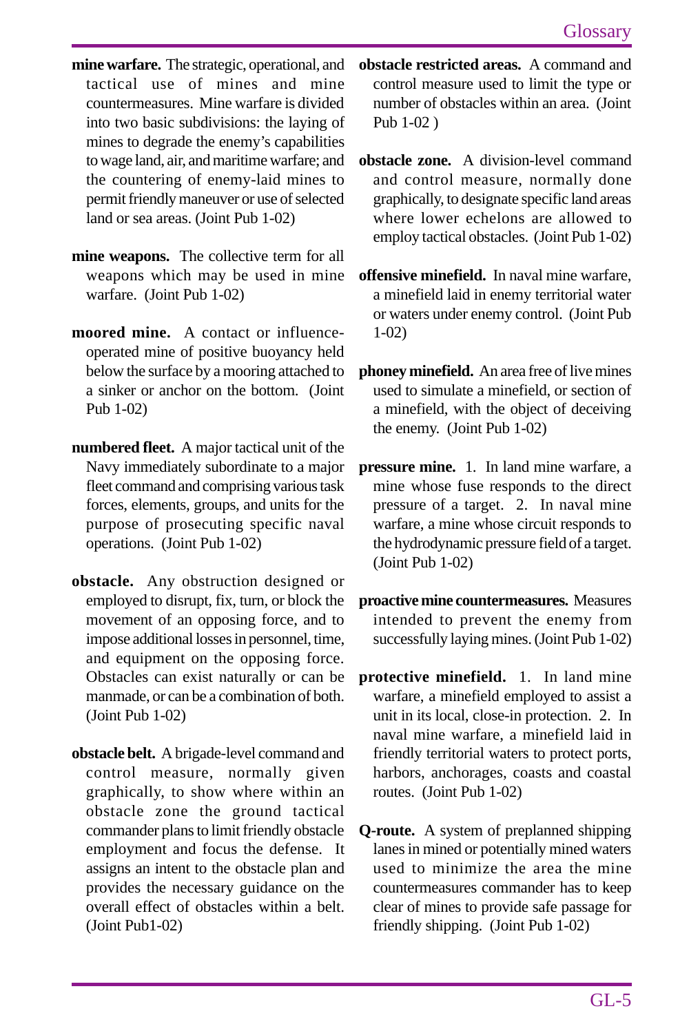**mine warfare.** The strategic, operational, and tactical use of mines and mine countermeasures. Mine warfare is divided into two basic subdivisions: the laying of mines to degrade the enemy's capabilities to wage land, air, and maritime warfare; and the countering of enemy-laid mines to permit friendly maneuver or use of selected land or sea areas. (Joint Pub 1-02)

**mine weapons.** The collective term for all weapons which may be used in mine warfare. (Joint Pub 1-02)

**moored mine.** A contact or influence-operated mine of positive buoyancy held below the surface by a mooring attached to a sinker or anchor on the bottom. (Joint Pub 1-02)

**numbered fleet.** A major tactical unit of the Navy immediately subordinate to a major fleet command and comprising various task forces, elements, groups, and units for the purpose of prosecuting specific naval operations. (Joint Pub 1-02)

**obstacle.** Any obstruction designed or employed to disrupt, fix, turn, or block the movement of an opposing force, and to impose additional losses in personnel, time, and equipment on the opposing force. Obstacles can exist naturally or can be manmade, or can be a combination of both. (Joint Pub 1-02)

**obstacle belt.** A brigade-level command and control measure, normally given graphically, to show where within an obstacle zone the ground tactical commander plans to limit friendly obstacle employment and focus the defense. It assigns an intent to the obstacle plan and provides the necessary guidance on the overall effect of obstacles within a belt. (Joint Pub1-02)

**obstacle restricted areas.** A command and control measure used to limit the type or number of obstacles within an area. (Joint Pub 1-02 )

**obstacle zone.** A division-level command and control measure, normally done graphically, to designate specific land areas where lower echelons are allowed to employ tactical obstacles. (Joint Pub 1-02)

**offensive minefield.** In naval mine warfare, a minefield laid in enemy territorial water or waters under enemy control. (Joint Pub 1-02)

**phoney minefield.** An area free of live mines used to simulate a minefield, or section of a minefield, with the object of deceiving the enemy. (Joint Pub 1-02)

**pressure mine.** 1. In land mine warfare, a mine whose fuse responds to the direct pressure of a target. 2. In naval mine warfare, a mine whose circuit responds to the hydrodynamic pressure field of a target. (Joint Pub 1-02)

**proactive mine countermeasures.** Measures intended to prevent the enemy from successfully laying mines. (Joint Pub 1-02)

**protective minefield.** 1. In land mine warfare, a minefield employed to assist a unit in its local, close-in protection. 2. In naval mine warfare, a minefield laid in friendly territorial waters to protect ports, harbors, anchorages, coasts and coastal routes. (Joint Pub 1-02)

**Q-route.** A system of preplanned shipping lanes in mined or potentially mined waters used to minimize the area the mine countermeasures commander has to keep clear of mines to provide safe passage for friendly shipping. (Joint Pub 1-02)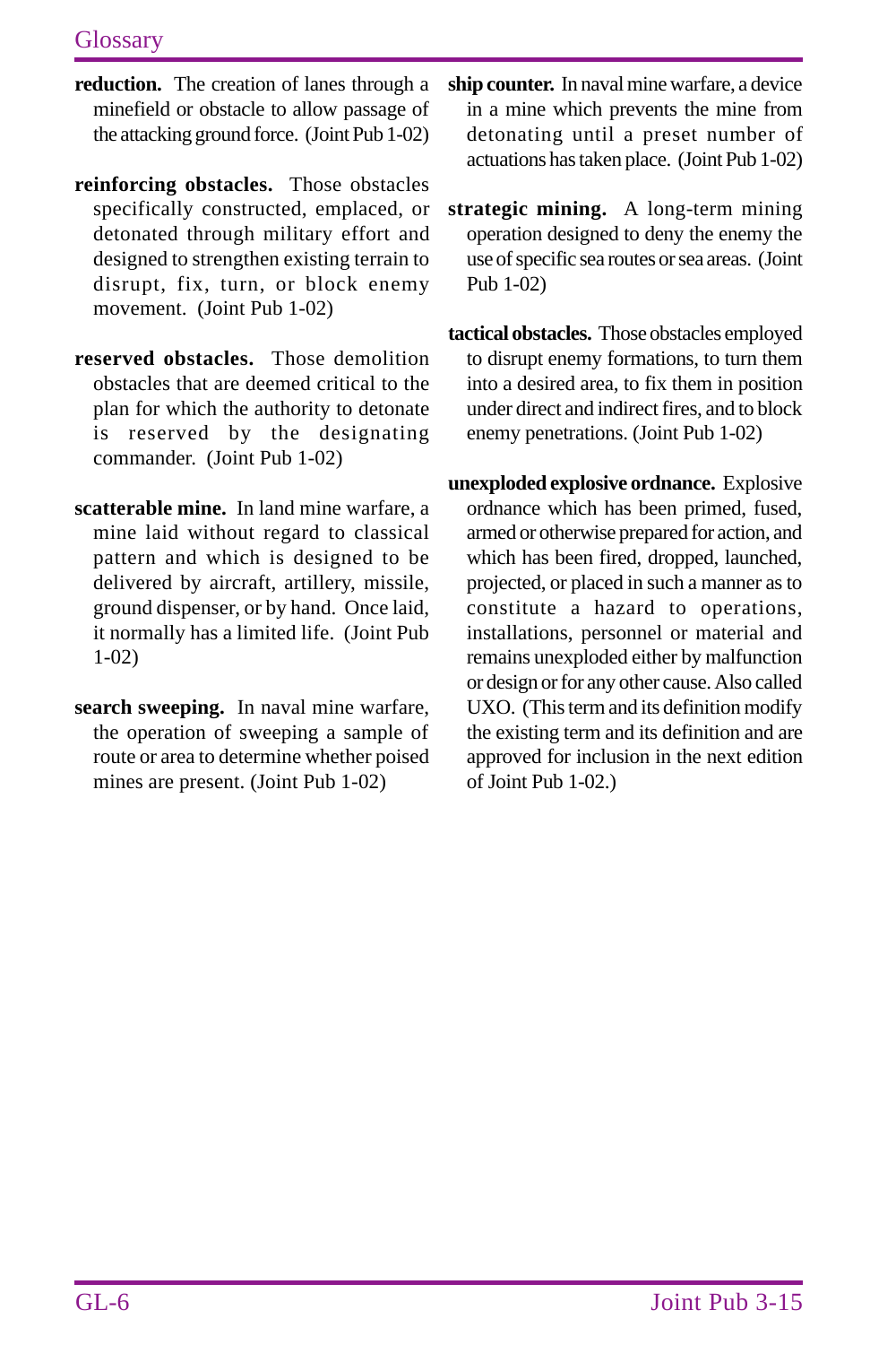**reduction.** The creation of lanes through a minefield or obstacle to allow passage of the attacking ground force. (Joint Pub 1-02)

**reinforcing obstacles.** Those obstacles specifically constructed, emplaced, or detonated through military effort and designed to strengthen existing terrain to disrupt, fix, turn, or block enemy movement. (Joint Pub 1-02)

**reserved obstacles.** Those demolition obstacles that are deemed critical to the plan for which the authority to detonate is reserved by the designating commander. (Joint Pub 1-02)

**scatterable mine.** In land mine warfare, a mine laid without regard to classical pattern and which is designed to be delivered by aircraft, artillery, missile, ground dispenser, or by hand. Once laid, it normally has a limited life. (Joint Pub 1-02)

**search sweeping.** In naval mine warfare, the operation of sweeping a sample of route or area to determine whether poised mines are present. (Joint Pub 1-02)

**ship counter.** In naval mine warfare, a device in a mine which prevents the mine from detonating until a preset number of actuations has taken place. (Joint Pub 1-02)

**strategic mining.** A long-term mining operation designed to deny the enemy the use of specific sea routes or sea areas. (Joint Pub 1-02)

**tactical obstacles.** Those obstacles employed to disrupt enemy formations, to turn them into a desired area, to fix them in position under direct and indirect fires, and to block enemy penetrations. (Joint Pub 1-02)

**unexploded explosive ordnance.** Explosive ordnance which has been primed, fused, armed or otherwise prepared for action, and which has been fired, dropped, launched, projected, or placed in such a manner as to constitute a hazard to operations, installations, personnel or material and remains unexploded either by malfunction or design or for any other cause. Also called UXO. (This term and its definition modify the existing term and its definition and are approved for inclusion in the next edition of Joint Pub 1-02.)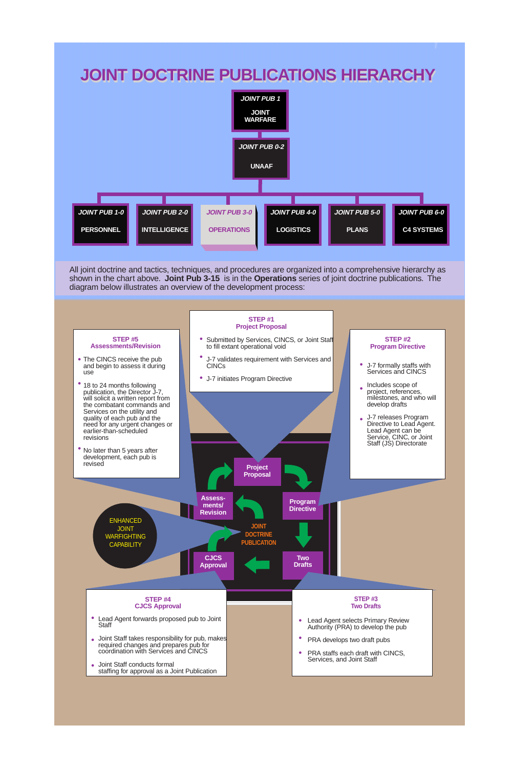# JOINT DOCTRINE PUBLICATIONS HIERARCHY

**JOINT PUB 1**
JOINT WARFARE

**JOINT PUB 0-2**
UNAAF

| JOINT PUB 1-0 | JOINT PUB 2-0 | JOINT PUB 3-0 | JOINT PUB 4-0 | JOINT PUB 5-0 | JOINT PUB 6-0 |
|---|---|---|---|---|---|
| PERSONNEL | INTELLIGENCE | OPERATIONS | LOGISTICS | PLANS | C4 SYSTEMS |

All joint doctrine and tactics, techniques, and procedures are organized into a comprehensive hierarchy as shown in the chart above. **Joint Pub 3-15** is in the **Operations** series of joint doctrine publications. The diagram below illustrates an overview of the development process:

### STEP #1 Project Proposal

- Submitted by Services, CINCS, or Joint Staff to fill extant operational void
- J-7 validates requirement with Services and CINCs
- J-7 initiates Program Directive

### STEP #2 Program Directive

- J-7 formally staffs with Services and CINCS
- Includes scope of project, references, milestones, and who will develop drafts
- J-7 releases Program Directive to Lead Agent. Lead Agent can be Service, CINC, or Joint Staff (JS) Directorate

### STEP #3 Two Drafts

- Lead Agent selects Primary Review Authority (PRA) to develop the pub
- PRA develops two draft pubs
- PRA staffs each draft with CINCS, Services, and Joint Staff

### STEP #4 CJCS Approval

- Lead Agent forwards proposed pub to Joint Staff
- Joint Staff takes responsibility for pub, makes required changes and prepares pub for coordination with Services and CINCS
- Joint Staff conducts formal staffing for approval as a Joint Publication

### STEP #5 Assessments/Revision

- The CINCS receive the pub and begin to assess it during use
- 18 to 24 months following publication, the Director J-7, will solicit a written report from the combatant commands and Services on the utility and quality of each pub and the need for any urgent changes or earlier-than-scheduled revisions
- No later than 5 years after development, each pub is revised

JOINT DOCTRINE PUBLICATION: Project Proposal → Program Directive → Two Drafts → CJCS Approval → Assessments/Revision

ENHANCED JOINT WARFIGHTING CAPABILITY